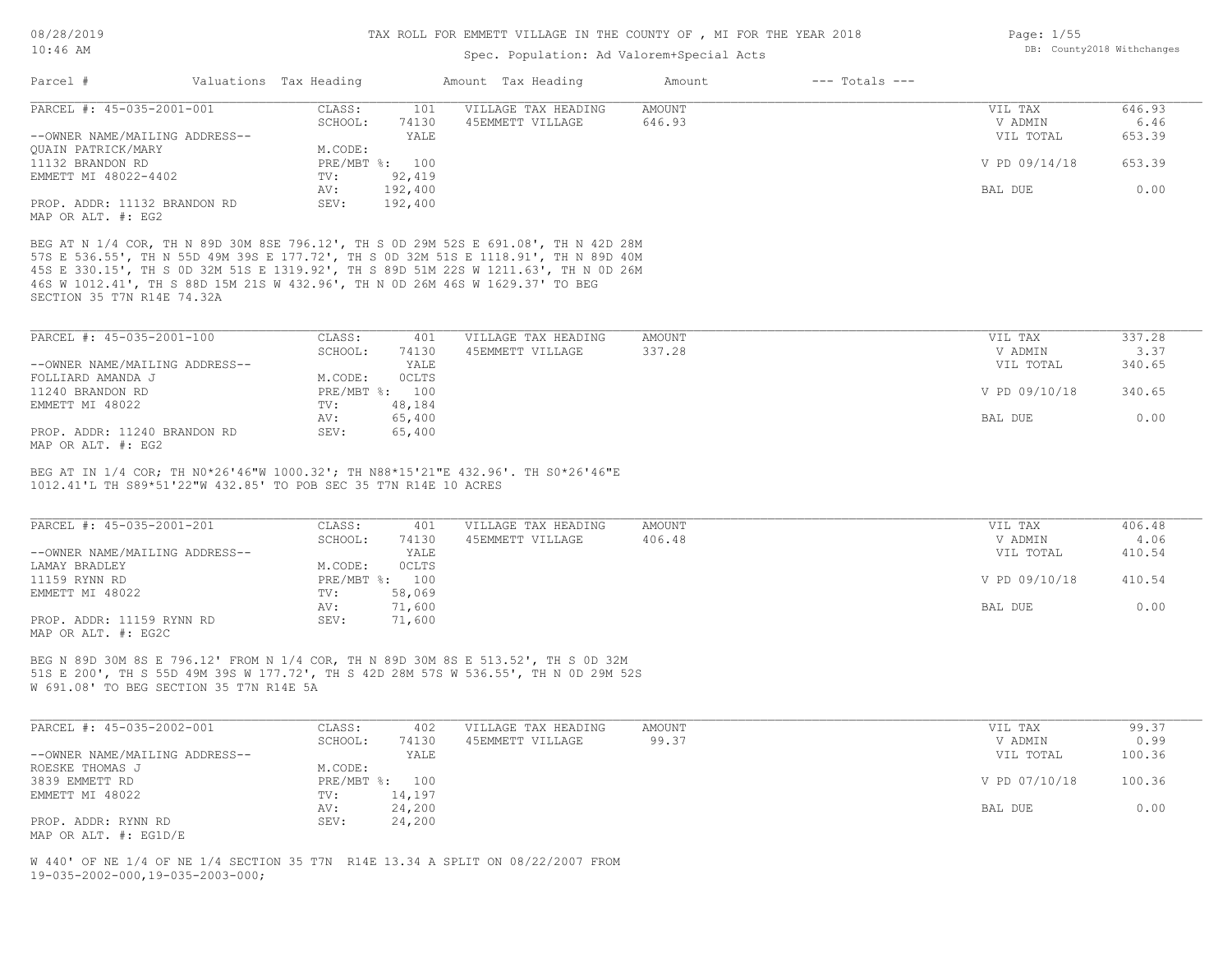# TAX ROLL FOR EMMETT VILLAGE IN THE COUNTY OF , MI FOR THE YEAR 2018

Spec. Population: Ad Valorem+Special Acts

08/28/2019
10:46 AM

DB: County2018 Withchanges

| Parcel # | Valuations | Tax Heading | Amount | Tax Heading | Amount | --- Totals --- | |
|---|---|---|---|---|---|---|---|

---

**PARCEL #: 45-035-2001-001**

| | | | | | | |
|---|---|---|---|---|---|---|
| | CLASS: | 101 | VILLAGE TAX HEADING | AMOUNT | VIL TAX | 646.93 |
| | SCHOOL: | 74130 | 45EMMETT VILLAGE | 646.93 | V ADMIN | 6.46 |
| --OWNER NAME/MAILING ADDRESS-- | | YALE | | | VIL TOTAL | 653.39 |
| QUAIN PATRICK/MARY | M.CODE: | | | | | |
| 11132 BRANDON RD | PRE/MBT %: | 100 | | | V PD 09/14/18 | 653.39 |
| EMMETT MI 48022-4402 | TV: | 92,419 | | | | |
| | AV: | 192,400 | | | BAL DUE | 0.00 |
| PROP. ADDR: 11132 BRANDON RD | SEV: | 192,400 | | | | |
| MAP OR ALT. #: EG2 | | | | | | |

BEG AT N 1/4 COR, TH N 89D 30M 8SE 796.12', TH S 0D 29M 52S E 691.08', TH N 42D 28M 57S E 536.55', TH N 55D 49M 39S E 177.72', TH S 0D 32M 51S E 1118.91', TH N 89D 40M 45S E 330.15', TH S 0D 32M 51S E 1319.92', TH S 89D 51M 22S W 1211.63', TH N 0D 26M 46S W 1012.41', TH S 88D 15M 21S W 432.96', TH N 0D 26M 46S W 1629.37' TO BEG SECTION 35 T7N R14E 74.32A

---

**PARCEL #: 45-035-2001-100**

| | | | | | | |
|---|---|---|---|---|---|---|
| | CLASS: | 401 | VILLAGE TAX HEADING | AMOUNT | VIL TAX | 337.28 |
| | SCHOOL: | 74130 | 45EMMETT VILLAGE | 337.28 | V ADMIN | 3.37 |
| --OWNER NAME/MAILING ADDRESS-- | | YALE | | | VIL TOTAL | 340.65 |
| FOLLIARD AMANDA J | M.CODE: | 0CLTS | | | | |
| 11240 BRANDON RD | PRE/MBT %: | 100 | | | V PD 09/10/18 | 340.65 |
| EMMETT MI 48022 | TV: | 48,184 | | | | |
| | AV: | 65,400 | | | BAL DUE | 0.00 |
| PROP. ADDR: 11240 BRANDON RD | SEV: | 65,400 | | | | |
| MAP OR ALT. #: EG2 | | | | | | |

BEG AT IN 1/4 COR; TH N0*26'46"W 1000.32'; TH N88*15'21"E 432.96'. TH S0*26'46"E 1012.41'L TH S89*51'22"W 432.85' TO POB SEC 35 T7N R14E 10 ACRES

---

**PARCEL #: 45-035-2001-201**

| | | | | | | |
|---|---|---|---|---|---|---|
| | CLASS: | 401 | VILLAGE TAX HEADING | AMOUNT | VIL TAX | 406.48 |
| | SCHOOL: | 74130 | 45EMMETT VILLAGE | 406.48 | V ADMIN | 4.06 |
| --OWNER NAME/MAILING ADDRESS-- | | YALE | | | VIL TOTAL | 410.54 |
| LAMAY BRADLEY | M.CODE: | 0CLTS | | | | |
| 11159 RYNN RD | PRE/MBT %: | 100 | | | V PD 09/10/18 | 410.54 |
| EMMETT MI 48022 | TV: | 58,069 | | | | |
| | AV: | 71,600 | | | BAL DUE | 0.00 |
| PROP. ADDR: 11159 RYNN RD | SEV: | 71,600 | | | | |
| MAP OR ALT. #: EG2C | | | | | | |

BEG N 89D 30M 8S E 796.12' FROM N 1/4 COR, TH N 89D 30M 8S E 513.52', TH S 0D 32M 51S E 200', TH S 55D 49M 39S W 177.72', TH S 42D 28M 57S W 536.55', TH N 0D 29M 52S W 691.08' TO BEG SECTION 35 T7N R14E 5A

---

**PARCEL #: 45-035-2002-001**

| | | | | | | |
|---|---|---|---|---|---|---|
| | CLASS: | 402 | VILLAGE TAX HEADING | AMOUNT | VIL TAX | 99.37 |
| | SCHOOL: | 74130 | 45EMMETT VILLAGE | 99.37 | V ADMIN | 0.99 |
| --OWNER NAME/MAILING ADDRESS-- | | YALE | | | VIL TOTAL | 100.36 |
| ROESKE THOMAS J | M.CODE: | | | | | |
| 3839 EMMETT RD | PRE/MBT %: | 100 | | | V PD 07/10/18 | 100.36 |
| EMMETT MI 48022 | TV: | 14,197 | | | | |
| | AV: | 24,200 | | | BAL DUE | 0.00 |
| PROP. ADDR: RYNN RD | SEV: | 24,200 | | | | |
| MAP OR ALT. #: EG1D/E | | | | | | |

W 440' OF NE 1/4 OF NE 1/4 SECTION 35 T7N R14E 13.34 A SPLIT ON 08/22/2007 FROM 19-035-2002-000,19-035-2003-000;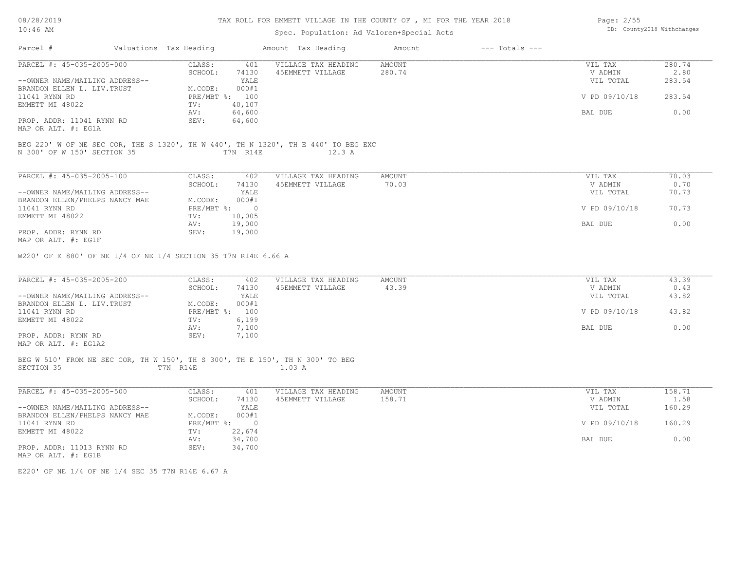# TAX ROLL FOR EMMETT VILLAGE IN THE COUNTY OF , MI FOR THE YEAR 2018

Spec. Population: Ad Valorem+Special Acts

DB: County2018 Withchanges

| Parcel # | Valuations | Tax Heading | Amount | Tax Heading | Amount | --- Totals --- | |
|---|---|---|---|---|---|---|---|

## PARCEL #: 45-035-2005-000

| | | | | | | |
|---|---|---|---|---|---|---|
| PARCEL #: 45-035-2005-000 | CLASS: | 401 | VILLAGE TAX HEADING | AMOUNT | VIL TAX | 280.74 |
| | SCHOOL: | 74130 | 45EMMETT VILLAGE | 280.74 | V ADMIN | 2.80 |
| --OWNER NAME/MAILING ADDRESS-- | | YALE | | | VIL TOTAL | 283.54 |
| BRANDON ELLEN L. LIV.TRUST | M.CODE: | 000#1 | | | | |
| 11041 RYNN RD | PRE/MBT %: | 100 | | | V PD 09/10/18 | 283.54 |
| EMMETT MI 48022 | TV: | 40,107 | | | | |
| | AV: | 64,600 | | | BAL DUE | 0.00 |
| PROP. ADDR: 11041 RYNN RD | SEV: | 64,600 | | | | |
| MAP OR ALT. #: EG1A | | | | | | |

BEG 220' W OF NE SEC COR, THE S 1320', TH W 440', TH N 1320', TH E 440' TO BEG EXC N 300' OF W 150' SECTION 35 T7N R14E 12.3 A

## PARCEL #: 45-035-2005-100

| | | | | | | |
|---|---|---|---|---|---|---|
| PARCEL #: 45-035-2005-100 | CLASS: | 402 | VILLAGE TAX HEADING | AMOUNT | VIL TAX | 70.03 |
| | SCHOOL: | 74130 | 45EMMETT VILLAGE | 70.03 | V ADMIN | 0.70 |
| --OWNER NAME/MAILING ADDRESS-- | | YALE | | | VIL TOTAL | 70.73 |
| BRANDON ELLEN/PHELPS NANCY MAE | M.CODE: | 000#1 | | | | |
| 11041 RYNN RD | PRE/MBT %: | 0 | | | V PD 09/10/18 | 70.73 |
| EMMETT MI 48022 | TV: | 10,005 | | | | |
| | AV: | 19,000 | | | BAL DUE | 0.00 |
| PROP. ADDR: RYNN RD | SEV: | 19,000 | | | | |
| MAP OR ALT. #: EG1F | | | | | | |

W220' OF E 880' OF NE 1/4 OF NE 1/4 SECTION 35 T7N R14E 6.66 A

## PARCEL #: 45-035-2005-200

| | | | | | | |
|---|---|---|---|---|---|---|
| PARCEL #: 45-035-2005-200 | CLASS: | 402 | VILLAGE TAX HEADING | AMOUNT | VIL TAX | 43.39 |
| | SCHOOL: | 74130 | 45EMMETT VILLAGE | 43.39 | V ADMIN | 0.43 |
| --OWNER NAME/MAILING ADDRESS-- | | YALE | | | VIL TOTAL | 43.82 |
| BRANDON ELLEN L. LIV.TRUST | M.CODE: | 000#1 | | | | |
| 11041 RYNN RD | PRE/MBT %: | 100 | | | V PD 09/10/18 | 43.82 |
| EMMETT MI 48022 | TV: | 6,199 | | | | |
| | AV: | 7,100 | | | BAL DUE | 0.00 |
| PROP. ADDR: RYNN RD | SEV: | 7,100 | | | | |
| MAP OR ALT. #: EG1A2 | | | | | | |

BEG W 510' FROM NE SEC COR, TH W 150', TH S 300', TH E 150', TH N 300' TO BEG SECTION 35 T7N R14E 1.03 A

## PARCEL #: 45-035-2005-500

| | | | | | | |
|---|---|---|---|---|---|---|
| PARCEL #: 45-035-2005-500 | CLASS: | 401 | VILLAGE TAX HEADING | AMOUNT | VIL TAX | 158.71 |
| | SCHOOL: | 74130 | 45EMMETT VILLAGE | 158.71 | V ADMIN | 1.58 |
| --OWNER NAME/MAILING ADDRESS-- | | YALE | | | VIL TOTAL | 160.29 |
| BRANDON ELLEN/PHELPS NANCY MAE | M.CODE: | 000#1 | | | | |
| 11041 RYNN RD | PRE/MBT %: | 0 | | | V PD 09/10/18 | 160.29 |
| EMMETT MI 48022 | TV: | 22,674 | | | | |
| | AV: | 34,700 | | | BAL DUE | 0.00 |
| PROP. ADDR: 11013 RYNN RD | SEV: | 34,700 | | | | |
| MAP OR ALT. #: EG1B | | | | | | |

E220' OF NE 1/4 OF NE 1/4 SEC 35 T7N R14E 6.67 A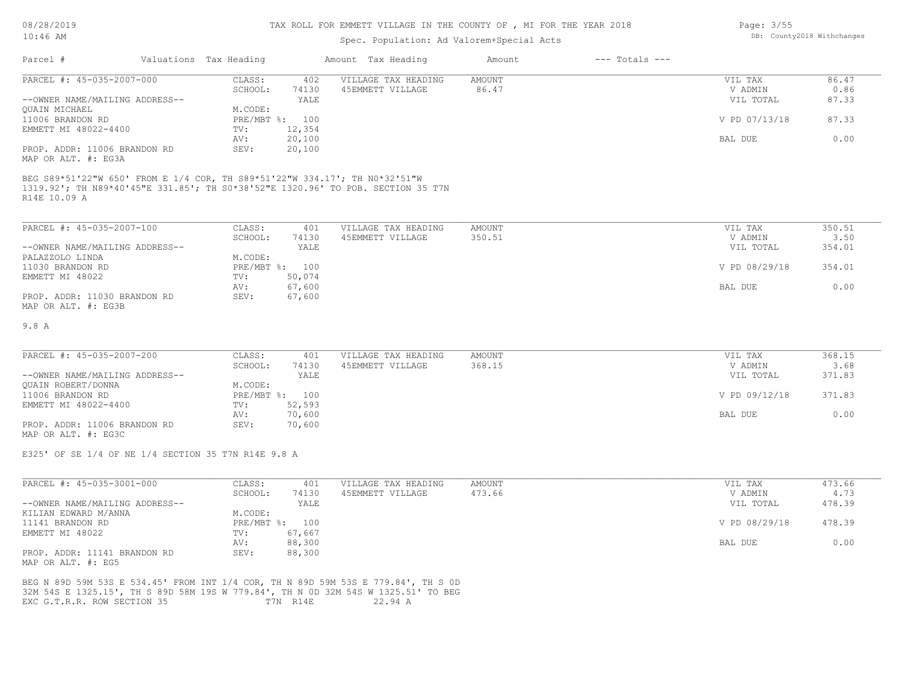# TAX ROLL FOR EMMETT VILLAGE IN THE COUNTY OF , MI FOR THE YEAR 2018

Spec. Population: Ad Valorem+Special Acts

| Parcel # | Valuations Tax Heading | Amount Tax Heading | Amount | --- Totals --- |
|---|---|---|---|---|

## PARCEL #: 45-035-2007-000

| | | | | | |
|---|---|---|---|---|---|
| CLASS: | 402 | VILLAGE TAX HEADING | AMOUNT | VIL TAX | 86.47 |
| SCHOOL: | 74130 | 45EMMETT VILLAGE | 86.47 | V ADMIN | 0.86 |
| | YALE | | | VIL TOTAL | 87.33 |
| M.CODE: | | | | | |
| PRE/MBT %: | 100 | | | V PD 07/13/18 | 87.33 |
| TV: | 12,354 | | | | |
| AV: | 20,100 | | | BAL DUE | 0.00 |
| SEV: | 20,100 | | | | |

--OWNER NAME/MAILING ADDRESS--
QUAIN MICHAEL
11006 BRANDON RD
EMMETT MI 48022-4400

PROP. ADDR: 11006 BRANDON RD
MAP OR ALT. #: EG3A

BEG S89*51'22"W 650' FROM E 1/4 COR, TH S89*51'22"W 334.17'; TH N0*32'51"W 1319.92'; TH N89*40'45"E 331.85'; TH S0*38'52"E 1320.96' TO POB. SECTION 35 T7N R14E 10.09 A

## PARCEL #: 45-035-2007-100

| | | | | | |
|---|---|---|---|---|---|
| CLASS: | 401 | VILLAGE TAX HEADING | AMOUNT | VIL TAX | 350.51 |
| SCHOOL: | 74130 | 45EMMETT VILLAGE | 350.51 | V ADMIN | 3.50 |
| | YALE | | | VIL TOTAL | 354.01 |
| M.CODE: | | | | | |
| PRE/MBT %: | 100 | | | V PD 08/29/18 | 354.01 |
| TV: | 50,074 | | | | |
| AV: | 67,600 | | | BAL DUE | 0.00 |
| SEV: | 67,600 | | | | |

--OWNER NAME/MAILING ADDRESS--
PALAZZOLO LINDA
11030 BRANDON RD
EMMETT MI 48022

PROP. ADDR: 11030 BRANDON RD
MAP OR ALT. #: EG3B

9.8 A

## PARCEL #: 45-035-2007-200

| | | | | | |
|---|---|---|---|---|---|
| CLASS: | 401 | VILLAGE TAX HEADING | AMOUNT | VIL TAX | 368.15 |
| SCHOOL: | 74130 | 45EMMETT VILLAGE | 368.15 | V ADMIN | 3.68 |
| | YALE | | | VIL TOTAL | 371.83 |
| M.CODE: | | | | | |
| PRE/MBT %: | 100 | | | V PD 09/12/18 | 371.83 |
| TV: | 52,593 | | | | |
| AV: | 70,600 | | | BAL DUE | 0.00 |
| SEV: | 70,600 | | | | |

--OWNER NAME/MAILING ADDRESS--
QUAIN ROBERT/DONNA
11006 BRANDON RD
EMMETT MI 48022-4400

PROP. ADDR: 11006 BRANDON RD
MAP OR ALT. #: EG3C

E325' OF SE 1/4 OF NE 1/4 SECTION 35 T7N R14E 9.8 A

## PARCEL #: 45-035-3001-000

| | | | | | |
|---|---|---|---|---|---|
| CLASS: | 401 | VILLAGE TAX HEADING | AMOUNT | VIL TAX | 473.66 |
| SCHOOL: | 74130 | 45EMMETT VILLAGE | 473.66 | V ADMIN | 4.73 |
| | YALE | | | VIL TOTAL | 478.39 |
| M.CODE: | | | | | |
| PRE/MBT %: | 100 | | | V PD 08/29/18 | 478.39 |
| TV: | 67,667 | | | | |
| AV: | 88,300 | | | BAL DUE | 0.00 |
| SEV: | 88,300 | | | | |

--OWNER NAME/MAILING ADDRESS--
KILIAN EDWARD M/ANNA
11141 BRANDON RD
EMMETT MI 48022

PROP. ADDR: 11141 BRANDON RD
MAP OR ALT. #: EG5

BEG N 89D 59M 53S E 534.45' FROM INT 1/4 COR, TH N 89D 59M 53S E 779.84', TH S 0D 32M 54S E 1325.15', TH S 89D 58M 19S W 779.84', TH N 0D 32M 54S W 1325.51' TO BEG EXC G.T.R.R. ROW SECTION 35 T7N R14E 22.94 A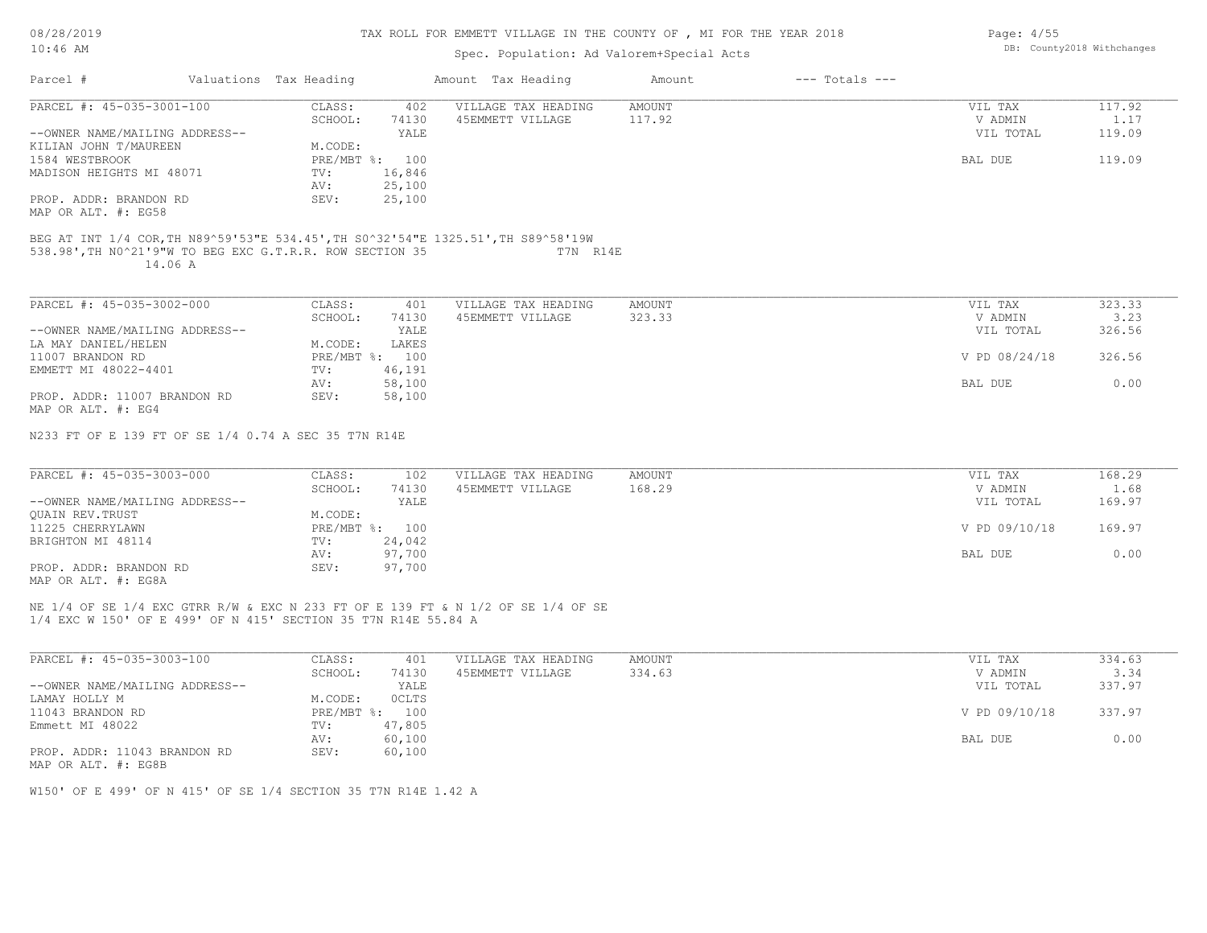# TAX ROLL FOR EMMETT VILLAGE IN THE COUNTY OF , MI FOR THE YEAR 2018

Spec. Population: Ad Valorem+Special Acts

DB: County2018 Withchanges

| Parcel # | Valuations | Tax Heading | Amount | Tax Heading | Amount | --- Totals --- | |
|---|---|---|---|---|---|---|---|

## PARCEL #: 45-035-3001-100

| | | | | | | |
|---|---|---|---|---|---|---|
| CLASS: | 402 | VILLAGE TAX HEADING | AMOUNT | | VIL TAX | 117.92 |
| SCHOOL: | 74130 | 45EMMETT VILLAGE | 117.92 | | V ADMIN | 1.17 |
| | YALE | | | | VIL TOTAL | 119.09 |
| M.CODE: | | | | | | |
| PRE/MBT %: | 100 | | | | BAL DUE | 119.09 |
| TV: | 16,846 | | | | | |
| AV: | 25,100 | | | | | |
| SEV: | 25,100 | | | | | |

--OWNER NAME/MAILING ADDRESS--
KILIAN JOHN T/MAUREEN
1584 WESTBROOK
MADISON HEIGHTS MI 48071

PROP. ADDR: BRANDON RD
MAP OR ALT. #: EG58

BEG AT INT 1/4 COR,TH N89^59'53"E 534.45',TH S0^32'54"E 1325.51',TH S89^58'19W 538.98',TH N0^21'9"W TO BEG EXC G.T.R.R. ROW SECTION 35 T7N R14E 14.06 A

## PARCEL #: 45-035-3002-000

| | | | | | | |
|---|---|---|---|---|---|---|
| CLASS: | 401 | VILLAGE TAX HEADING | AMOUNT | | VIL TAX | 323.33 |
| SCHOOL: | 74130 | 45EMMETT VILLAGE | 323.33 | | V ADMIN | 3.23 |
| | YALE | | | | VIL TOTAL | 326.56 |
| M.CODE: | LAKES | | | | | |
| PRE/MBT %: | 100 | | | | V PD 08/24/18 | 326.56 |
| TV: | 46,191 | | | | | |
| AV: | 58,100 | | | | BAL DUE | 0.00 |
| SEV: | 58,100 | | | | | |

--OWNER NAME/MAILING ADDRESS--
LA MAY DANIEL/HELEN
11007 BRANDON RD
EMMETT MI 48022-4401

PROP. ADDR: 11007 BRANDON RD
MAP OR ALT. #: EG4

N233 FT OF E 139 FT OF SE 1/4 0.74 A SEC 35 T7N R14E

## PARCEL #: 45-035-3003-000

| | | | | | | |
|---|---|---|---|---|---|---|
| CLASS: | 102 | VILLAGE TAX HEADING | AMOUNT | | VIL TAX | 168.29 |
| SCHOOL: | 74130 | 45EMMETT VILLAGE | 168.29 | | V ADMIN | 1.68 |
| | YALE | | | | VIL TOTAL | 169.97 |
| M.CODE: | | | | | | |
| PRE/MBT %: | 100 | | | | V PD 09/10/18 | 169.97 |
| TV: | 24,042 | | | | | |
| AV: | 97,700 | | | | BAL DUE | 0.00 |
| SEV: | 97,700 | | | | | |

--OWNER NAME/MAILING ADDRESS--
QUAIN REV.TRUST
11225 CHERRYLAWN
BRIGHTON MI 48114

PROP. ADDR: BRANDON RD
MAP OR ALT. #: EG8A

NE 1/4 OF SE 1/4 EXC GTRR R/W & EXC N 233 FT OF E 139 FT & N 1/2 OF SE 1/4 OF SE 1/4 EXC W 150' OF E 499' OF N 415' SECTION 35 T7N R14E 55.84 A

## PARCEL #: 45-035-3003-100

| | | | | | | |
|---|---|---|---|---|---|---|
| CLASS: | 401 | VILLAGE TAX HEADING | AMOUNT | | VIL TAX | 334.63 |
| SCHOOL: | 74130 | 45EMMETT VILLAGE | 334.63 | | V ADMIN | 3.34 |
| | YALE | | | | VIL TOTAL | 337.97 |
| M.CODE: | 0CLTS | | | | | |
| PRE/MBT %: | 100 | | | | V PD 09/10/18 | 337.97 |
| TV: | 47,805 | | | | | |
| AV: | 60,100 | | | | BAL DUE | 0.00 |
| SEV: | 60,100 | | | | | |

--OWNER NAME/MAILING ADDRESS--
LAMAY HOLLY M
11043 BRANDON RD
Emmett MI 48022

PROP. ADDR: 11043 BRANDON RD
MAP OR ALT. #: EG8B

W150' OF E 499' OF N 415' OF SE 1/4 SECTION 35 T7N R14E 1.42 A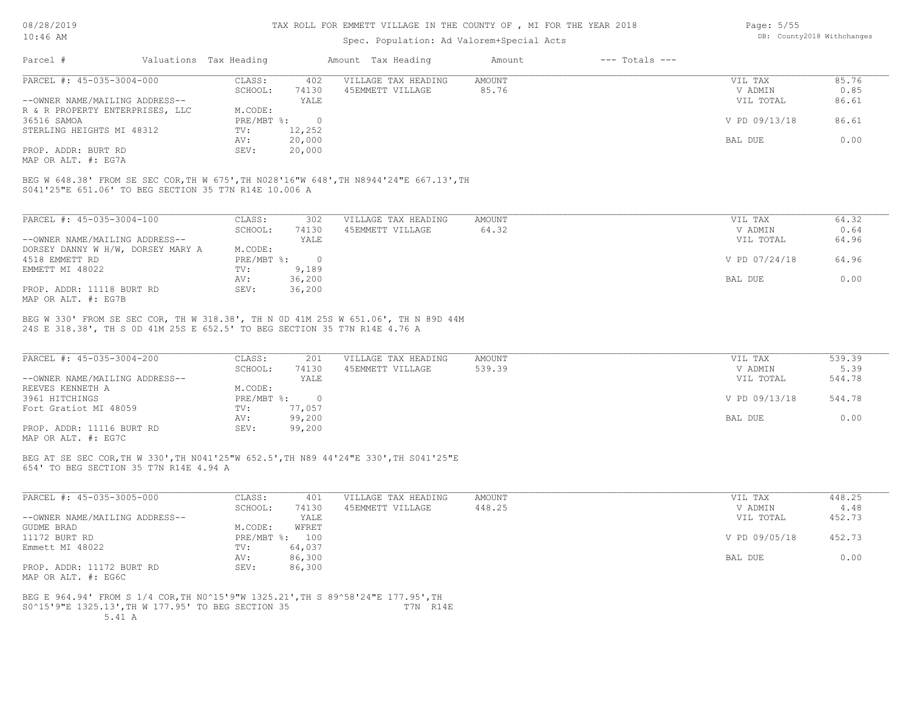# TAX ROLL FOR EMMETT VILLAGE IN THE COUNTY OF , MI FOR THE YEAR 2018

Spec. Population: Ad Valorem+Special Acts

08/28/2019
10:46 AM

DB: County2018 Withchanges

| Parcel # | Valuations | Tax Heading | Amount | Tax Heading | Amount | --- Totals --- | |
|---|---|---|---|---|---|---|---|

---

**PARCEL #: 45-035-3004-000**

| | | | | | | |
|---|---|---|---|---|---|---|
| | CLASS: | 402 | VILLAGE TAX HEADING | AMOUNT | VIL TAX | 85.76 |
| | SCHOOL: | 74130 | 45EMMETT VILLAGE | 85.76 | V ADMIN | 0.85 |
| --OWNER NAME/MAILING ADDRESS-- | | YALE | | | VIL TOTAL | 86.61 |
| R & R PROPERTY ENTERPRISES, LLC | M.CODE: | | | | | |
| 36516 SAMOA | PRE/MBT %: | 0 | | | V PD 09/13/18 | 86.61 |
| STERLING HEIGHTS MI 48312 | TV: | 12,252 | | | | |
| | AV: | 20,000 | | | BAL DUE | 0.00 |
| PROP. ADDR: BURT RD | SEV: | 20,000 | | | | |
| MAP OR ALT. #: EG7A | | | | | | |

BEG W 648.38' FROM SE SEC COR,TH W 675',TH N028'16"W 648',TH N8944'24"E 667.13',TH S041'25"E 651.06' TO BEG SECTION 35 T7N R14E 10.006 A

---

**PARCEL #: 45-035-3004-100**

| | | | | | | |
|---|---|---|---|---|---|---|
| | CLASS: | 302 | VILLAGE TAX HEADING | AMOUNT | VIL TAX | 64.32 |
| | SCHOOL: | 74130 | 45EMMETT VILLAGE | 64.32 | V ADMIN | 0.64 |
| --OWNER NAME/MAILING ADDRESS-- | | YALE | | | VIL TOTAL | 64.96 |
| DORSEY DANNY W H/W, DORSEY MARY A | M.CODE: | | | | | |
| 4518 EMMETT RD | PRE/MBT %: | 0 | | | V PD 07/24/18 | 64.96 |
| EMMETT MI 48022 | TV: | 9,189 | | | | |
| | AV: | 36,200 | | | BAL DUE | 0.00 |
| PROP. ADDR: 11118 BURT RD | SEV: | 36,200 | | | | |
| MAP OR ALT. #: EG7B | | | | | | |

BEG W 330' FROM SE SEC COR, TH W 318.38', TH N 0D 41M 25S W 651.06', TH N 89D 44M 24S E 318.38', TH S 0D 41M 25S E 652.5' TO BEG SECTION 35 T7N R14E 4.76 A

---

**PARCEL #: 45-035-3004-200**

| | | | | | | |
|---|---|---|---|---|---|---|
| | CLASS: | 201 | VILLAGE TAX HEADING | AMOUNT | VIL TAX | 539.39 |
| | SCHOOL: | 74130 | 45EMMETT VILLAGE | 539.39 | V ADMIN | 5.39 |
| --OWNER NAME/MAILING ADDRESS-- | | YALE | | | VIL TOTAL | 544.78 |
| REEVES KENNETH A | M.CODE: | | | | | |
| 3961 HITCHINGS | PRE/MBT %: | 0 | | | V PD 09/13/18 | 544.78 |
| Fort Gratiot MI 48059 | TV: | 77,057 | | | | |
| | AV: | 99,200 | | | BAL DUE | 0.00 |
| PROP. ADDR: 11116 BURT RD | SEV: | 99,200 | | | | |
| MAP OR ALT. #: EG7C | | | | | | |

BEG AT SE SEC COR,TH W 330',TH N041'25"W 652.5',TH N89 44'24"E 330',TH S041'25"E 654' TO BEG SECTION 35 T7N R14E 4.94 A

---

**PARCEL #: 45-035-3005-000**

| | | | | | | |
|---|---|---|---|---|---|---|
| | CLASS: | 401 | VILLAGE TAX HEADING | AMOUNT | VIL TAX | 448.25 |
| | SCHOOL: | 74130 | 45EMMETT VILLAGE | 448.25 | V ADMIN | 4.48 |
| --OWNER NAME/MAILING ADDRESS-- | | YALE | | | VIL TOTAL | 452.73 |
| GUDME BRAD | M.CODE: | WFRET | | | | |
| 11172 BURT RD | PRE/MBT %: | 100 | | | V PD 09/05/18 | 452.73 |
| Emmett MI 48022 | TV: | 64,037 | | | | |
| | AV: | 86,300 | | | BAL DUE | 0.00 |
| PROP. ADDR: 11172 BURT RD | SEV: | 86,300 | | | | |
| MAP OR ALT. #: EG6C | | | | | | |

BEG E 964.94' FROM S 1/4 COR,TH N0^15'9"W 1325.21',TH S 89^58'24"E 177.95',TH S0^15'9"E 1325.13',TH W 177.95' TO BEG SECTION 35 T7N R14E 5.41 A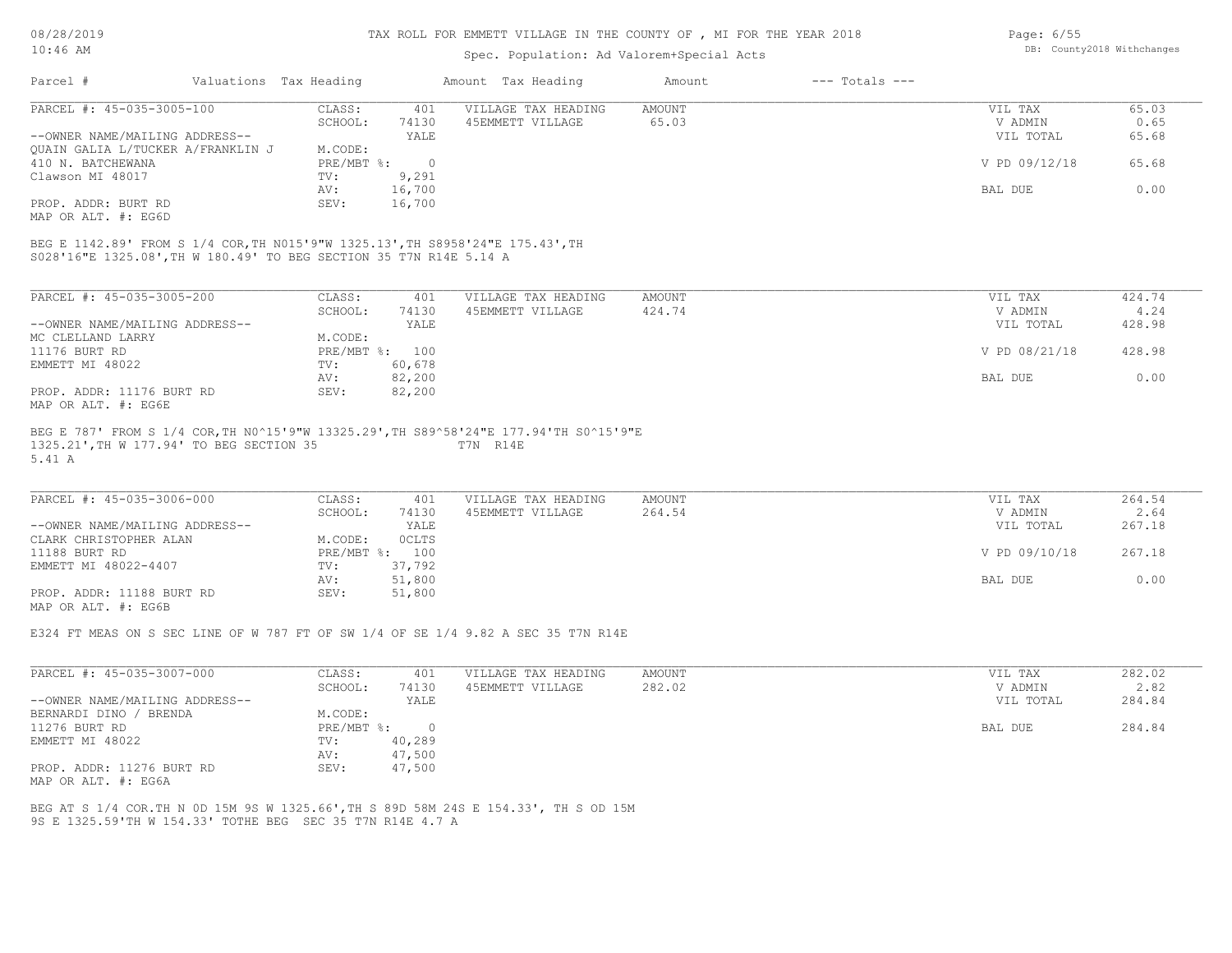# TAX ROLL FOR EMMETT VILLAGE IN THE COUNTY OF , MI FOR THE YEAR 2018

Spec. Population: Ad Valorem+Special Acts

| Parcel # | Valuations | Tax Heading | Amount | Tax Heading | Amount | --- Totals --- | |
|---|---|---|---|---|---|---|---|

---

**PARCEL #: 45-035-3005-100**

| | | | | | | |
|---|---|---|---|---|---|---|
| CLASS: | 401 | VILLAGE TAX HEADING | AMOUNT | | VIL TAX | 65.03 |
| SCHOOL: | 74130 | 45EMMETT VILLAGE | 65.03 | | V ADMIN | 0.65 |
| | YALE | | | | VIL TOTAL | 65.68 |
| M.CODE: | | | | | | |
| PRE/MBT %: | 0 | | | | V PD 09/12/18 | 65.68 |
| TV: | 9,291 | | | | | |
| AV: | 16,700 | | | | BAL DUE | 0.00 |
| SEV: | 16,700 | | | | | |

--OWNER NAME/MAILING ADDRESS--
QUAIN GALIA L/TUCKER A/FRANKLIN J
410 N. BATCHEWANA
Clawson MI 48017

PROP. ADDR: BURT RD
MAP OR ALT. #: EG6D

BEG E 1142.89' FROM S 1/4 COR,TH N015'9"W 1325.13',TH S8958'24"E 175.43',TH S028'16"E 1325.08',TH W 180.49' TO BEG SECTION 35 T7N R14E 5.14 A

---

**PARCEL #: 45-035-3005-200**

| | | | | | | |
|---|---|---|---|---|---|---|
| CLASS: | 401 | VILLAGE TAX HEADING | AMOUNT | | VIL TAX | 424.74 |
| SCHOOL: | 74130 | 45EMMETT VILLAGE | 424.74 | | V ADMIN | 4.24 |
| | YALE | | | | VIL TOTAL | 428.98 |
| M.CODE: | | | | | | |
| PRE/MBT %: | 100 | | | | V PD 08/21/18 | 428.98 |
| TV: | 60,678 | | | | | |
| AV: | 82,200 | | | | BAL DUE | 0.00 |
| SEV: | 82,200 | | | | | |

--OWNER NAME/MAILING ADDRESS--
MC CLELLAND LARRY
11176 BURT RD
EMMETT MI 48022

PROP. ADDR: 11176 BURT RD
MAP OR ALT. #: EG6E

BEG E 787' FROM S 1/4 COR,TH N0^15'9"W 13325.29',TH S89^58'24"E 177.94'TH S0^15'9"E 1325.21',TH W 177.94' TO BEG SECTION 35 T7N R14E
5.41 A

---

**PARCEL #: 45-035-3006-000**

| | | | | | | |
|---|---|---|---|---|---|---|
| CLASS: | 401 | VILLAGE TAX HEADING | AMOUNT | | VIL TAX | 264.54 |
| SCHOOL: | 74130 | 45EMMETT VILLAGE | 264.54 | | V ADMIN | 2.64 |
| | YALE | | | | VIL TOTAL | 267.18 |
| M.CODE: | 0CLTS | | | | | |
| PRE/MBT %: | 100 | | | | V PD 09/10/18 | 267.18 |
| TV: | 37,792 | | | | | |
| AV: | 51,800 | | | | BAL DUE | 0.00 |
| SEV: | 51,800 | | | | | |

--OWNER NAME/MAILING ADDRESS--
CLARK CHRISTOPHER ALAN
11188 BURT RD
EMMETT MI 48022-4407

PROP. ADDR: 11188 BURT RD
MAP OR ALT. #: EG6B

E324 FT MEAS ON S SEC LINE OF W 787 FT OF SW 1/4 OF SE 1/4 9.82 A SEC 35 T7N R14E

---

**PARCEL #: 45-035-3007-000**

| | | | | | | |
|---|---|---|---|---|---|---|
| CLASS: | 401 | VILLAGE TAX HEADING | AMOUNT | | VIL TAX | 282.02 |
| SCHOOL: | 74130 | 45EMMETT VILLAGE | 282.02 | | V ADMIN | 2.82 |
| | YALE | | | | VIL TOTAL | 284.84 |
| M.CODE: | | | | | | |
| PRE/MBT %: | 0 | | | | BAL DUE | 284.84 |
| TV: | 40,289 | | | | | |
| AV: | 47,500 | | | | | |
| SEV: | 47,500 | | | | | |

--OWNER NAME/MAILING ADDRESS--
BERNARDI DINO / BRENDA
11276 BURT RD
EMMETT MI 48022

PROP. ADDR: 11276 BURT RD
MAP OR ALT. #: EG6A

BEG AT S 1/4 COR.TH N 0D 15M 9S W 1325.66',TH S 89D 58M 24S E 154.33', TH S OD 15M 9S E 1325.59'TH W 154.33' TOTHE BEG SEC 35 T7N R14E 4.7 A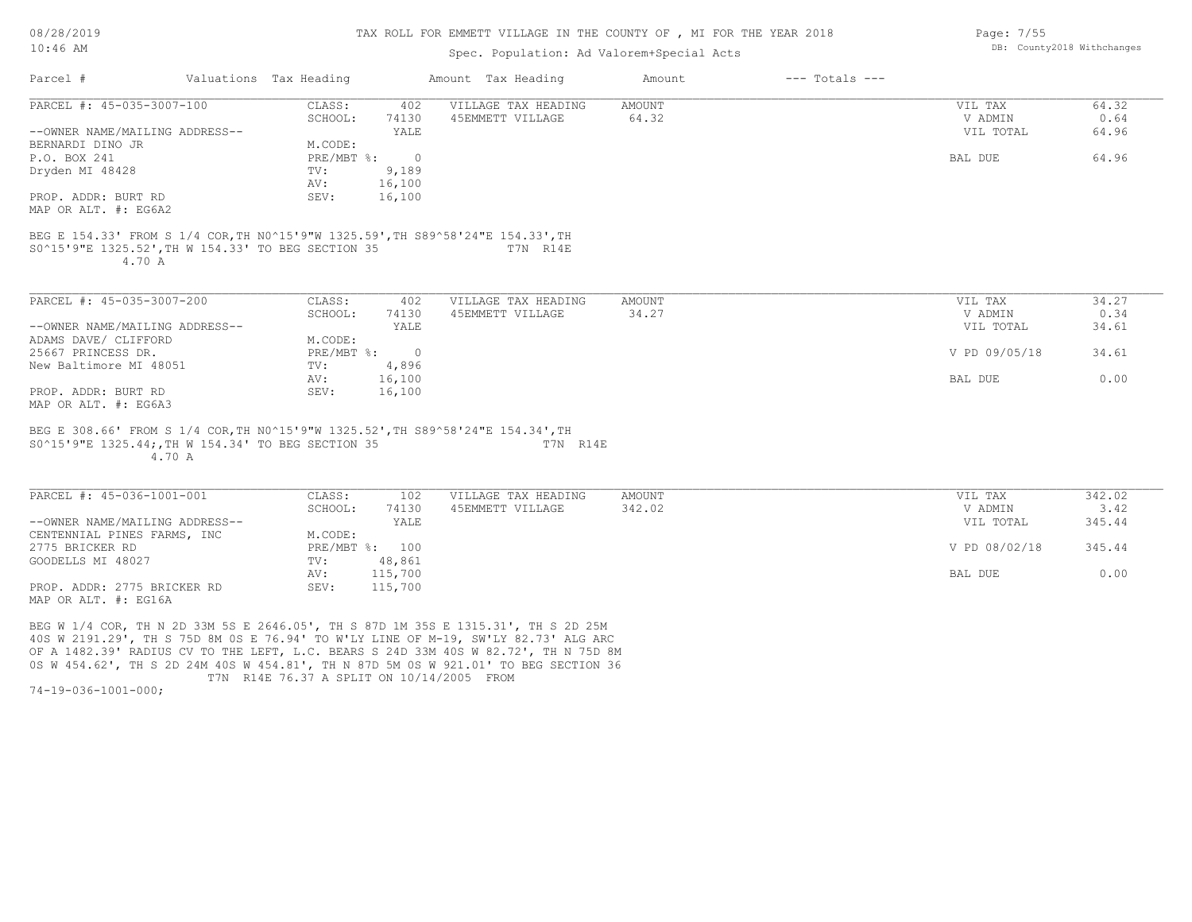# TAX ROLL FOR EMMETT VILLAGE IN THE COUNTY OF , MI FOR THE YEAR 2018

Spec. Population: Ad Valorem+Special Acts

DB: County2018 Withchanges

| Parcel # | Valuations | Tax Heading | Amount | Tax Heading | Amount | --- Totals --- |
|---|---|---|---|---|---|---|

---

**PARCEL #: 45-035-3007-100**

--OWNER NAME/MAILING ADDRESS--
BERNARDI DINO JR
P.O. BOX 241
Dryden MI 48428

PROP. ADDR: BURT RD
MAP OR ALT. #: EG6A2

| | |
|---|---|
| CLASS: | 402 |
| SCHOOL: | 74130 |
| | YALE |
| M.CODE: | |
| PRE/MBT %: | 0 |
| TV: | 9,189 |
| AV: | 16,100 |
| SEV: | 16,100 |

| VILLAGE TAX HEADING | AMOUNT |
|---|---|
| 45EMMETT VILLAGE | 64.32 |

| | |
|---|---|
| VIL TAX | 64.32 |
| V ADMIN | 0.64 |
| VIL TOTAL | 64.96 |
| BAL DUE | 64.96 |

BEG E 154.33' FROM S 1/4 COR,TH N0^15'9"W 1325.59',TH S89^58'24"E 154.33',TH S0^15'9"E 1325.52',TH W 154.33' TO BEG SECTION 35 T7N R14E
4.70 A

---

**PARCEL #: 45-035-3007-200**

--OWNER NAME/MAILING ADDRESS--
ADAMS DAVE/ CLIFFORD
25667 PRINCESS DR.
New Baltimore MI 48051

PROP. ADDR: BURT RD
MAP OR ALT. #: EG6A3

| | |
|---|---|
| CLASS: | 402 |
| SCHOOL: | 74130 |
| | YALE |
| M.CODE: | |
| PRE/MBT %: | 0 |
| TV: | 4,896 |
| AV: | 16,100 |
| SEV: | 16,100 |

| VILLAGE TAX HEADING | AMOUNT |
|---|---|
| 45EMMETT VILLAGE | 34.27 |

| | |
|---|---|
| VIL TAX | 34.27 |
| V ADMIN | 0.34 |
| VIL TOTAL | 34.61 |
| V PD 09/05/18 | 34.61 |
| BAL DUE | 0.00 |

BEG E 308.66' FROM S 1/4 COR,TH N0^15'9"W 1325.52',TH S89^58'24"E 154.34',TH S0^15'9"E 1325.44;,TH W 154.34' TO BEG SECTION 35 T7N R14E
4.70 A

---

**PARCEL #: 45-036-1001-001**

--OWNER NAME/MAILING ADDRESS--
CENTENNIAL PINES FARMS, INC
2775 BRICKER RD
GOODELLS MI 48027

PROP. ADDR: 2775 BRICKER RD
MAP OR ALT. #: EG16A

| | |
|---|---|
| CLASS: | 102 |
| SCHOOL: | 74130 |
| | YALE |
| M.CODE: | |
| PRE/MBT %: | 100 |
| TV: | 48,861 |
| AV: | 115,700 |
| SEV: | 115,700 |

| VILLAGE TAX HEADING | AMOUNT |
|---|---|
| 45EMMETT VILLAGE | 342.02 |

| | |
|---|---|
| VIL TAX | 342.02 |
| V ADMIN | 3.42 |
| VIL TOTAL | 345.44 |
| V PD 08/02/18 | 345.44 |
| BAL DUE | 0.00 |

BEG W 1/4 COR, TH N 2D 33M 5S E 2646.05', TH S 87D 1M 35S E 1315.31', TH S 2D 25M 40S W 2191.29', TH S 75D 8M 0S E 76.94' TO W'LY LINE OF M-19, SW'LY 82.73' ALG ARC OF A 1482.39' RADIUS CV TO THE LEFT, L.C. BEARS S 24D 33M 40S W 82.72', TH N 75D 8M 0S W 454.62', TH S 2D 24M 40S W 454.81', TH N 87D 5M 0S W 921.01' TO BEG SECTION 36 T7N R14E 76.37 A SPLIT ON 10/14/2005 FROM 74-19-036-1001-000;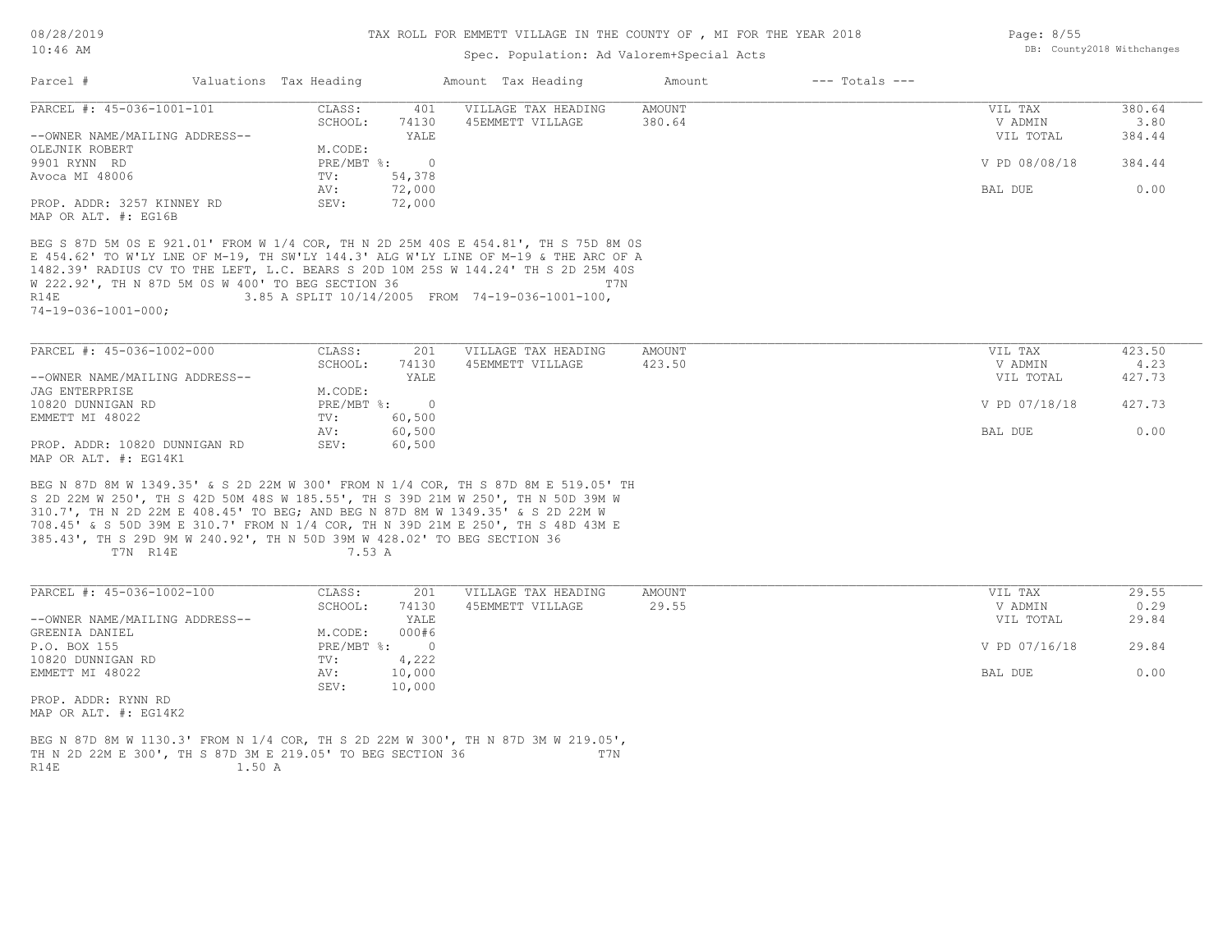TAX ROLL FOR EMMETT VILLAGE IN THE COUNTY OF , MI FOR THE YEAR 2018

Spec. Population: Ad Valorem+Special Acts

| Parcel # | Valuations | Tax Heading | Amount | Tax Heading | Amount | --- Totals --- | |
|---|---|---|---|---|---|---|---|

**PARCEL #: 45-036-1001-101**

| | | | | | | |
|---|---|---|---|---|---|---|
| CLASS: | 401 | VILLAGE TAX HEADING | AMOUNT | | VIL TAX | 380.64 |
| SCHOOL: | 74130 | 45EMMETT VILLAGE | 380.64 | | V ADMIN | 3.80 |
| | YALE | | | | VIL TOTAL | 384.44 |
| M.CODE: | | | | | | |
| PRE/MBT %: | 0 | | | | V PD 08/08/18 | 384.44 |
| TV: | 54,378 | | | | | |
| AV: | 72,000 | | | | BAL DUE | 0.00 |
| SEV: | 72,000 | | | | | |

--OWNER NAME/MAILING ADDRESS--
OLEJNIK ROBERT
9901 RYNN RD
Avoca MI 48006

PROP. ADDR: 3257 KINNEY RD
MAP OR ALT. #: EG16B

BEG S 87D 5M 0S E 921.01' FROM W 1/4 COR, TH N 2D 25M 40S E 454.81', TH S 75D 8M 0S E 454.62' TO W'LY LNE OF M-19, TH SW'LY 144.3' ALG W'LY LINE OF M-19 & THE ARC OF A 1482.39' RADIUS CV TO THE LEFT, L.C. BEARS S 20D 10M 25S W 144.24' TH S 2D 25M 40S W 222.92', TH N 87D 5M 0S W 400' TO BEG SECTION 36 T7N R14E 3.85 A SPLIT 10/14/2005 FROM 74-19-036-1001-100, 74-19-036-1001-000;

**PARCEL #: 45-036-1002-000**

| | | | | | | |
|---|---|---|---|---|---|---|
| CLASS: | 201 | VILLAGE TAX HEADING | AMOUNT | | VIL TAX | 423.50 |
| SCHOOL: | 74130 | 45EMMETT VILLAGE | 423.50 | | V ADMIN | 4.23 |
| | YALE | | | | VIL TOTAL | 427.73 |
| M.CODE: | | | | | | |
| PRE/MBT %: | 0 | | | | V PD 07/18/18 | 427.73 |
| TV: | 60,500 | | | | | |
| AV: | 60,500 | | | | BAL DUE | 0.00 |
| SEV: | 60,500 | | | | | |

--OWNER NAME/MAILING ADDRESS--
JAG ENTERPRISE
10820 DUNNIGAN RD
EMMETT MI 48022

PROP. ADDR: 10820 DUNNIGAN RD
MAP OR ALT. #: EG14K1

BEG N 87D 8M W 1349.35' & S 2D 22M W 300' FROM N 1/4 COR, TH S 87D 8M E 519.05' TH S 2D 22M W 250', TH S 42D 50M 48S W 185.55', TH S 39D 21M W 250', TH N 50D 39M W 310.7', TH N 2D 22M E 408.45' TO BEG; AND BEG N 87D 8M W 1349.35' & S 2D 22M W 708.45' & S 50D 39M E 310.7' FROM N 1/4 COR, TH N 39D 21M E 250', TH S 48D 43M E 385.43', TH S 29D 9M W 240.92', TH N 50D 39M W 428.02' TO BEG SECTION 36 T7N R14E 7.53 A

**PARCEL #: 45-036-1002-100**

| | | | | | | |
|---|---|---|---|---|---|---|
| CLASS: | 201 | VILLAGE TAX HEADING | AMOUNT | | VIL TAX | 29.55 |
| SCHOOL: | 74130 | 45EMMETT VILLAGE | 29.55 | | V ADMIN | 0.29 |
| | YALE | | | | VIL TOTAL | 29.84 |
| M.CODE: | 000#6 | | | | | |
| PRE/MBT %: | 0 | | | | V PD 07/16/18 | 29.84 |
| TV: | 4,222 | | | | | |
| AV: | 10,000 | | | | BAL DUE | 0.00 |
| SEV: | 10,000 | | | | | |

--OWNER NAME/MAILING ADDRESS--
GREENIA DANIEL
P.O. BOX 155
10820 DUNNIGAN RD
EMMETT MI 48022

PROP. ADDR: RYNN RD
MAP OR ALT. #: EG14K2

BEG N 87D 8M W 1130.3' FROM N 1/4 COR, TH S 2D 22M W 300', TH N 87D 3M W 219.05', TH N 2D 22M E 300', TH S 87D 3M E 219.05' TO BEG SECTION 36 T7N R14E 1.50 A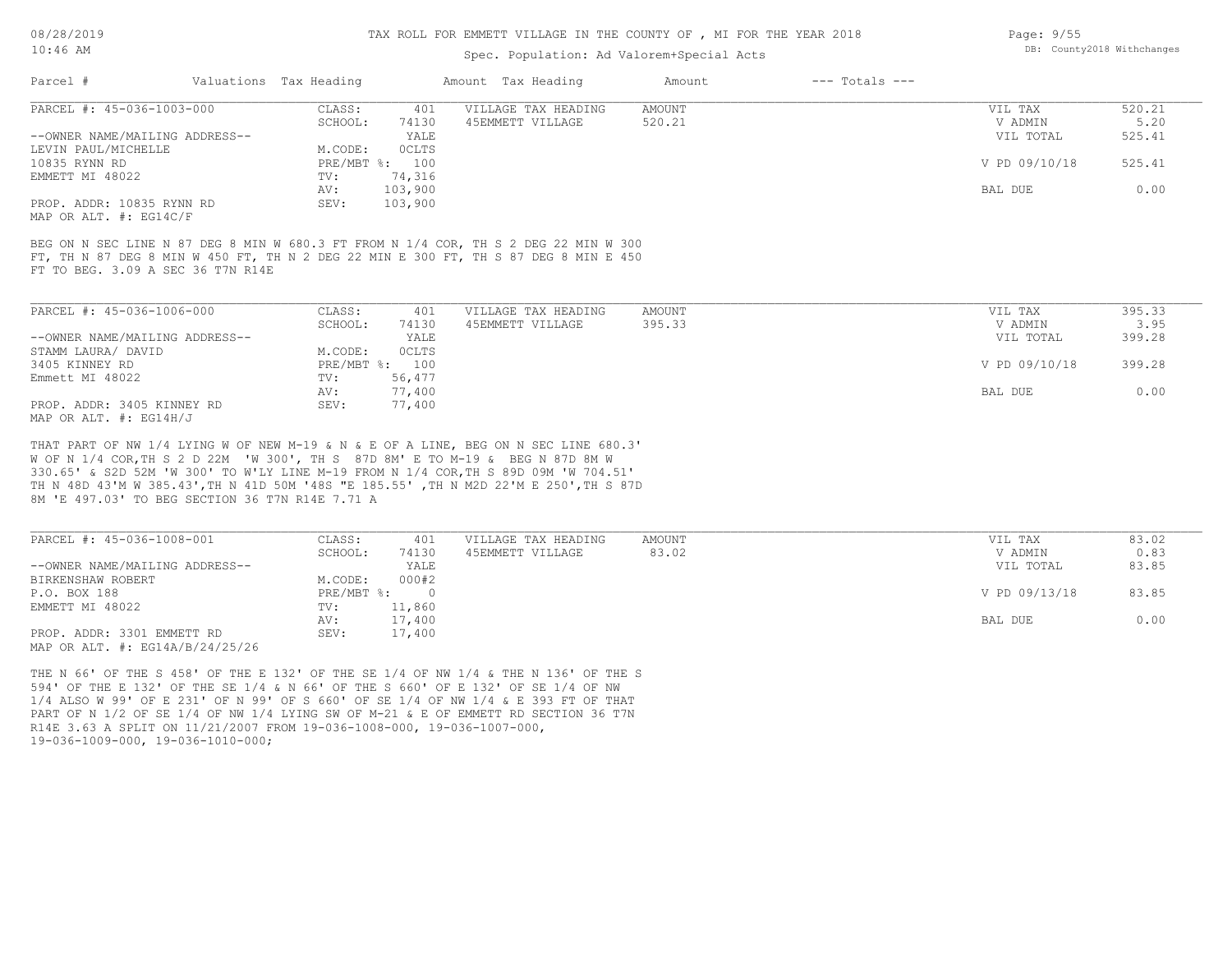# TAX ROLL FOR EMMETT VILLAGE IN THE COUNTY OF , MI FOR THE YEAR 2018

Spec. Population: Ad Valorem+Special Acts

08/28/2019 10:46 AM

DB: County2018 Withchanges

| Parcel # | Valuations | Tax Heading | Amount | Tax Heading | Amount | --- Totals --- | |
|---|---|---|---|---|---|---|---|
| PARCEL #: 45-036-1003-000 | CLASS: | 401 | VILLAGE TAX HEADING | AMOUNT | | VIL TAX | 520.21 |
| | SCHOOL: | 74130 | 45EMMETT VILLAGE | 520.21 | | V ADMIN | 5.20 |
| --OWNER NAME/MAILING ADDRESS-- | | YALE | | | | VIL TOTAL | 525.41 |
| LEVIN PAUL/MICHELLE | M.CODE: | 0CLTS | | | | | |
| 10835 RYNN RD | PRE/MBT %: | 100 | | | | V PD 09/10/18 | 525.41 |
| EMMETT MI 48022 | TV: | 74,316 | | | | | |
| | AV: | 103,900 | | | | BAL DUE | 0.00 |
| PROP. ADDR: 10835 RYNN RD | SEV: | 103,900 | | | | | |
| MAP OR ALT. #: EG14C/F | | | | | | | |

BEG ON N SEC LINE N 87 DEG 8 MIN W 680.3 FT FROM N 1/4 COR, TH S 2 DEG 22 MIN W 300 FT, TH N 87 DEG 8 MIN W 450 FT, TH N 2 DEG 22 MIN E 300 FT, TH S 87 DEG 8 MIN E 450 FT TO BEG. 3.09 A SEC 36 T7N R14E

| Parcel # | Valuations | Tax Heading | Amount | Tax Heading | Amount | --- Totals --- | |
|---|---|---|---|---|---|---|---|
| PARCEL #: 45-036-1006-000 | CLASS: | 401 | VILLAGE TAX HEADING | AMOUNT | | VIL TAX | 395.33 |
| | SCHOOL: | 74130 | 45EMMETT VILLAGE | 395.33 | | V ADMIN | 3.95 |
| --OWNER NAME/MAILING ADDRESS-- | | YALE | | | | VIL TOTAL | 399.28 |
| STAMM LAURA/ DAVID | M.CODE: | 0CLTS | | | | | |
| 3405 KINNEY RD | PRE/MBT %: | 100 | | | | V PD 09/10/18 | 399.28 |
| Emmett MI 48022 | TV: | 56,477 | | | | | |
| | AV: | 77,400 | | | | BAL DUE | 0.00 |
| PROP. ADDR: 3405 KINNEY RD | SEV: | 77,400 | | | | | |
| MAP OR ALT. #: EG14H/J | | | | | | | |

THAT PART OF NW 1/4 LYING W OF NEW M-19 & N & E OF A LINE, BEG ON N SEC LINE 680.3' W OF N 1/4 COR,TH S 2 D 22M 'W 300', TH S 87D 8M' E TO M-19 & BEG N 87D 8M W 330.65' & S2D 52M 'W 300' TO W'LY LINE M-19 FROM N 1/4 COR,TH S 89D 09M 'W 704.51' TH N 48D 43'M W 385.43',TH N 41D 50M '48S "E 185.55' ,TH N M2D 22'M E 250',TH S 87D 8M 'E 497.03' TO BEG SECTION 36 T7N R14E 7.71 A

| Parcel # | Valuations | Tax Heading | Amount | Tax Heading | Amount | --- Totals --- | |
|---|---|---|---|---|---|---|---|
| PARCEL #: 45-036-1008-001 | CLASS: | 401 | VILLAGE TAX HEADING | AMOUNT | | VIL TAX | 83.02 |
| | SCHOOL: | 74130 | 45EMMETT VILLAGE | 83.02 | | V ADMIN | 0.83 |
| --OWNER NAME/MAILING ADDRESS-- | | YALE | | | | VIL TOTAL | 83.85 |
| BIRKENSHAW ROBERT | M.CODE: | 000#2 | | | | | |
| P.O. BOX 188 | PRE/MBT %: | 0 | | | | V PD 09/13/18 | 83.85 |
| EMMETT MI 48022 | TV: | 11,860 | | | | | |
| | AV: | 17,400 | | | | BAL DUE | 0.00 |
| PROP. ADDR: 3301 EMMETT RD | SEV: | 17,400 | | | | | |
| MAP OR ALT. #: EG14A/B/24/25/26 | | | | | | | |

THE N 66' OF THE S 458' OF THE E 132' OF THE SE 1/4 OF NW 1/4 & THE N 136' OF THE S 594' OF THE E 132' OF THE SE 1/4 & N 66' OF THE S 660' OF E 132' OF SE 1/4 OF NW 1/4 ALSO W 99' OF E 231' OF N 99' OF S 660' OF SE 1/4 OF NW 1/4 & E 393 FT OF THAT PART OF N 1/2 OF SE 1/4 OF NW 1/4 LYING SW OF M-21 & E OF EMMETT RD SECTION 36 T7N R14E 3.63 A SPLIT ON 11/21/2007 FROM 19-036-1008-000, 19-036-1007-000, 19-036-1009-000, 19-036-1010-000;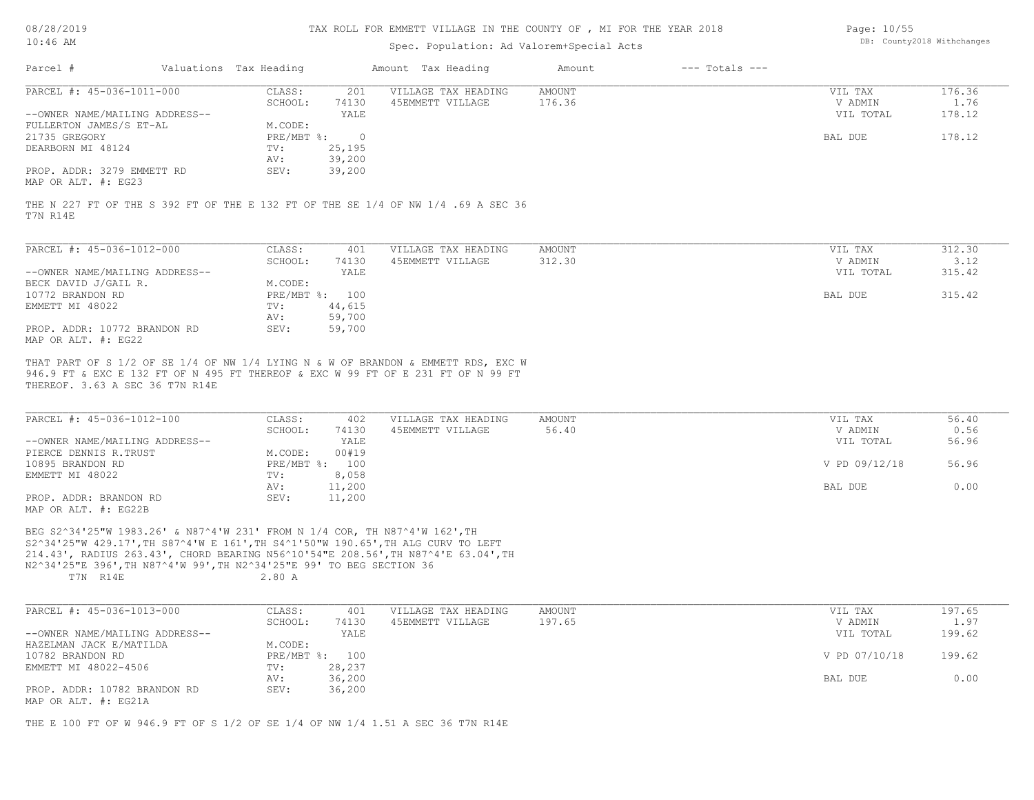TAX ROLL FOR EMMETT VILLAGE IN THE COUNTY OF , MI FOR THE YEAR 2018

Spec. Population: Ad Valorem+Special Acts

08/28/2019
10:46 AM

DB: County2018 Withchanges

| Parcel # | Valuations Tax Heading | | Amount Tax Heading | Amount | --- Totals --- | |
|---|---|---|---|---|---|---|

## PARCEL #: 45-036-1011-000

| | | | | | |
|---|---|---|---|---|---|
| CLASS: | 201 | VILLAGE TAX HEADING | AMOUNT | VIL TAX | 176.36 |
| SCHOOL: | 74130 | 45EMMETT VILLAGE | 176.36 | V ADMIN | 1.76 |
| | YALE | | | VIL TOTAL | 178.12 |
| M.CODE: | | | | | |
| PRE/MBT %: | 0 | | | BAL DUE | 178.12 |
| TV: | 25,195 | | | | |
| AV: | 39,200 | | | | |
| SEV: | 39,200 | | | | |

--OWNER NAME/MAILING ADDRESS--
FULLERTON JAMES/S ET-AL
21735 GREGORY
DEARBORN MI 48124

PROP. ADDR: 3279 EMMETT RD
MAP OR ALT. #: EG23

THE N 227 FT OF THE S 392 FT OF THE E 132 FT OF THE SE 1/4 OF NW 1/4 .69 A SEC 36 T7N R14E

## PARCEL #: 45-036-1012-000

| | | | | | |
|---|---|---|---|---|---|
| CLASS: | 401 | VILLAGE TAX HEADING | AMOUNT | VIL TAX | 312.30 |
| SCHOOL: | 74130 | 45EMMETT VILLAGE | 312.30 | V ADMIN | 3.12 |
| | YALE | | | VIL TOTAL | 315.42 |
| M.CODE: | | | | | |
| PRE/MBT %: | 100 | | | BAL DUE | 315.42 |
| TV: | 44,615 | | | | |
| AV: | 59,700 | | | | |
| SEV: | 59,700 | | | | |

--OWNER NAME/MAILING ADDRESS--
BECK DAVID J/GAIL R.
10772 BRANDON RD
EMMETT MI 48022

PROP. ADDR: 10772 BRANDON RD
MAP OR ALT. #: EG22

THAT PART OF S 1/2 OF SE 1/4 OF NW 1/4 LYING N & W OF BRANDON & EMMETT RDS, EXC W 946.9 FT & EXC E 132 FT OF N 495 FT THEREOF & EXC W 99 FT OF E 231 FT OF N 99 FT THEREOF. 3.63 A SEC 36 T7N R14E

## PARCEL #: 45-036-1012-100

| | | | | | |
|---|---|---|---|---|---|
| CLASS: | 402 | VILLAGE TAX HEADING | AMOUNT | VIL TAX | 56.40 |
| SCHOOL: | 74130 | 45EMMETT VILLAGE | 56.40 | V ADMIN | 0.56 |
| | YALE | | | VIL TOTAL | 56.96 |
| M.CODE: | 00#19 | | | | |
| PRE/MBT %: | 100 | | | V PD 09/12/18 | 56.96 |
| TV: | 8,058 | | | | |
| AV: | 11,200 | | | BAL DUE | 0.00 |
| SEV: | 11,200 | | | | |

--OWNER NAME/MAILING ADDRESS--
PIERCE DENNIS R.TRUST
10895 BRANDON RD
EMMETT MI 48022

PROP. ADDR: BRANDON RD
MAP OR ALT. #: EG22B

BEG S2^34'25"W 1983.26' & N87^4'W 231' FROM N 1/4 COR, TH N87^4'W 162',TH S2^34'25"W 429.17',TH S87^4'W E 161',TH S4^1'50"W 190.65',TH ALG CURV TO LEFT 214.43', RADIUS 263.43', CHORD BEARING N56^10'54"E 208.56',TH N87^4'E 63.04',TH N2^34'25"E 396',TH N87^4'W 99',TH N2^34'25"E 99' TO BEG SECTION 36 T7N R14E 2.80 A

## PARCEL #: 45-036-1013-000

| | | | | | |
|---|---|---|---|---|---|
| CLASS: | 401 | VILLAGE TAX HEADING | AMOUNT | VIL TAX | 197.65 |
| SCHOOL: | 74130 | 45EMMETT VILLAGE | 197.65 | V ADMIN | 1.97 |
| | YALE | | | VIL TOTAL | 199.62 |
| M.CODE: | | | | | |
| PRE/MBT %: | 100 | | | V PD 07/10/18 | 199.62 |
| TV: | 28,237 | | | | |
| AV: | 36,200 | | | BAL DUE | 0.00 |
| SEV: | 36,200 | | | | |

--OWNER NAME/MAILING ADDRESS--
HAZELMAN JACK E/MATILDA
10782 BRANDON RD
EMMETT MI 48022-4506

PROP. ADDR: 10782 BRANDON RD
MAP OR ALT. #: EG21A

THE E 100 FT OF W 946.9 FT OF S 1/2 OF SE 1/4 OF NW 1/4 1.51 A SEC 36 T7N R14E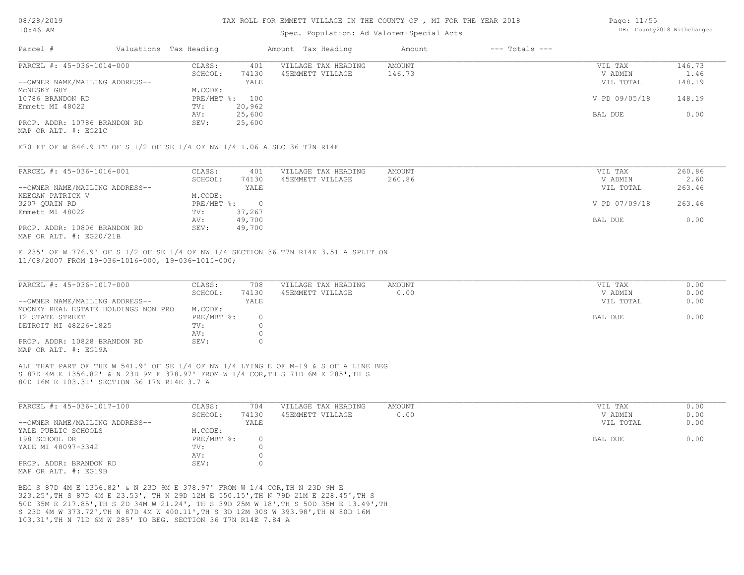# TAX ROLL FOR EMMETT VILLAGE IN THE COUNTY OF , MI FOR THE YEAR 2018

Spec. Population: Ad Valorem+Special Acts

08/28/2019 10:46 AM

DB: County2018 Withchanges

| Parcel # | Valuations | Tax Heading | Amount | Tax Heading | Amount | --- Totals --- | |
|---|---|---|---|---|---|---|---|

---

**PARCEL #: 45-036-1014-000**

| | | | | | |
|---|---|---|---|---|---|
| CLASS: | 401 | VILLAGE TAX HEADING | AMOUNT | VIL TAX | 146.73 |
| SCHOOL: | 74130 | 45EMMETT VILLAGE | 146.73 | V ADMIN | 1.46 |
| | YALE | | | VIL TOTAL | 148.19 |
| M.CODE: | | | | | |
| PRE/MBT %: | 100 | | | V PD 09/05/18 | 148.19 |
| TV: | 20,962 | | | | |
| AV: | 25,600 | | | BAL DUE | 0.00 |
| SEV: | 25,600 | | | | |

--OWNER NAME/MAILING ADDRESS--
McNESKY GUY
10786 BRANDON RD
Emmett MI 48022

PROP. ADDR: 10786 BRANDON RD
MAP OR ALT. #: EG21C

E70 FT OF W 846.9 FT OF S 1/2 OF SE 1/4 OF NW 1/4 1.06 A SEC 36 T7N R14E

---

**PARCEL #: 45-036-1016-001**

| | | | | | |
|---|---|---|---|---|---|
| CLASS: | 401 | VILLAGE TAX HEADING | AMOUNT | VIL TAX | 260.86 |
| SCHOOL: | 74130 | 45EMMETT VILLAGE | 260.86 | V ADMIN | 2.60 |
| | YALE | | | VIL TOTAL | 263.46 |
| M.CODE: | | | | | |
| PRE/MBT %: | 0 | | | V PD 07/09/18 | 263.46 |
| TV: | 37,267 | | | | |
| AV: | 49,700 | | | BAL DUE | 0.00 |
| SEV: | 49,700 | | | | |

--OWNER NAME/MAILING ADDRESS--
KEEGAN PATRICK V
3207 QUAIN RD
Emmett MI 48022

PROP. ADDR: 10806 BRANDON RD
MAP OR ALT. #: EG20/21B

E 235' OF W 776.9' OF S 1/2 OF SE 1/4 OF NW 1/4 SECTION 36 T7N R14E 3.51 A SPLIT ON 11/08/2007 FROM 19-036-1016-000, 19-036-1015-000;

---

**PARCEL #: 45-036-1017-000**

| | | | | | |
|---|---|---|---|---|---|
| CLASS: | 708 | VILLAGE TAX HEADING | AMOUNT | VIL TAX | 0.00 |
| SCHOOL: | 74130 | 45EMMETT VILLAGE | 0.00 | V ADMIN | 0.00 |
| | YALE | | | VIL TOTAL | 0.00 |
| M.CODE: | | | | | |
| PRE/MBT %: | 0 | | | BAL DUE | 0.00 |
| TV: | 0 | | | | |
| AV: | 0 | | | | |
| SEV: | 0 | | | | |

--OWNER NAME/MAILING ADDRESS--
MOONEY REAL ESTATE HOLDINGS NON PRO
12 STATE STREET
DETROIT MI 48226-1825

PROP. ADDR: 10828 BRANDON RD
MAP OR ALT. #: EG19A

ALL THAT PART OF THE W 541.9' OF SE 1/4 OF NW 1/4 LYING E OF M-19 & S OF A LINE BEG S 87D 4M E 1356.82' & N 23D 9M E 378.97' FROM W 1/4 COR,TH S 71D 6M E 285',TH S 80D 16M E 103.31' SECTION 36 T7N R14E 3.7 A

---

**PARCEL #: 45-036-1017-100**

| | | | | | |
|---|---|---|---|---|---|
| CLASS: | 704 | VILLAGE TAX HEADING | AMOUNT | VIL TAX | 0.00 |
| SCHOOL: | 74130 | 45EMMETT VILLAGE | 0.00 | V ADMIN | 0.00 |
| | YALE | | | VIL TOTAL | 0.00 |
| M.CODE: | | | | | |
| PRE/MBT %: | 0 | | | BAL DUE | 0.00 |
| TV: | 0 | | | | |
| AV: | 0 | | | | |
| SEV: | 0 | | | | |

--OWNER NAME/MAILING ADDRESS--
YALE PUBLIC SCHOOLS
198 SCHOOL DR
YALE MI 48097-3342

PROP. ADDR: BRANDON RD
MAP OR ALT. #: EG19B

BEG S 87D 4M E 1356.82' & N 23D 9M E 378.97' FROM W 1/4 COR,TH N 23D 9M E 323.25',TH S 87D 4M E 23.53', TH N 29D 12M E 550.15',TH N 79D 21M E 228.45',TH S 50D 35M E 217.85',TH S 2D 34M W 21.24', TH S 39D 25M W 18',TH S 50D 35M E 13.49',TH S 23D 4M W 373.72',TH N 87D 4M W 400.11',TH S 3D 12M 30S W 393.98',TH N 80D 16M 103.31',TH N 71D 6M W 285' TO BEG. SECTION 36 T7N R14E 7.84 A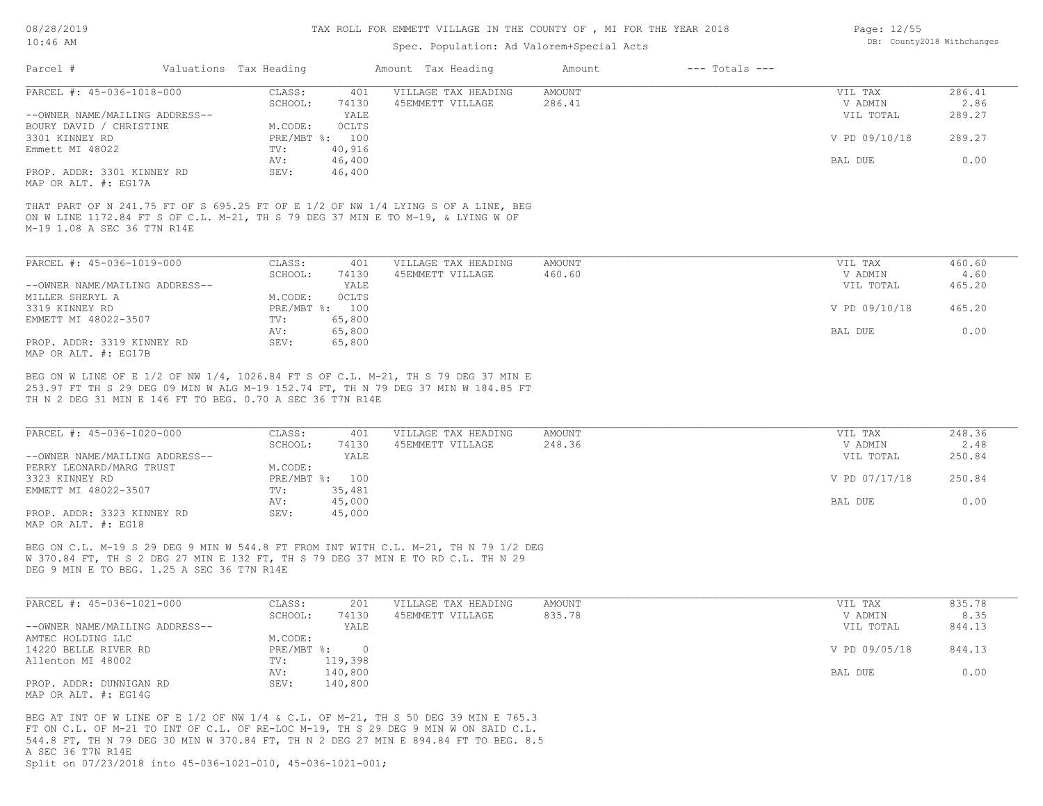TAX ROLL FOR EMMETT VILLAGE IN THE COUNTY OF , MI FOR THE YEAR 2018

Spec. Population: Ad Valorem+Special Acts

| Parcel # | Valuations | Tax Heading | Amount | Tax Heading | Amount | --- Totals --- |
|---|---|---|---|---|---|---|

**PARCEL #: 45-036-1018-000**

| | | | | | |
|---|---|---|---|---|---|
| --OWNER NAME/MAILING ADDRESS-- | CLASS: 401 | VILLAGE TAX HEADING | AMOUNT | VIL TAX | 286.41 |
| BOURY DAVID / CHRISTINE | SCHOOL: 74130 | 45EMMETT VILLAGE | 286.41 | V ADMIN | 2.86 |
| 3301 KINNEY RD | YALE | | | VIL TOTAL | 289.27 |
| Emmett MI 48022 | M.CODE: 0CLTS | | | | |
| PROP. ADDR: 3301 KINNEY RD | PRE/MBT %: 100 | | | V PD 09/10/18 | 289.27 |
| MAP OR ALT. #: EG17A | TV: 40,916 | | | | |
| | AV: 46,400 | | | BAL DUE | 0.00 |
| | SEV: 46,400 | | | | |

THAT PART OF N 241.75 FT OF S 695.25 FT OF E 1/2 OF NW 1/4 LYING S OF A LINE, BEG ON W LINE 1172.84 FT S OF C.L. M-21, TH S 79 DEG 37 MIN E TO M-19, & LYING W OF M-19 1.08 A SEC 36 T7N R14E

**PARCEL #: 45-036-1019-000**

| | | | | | |
|---|---|---|---|---|---|
| --OWNER NAME/MAILING ADDRESS-- | CLASS: 401 | VILLAGE TAX HEADING | AMOUNT | VIL TAX | 460.60 |
| MILLER SHERYL A | SCHOOL: 74130 | 45EMMETT VILLAGE | 460.60 | V ADMIN | 4.60 |
| 3319 KINNEY RD | YALE | | | VIL TOTAL | 465.20 |
| EMMETT MI 48022-3507 | M.CODE: 0CLTS | | | | |
| PROP. ADDR: 3319 KINNEY RD | PRE/MBT %: 100 | | | V PD 09/10/18 | 465.20 |
| MAP OR ALT. #: EG17B | TV: 65,800 | | | | |
| | AV: 65,800 | | | BAL DUE | 0.00 |
| | SEV: 65,800 | | | | |

BEG ON W LINE OF E 1/2 OF NW 1/4, 1026.84 FT S OF C.L. M-21, TH S 79 DEG 37 MIN E 253.97 FT TH S 29 DEG 09 MIN W ALG M-19 152.74 FT, TH N 79 DEG 37 MIN W 184.85 FT TH N 2 DEG 31 MIN E 146 FT TO BEG. 0.70 A SEC 36 T7N R14E

**PARCEL #: 45-036-1020-000**

| | | | | | |
|---|---|---|---|---|---|
| --OWNER NAME/MAILING ADDRESS-- | CLASS: 401 | VILLAGE TAX HEADING | AMOUNT | VIL TAX | 248.36 |
| PERRY LEONARD/MARG TRUST | SCHOOL: 74130 | 45EMMETT VILLAGE | 248.36 | V ADMIN | 2.48 |
| 3323 KINNEY RD | YALE | | | VIL TOTAL | 250.84 |
| EMMETT MI 48022-3507 | M.CODE: | | | | |
| PROP. ADDR: 3323 KINNEY RD | PRE/MBT %: 100 | | | V PD 07/17/18 | 250.84 |
| MAP OR ALT. #: EG18 | TV: 35,481 | | | | |
| | AV: 45,000 | | | BAL DUE | 0.00 |
| | SEV: 45,000 | | | | |

BEG ON C.L. M-19 S 29 DEG 9 MIN W 544.8 FT FROM INT WITH C.L. M-21, TH N 79 1/2 DEG W 370.84 FT, TH S 2 DEG 27 MIN E 132 FT, TH S 79 DEG 37 MIN E TO RD C.L. TH N 29 DEG 9 MIN E TO BEG. 1.25 A SEC 36 T7N R14E

**PARCEL #: 45-036-1021-000**

| | | | | | |
|---|---|---|---|---|---|
| --OWNER NAME/MAILING ADDRESS-- | CLASS: 201 | VILLAGE TAX HEADING | AMOUNT | VIL TAX | 835.78 |
| AMTEC HOLDING LLC | SCHOOL: 74130 | 45EMMETT VILLAGE | 835.78 | V ADMIN | 8.35 |
| 14220 BELLE RIVER RD | YALE | | | VIL TOTAL | 844.13 |
| Allenton MI 48002 | M.CODE: | | | | |
| PROP. ADDR: DUNNIGAN RD | PRE/MBT %: 0 | | | V PD 09/05/18 | 844.13 |
| MAP OR ALT. #: EG14G | TV: 119,398 | | | | |
| | AV: 140,800 | | | BAL DUE | 0.00 |
| | SEV: 140,800 | | | | |

BEG AT INT OF W LINE OF E 1/2 OF NW 1/4 & C.L. OF M-21, TH S 50 DEG 39 MIN E 765.3 FT ON C.L. OF M-21 TO INT OF C.L. OF RE-LOC M-19, TH S 29 DEG 9 MIN W ON SAID C.L. 544.8 FT, TH N 79 DEG 30 MIN W 370.84 FT, TH N 2 DEG 27 MIN E 894.84 FT TO BEG. 8.5 A SEC 36 T7N R14E

Split on 07/23/2018 into 45-036-1021-010, 45-036-1021-001;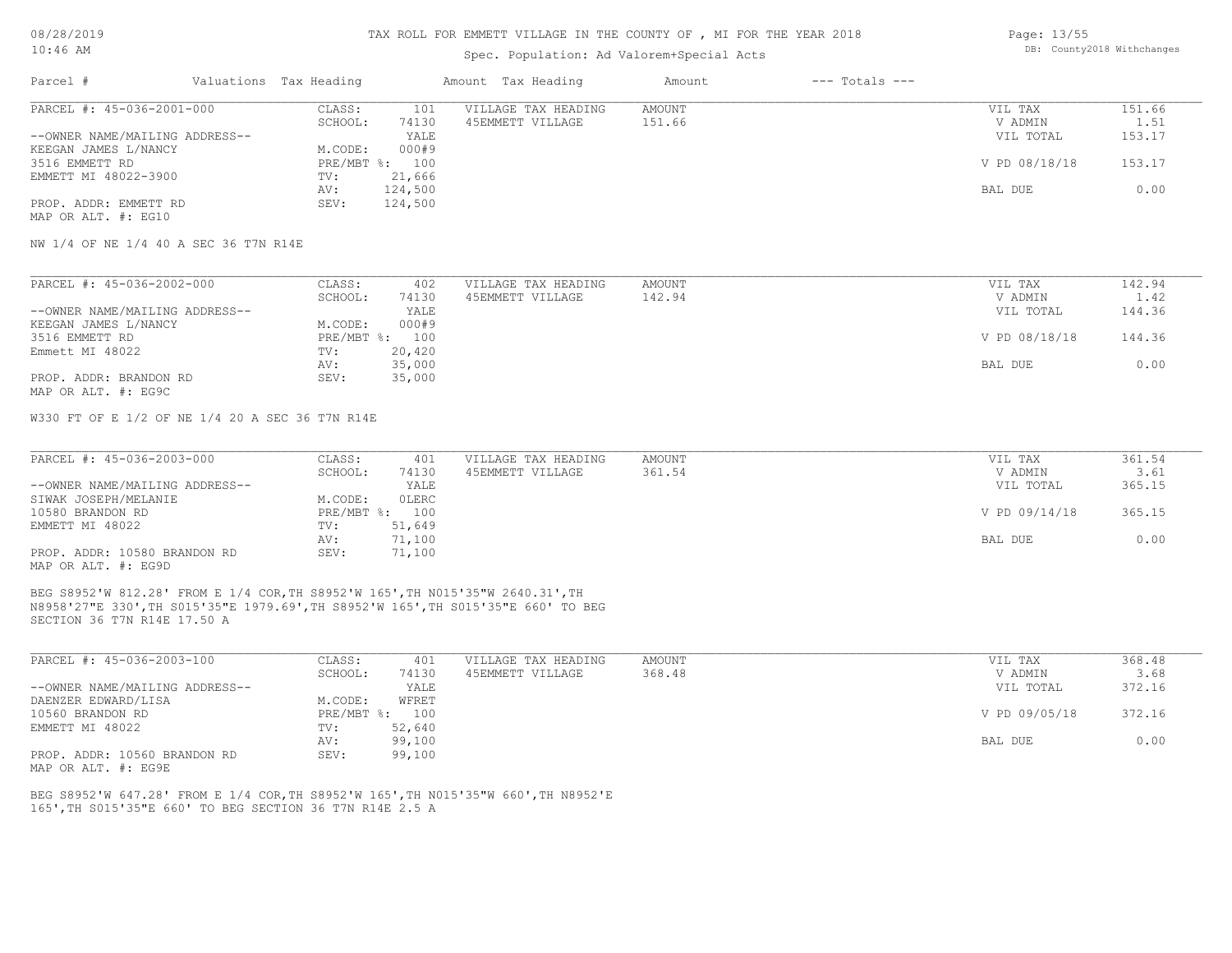# TAX ROLL FOR EMMETT VILLAGE IN THE COUNTY OF , MI FOR THE YEAR 2018

Spec. Population: Ad Valorem+Special Acts

| Parcel # | Valuations | Tax Heading | Amount | Tax Heading | Amount | --- Totals --- | |
|---|---|---|---|---|---|---|---|

---

**PARCEL #: 45-036-2001-000**

| | | | | | |
|---|---|---|---|---|---|
| CLASS: | 101 | VILLAGE TAX HEADING | AMOUNT | VIL TAX | 151.66 |
| SCHOOL: | 74130 | 45EMMETT VILLAGE | 151.66 | V ADMIN | 1.51 |
| | YALE | | | VIL TOTAL | 153.17 |
| M.CODE: | 000#9 | | | | |
| PRE/MBT %: | 100 | | | V PD 08/18/18 | 153.17 |
| TV: | 21,666 | | | | |
| AV: | 124,500 | | | BAL DUE | 0.00 |
| SEV: | 124,500 | | | | |

--OWNER NAME/MAILING ADDRESS--
KEEGAN JAMES L/NANCY
3516 EMMETT RD
EMMETT MI 48022-3900

PROP. ADDR: EMMETT RD
MAP OR ALT. #: EG10

NW 1/4 OF NE 1/4 40 A SEC 36 T7N R14E

---

**PARCEL #: 45-036-2002-000**

| | | | | | |
|---|---|---|---|---|---|
| CLASS: | 402 | VILLAGE TAX HEADING | AMOUNT | VIL TAX | 142.94 |
| SCHOOL: | 74130 | 45EMMETT VILLAGE | 142.94 | V ADMIN | 1.42 |
| | YALE | | | VIL TOTAL | 144.36 |
| M.CODE: | 000#9 | | | | |
| PRE/MBT %: | 100 | | | V PD 08/18/18 | 144.36 |
| TV: | 20,420 | | | | |
| AV: | 35,000 | | | BAL DUE | 0.00 |
| SEV: | 35,000 | | | | |

--OWNER NAME/MAILING ADDRESS--
KEEGAN JAMES L/NANCY
3516 EMMETT RD
Emmett MI 48022

PROP. ADDR: BRANDON RD
MAP OR ALT. #: EG9C

W330 FT OF E 1/2 OF NE 1/4 20 A SEC 36 T7N R14E

---

**PARCEL #: 45-036-2003-000**

| | | | | | |
|---|---|---|---|---|---|
| CLASS: | 401 | VILLAGE TAX HEADING | AMOUNT | VIL TAX | 361.54 |
| SCHOOL: | 74130 | 45EMMETT VILLAGE | 361.54 | V ADMIN | 3.61 |
| | YALE | | | VIL TOTAL | 365.15 |
| M.CODE: | 0LERC | | | | |
| PRE/MBT %: | 100 | | | V PD 09/14/18 | 365.15 |
| TV: | 51,649 | | | | |
| AV: | 71,100 | | | BAL DUE | 0.00 |
| SEV: | 71,100 | | | | |

--OWNER NAME/MAILING ADDRESS--
SIWAK JOSEPH/MELANIE
10580 BRANDON RD
EMMETT MI 48022

PROP. ADDR: 10580 BRANDON RD
MAP OR ALT. #: EG9D

BEG S8952'W 812.28' FROM E 1/4 COR,TH S8952'W 165',TH N015'35"W 2640.31',TH N8958'27"E 330',TH S015'35"E 1979.69',TH S8952'W 165',TH S015'35"E 660' TO BEG SECTION 36 T7N R14E 17.50 A

---

**PARCEL #: 45-036-2003-100**

| | | | | | |
|---|---|---|---|---|---|
| CLASS: | 401 | VILLAGE TAX HEADING | AMOUNT | VIL TAX | 368.48 |
| SCHOOL: | 74130 | 45EMMETT VILLAGE | 368.48 | V ADMIN | 3.68 |
| | YALE | | | VIL TOTAL | 372.16 |
| M.CODE: | WFRET | | | | |
| PRE/MBT %: | 100 | | | V PD 09/05/18 | 372.16 |
| TV: | 52,640 | | | | |
| AV: | 99,100 | | | BAL DUE | 0.00 |
| SEV: | 99,100 | | | | |

--OWNER NAME/MAILING ADDRESS--
DAENZER EDWARD/LISA
10560 BRANDON RD
EMMETT MI 48022

PROP. ADDR: 10560 BRANDON RD
MAP OR ALT. #: EG9E

BEG S8952'W 647.28' FROM E 1/4 COR,TH S8952'W 165',TH N015'35"W 660',TH N8952'E 165',TH S015'35"E 660' TO BEG SECTION 36 T7N R14E 2.5 A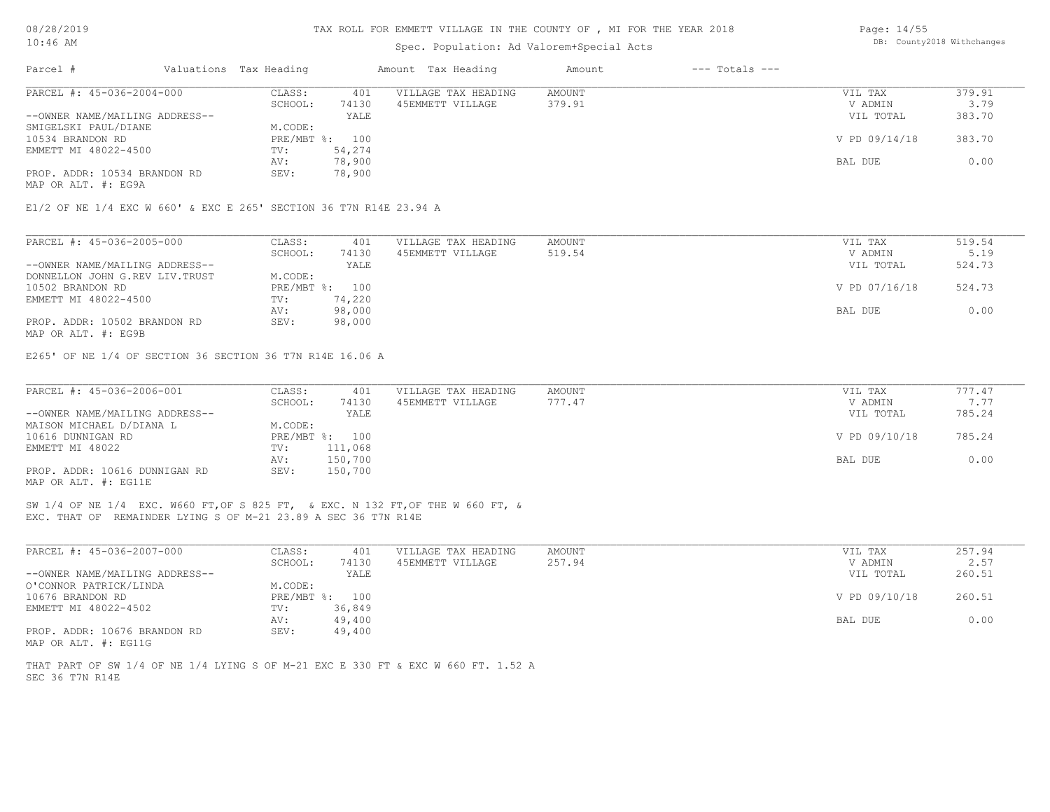TAX ROLL FOR EMMETT VILLAGE IN THE COUNTY OF , MI FOR THE YEAR 2018

Spec. Population: Ad Valorem+Special Acts

| Parcel # | Valuations Tax Heading | Amount Tax Heading | Amount | --- Totals --- |
|---|---|---|---|---|

---

PARCEL #: 45-036-2004-000

| | | | | | | |
|---|---|---|---|---|---|---|
| CLASS: | 401 | VILLAGE TAX HEADING | AMOUNT | | VIL TAX | 379.91 |
| SCHOOL: | 74130 | 45EMMETT VILLAGE | 379.91 | | V ADMIN | 3.79 |
| | YALE | | | | VIL TOTAL | 383.70 |
| M.CODE: | | | | | | |
| PRE/MBT %: | 100 | | | | V PD 09/14/18 | 383.70 |
| TV: | 54,274 | | | | | |
| AV: | 78,900 | | | | BAL DUE | 0.00 |
| SEV: | 78,900 | | | | | |

--OWNER NAME/MAILING ADDRESS--
SMIGELSKI PAUL/DIANE
10534 BRANDON RD
EMMETT MI 48022-4500

PROP. ADDR: 10534 BRANDON RD
MAP OR ALT. #: EG9A

E1/2 OF NE 1/4 EXC W 660' & EXC E 265' SECTION 36 T7N R14E 23.94 A

---

PARCEL #: 45-036-2005-000

| | | | | | | |
|---|---|---|---|---|---|---|
| CLASS: | 401 | VILLAGE TAX HEADING | AMOUNT | | VIL TAX | 519.54 |
| SCHOOL: | 74130 | 45EMMETT VILLAGE | 519.54 | | V ADMIN | 5.19 |
| | YALE | | | | VIL TOTAL | 524.73 |
| M.CODE: | | | | | | |
| PRE/MBT %: | 100 | | | | V PD 07/16/18 | 524.73 |
| TV: | 74,220 | | | | | |
| AV: | 98,000 | | | | BAL DUE | 0.00 |
| SEV: | 98,000 | | | | | |

--OWNER NAME/MAILING ADDRESS--
DONNELLON JOHN G.REV LIV.TRUST
10502 BRANDON RD
EMMETT MI 48022-4500

PROP. ADDR: 10502 BRANDON RD
MAP OR ALT. #: EG9B

E265' OF NE 1/4 OF SECTION 36 SECTION 36 T7N R14E 16.06 A

---

PARCEL #: 45-036-2006-001

| | | | | | | |
|---|---|---|---|---|---|---|
| CLASS: | 401 | VILLAGE TAX HEADING | AMOUNT | | VIL TAX | 777.47 |
| SCHOOL: | 74130 | 45EMMETT VILLAGE | 777.47 | | V ADMIN | 7.77 |
| | YALE | | | | VIL TOTAL | 785.24 |
| M.CODE: | | | | | | |
| PRE/MBT %: | 100 | | | | V PD 09/10/18 | 785.24 |
| TV: | 111,068 | | | | | |
| AV: | 150,700 | | | | BAL DUE | 0.00 |
| SEV: | 150,700 | | | | | |

--OWNER NAME/MAILING ADDRESS--
MAISON MICHAEL D/DIANA L
10616 DUNNIGAN RD
EMMETT MI 48022

PROP. ADDR: 10616 DUNNIGAN RD
MAP OR ALT. #: EG11E

SW 1/4 OF NE 1/4 EXC. W660 FT,OF S 825 FT, & EXC. N 132 FT,OF THE W 660 FT, &
EXC. THAT OF REMAINDER LYING S OF M-21 23.89 A SEC 36 T7N R14E

---

PARCEL #: 45-036-2007-000

| | | | | | | |
|---|---|---|---|---|---|---|
| CLASS: | 401 | VILLAGE TAX HEADING | AMOUNT | | VIL TAX | 257.94 |
| SCHOOL: | 74130 | 45EMMETT VILLAGE | 257.94 | | V ADMIN | 2.57 |
| | YALE | | | | VIL TOTAL | 260.51 |
| M.CODE: | | | | | | |
| PRE/MBT %: | 100 | | | | V PD 09/10/18 | 260.51 |
| TV: | 36,849 | | | | | |
| AV: | 49,400 | | | | BAL DUE | 0.00 |
| SEV: | 49,400 | | | | | |

--OWNER NAME/MAILING ADDRESS--
O'CONNOR PATRICK/LINDA
10676 BRANDON RD
EMMETT MI 48022-4502

PROP. ADDR: 10676 BRANDON RD
MAP OR ALT. #: EG11G

THAT PART OF SW 1/4 OF NE 1/4 LYING S OF M-21 EXC E 330 FT & EXC W 660 FT. 1.52 A
SEC 36 T7N R14E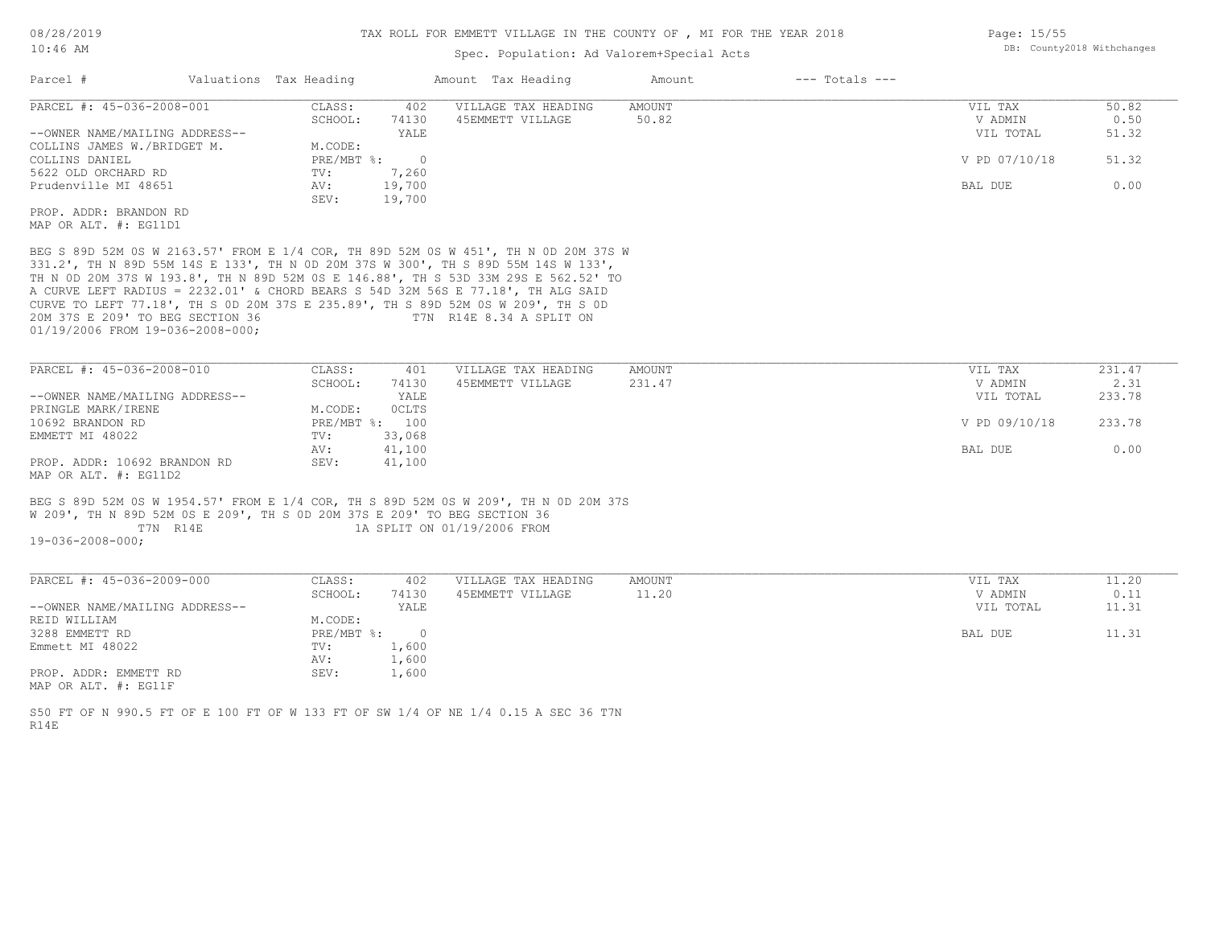TAX ROLL FOR EMMETT VILLAGE IN THE COUNTY OF , MI FOR THE YEAR 2018

Spec. Population: Ad Valorem+Special Acts

| Parcel # | Valuations | Tax Heading | Amount | Tax Heading | Amount | --- Totals --- | |
|---|---|---|---|---|---|---|---|

**PARCEL #: 45-036-2008-001**

| | | | | | |
|---|---|---|---|---|---|
| CLASS: | 402 | VILLAGE TAX HEADING | AMOUNT | VIL TAX | 50.82 |
| SCHOOL: | 74130 | 45EMMETT VILLAGE | 50.82 | V ADMIN | 0.50 |
| | YALE | | | VIL TOTAL | 51.32 |
| M.CODE: | | | | | |
| PRE/MBT %: | 0 | | | V PD 07/10/18 | 51.32 |
| TV: | 7,260 | | | | |
| AV: | 19,700 | | | BAL DUE | 0.00 |
| SEV: | 19,700 | | | | |

--OWNER NAME/MAILING ADDRESS--
COLLINS JAMES W./BRIDGET M.
COLLINS DANIEL
5622 OLD ORCHARD RD
Prudenville MI 48651

PROP. ADDR: BRANDON RD
MAP OR ALT. #: EG11D1

BEG S 89D 52M 0S W 2163.57' FROM E 1/4 COR, TH 89D 52M 0S W 451', TH N 0D 20M 37S W 331.2', TH N 89D 55M 14S E 133', TH N 0D 20M 37S W 300', TH S 89D 55M 14S W 133', TH N 0D 20M 37S W 193.8', TH N 89D 52M 0S E 146.88', TH S 53D 33M 29S E 562.52' TO A CURVE LEFT RADIUS = 2232.01' & CHORD BEARS S 54D 32M 56S E 77.18', TH ALG SAID CURVE TO LEFT 77.18', TH S 0D 20M 37S E 235.89', TH S 89D 52M 0S W 209', TH S 0D 20M 37S E 209' TO BEG SECTION 36 T7N R14E 8.34 A SPLIT ON 01/19/2006 FROM 19-036-2008-000;

**PARCEL #: 45-036-2008-010**

| | | | | | |
|---|---|---|---|---|---|
| CLASS: | 401 | VILLAGE TAX HEADING | AMOUNT | VIL TAX | 231.47 |
| SCHOOL: | 74130 | 45EMMETT VILLAGE | 231.47 | V ADMIN | 2.31 |
| | YALE | | | VIL TOTAL | 233.78 |
| M.CODE: | 0CLTS | | | | |
| PRE/MBT %: | 100 | | | V PD 09/10/18 | 233.78 |
| TV: | 33,068 | | | | |
| AV: | 41,100 | | | BAL DUE | 0.00 |
| SEV: | 41,100 | | | | |

--OWNER NAME/MAILING ADDRESS--
PRINGLE MARK/IRENE
10692 BRANDON RD
EMMETT MI 48022

PROP. ADDR: 10692 BRANDON RD
MAP OR ALT. #: EG11D2

BEG S 89D 52M 0S W 1954.57' FROM E 1/4 COR, TH S 89D 52M 0S W 209', TH N 0D 20M 37S W 209', TH N 89D 52M 0S E 209', TH S 0D 20M 37S E 209' TO BEG SECTION 36 T7N R14E 1A SPLIT ON 01/19/2006 FROM 19-036-2008-000;

**PARCEL #: 45-036-2009-000**

| | | | | | |
|---|---|---|---|---|---|
| CLASS: | 402 | VILLAGE TAX HEADING | AMOUNT | VIL TAX | 11.20 |
| SCHOOL: | 74130 | 45EMMETT VILLAGE | 11.20 | V ADMIN | 0.11 |
| | YALE | | | VIL TOTAL | 11.31 |
| M.CODE: | | | | | |
| PRE/MBT %: | 0 | | | BAL DUE | 11.31 |
| TV: | 1,600 | | | | |
| AV: | 1,600 | | | | |
| SEV: | 1,600 | | | | |

--OWNER NAME/MAILING ADDRESS--
REID WILLIAM
3288 EMMETT RD
Emmett MI 48022

PROP. ADDR: EMMETT RD
MAP OR ALT. #: EG11F

S50 FT OF N 990.5 FT OF E 100 FT OF W 133 FT OF SW 1/4 OF NE 1/4 0.15 A SEC 36 T7N R14E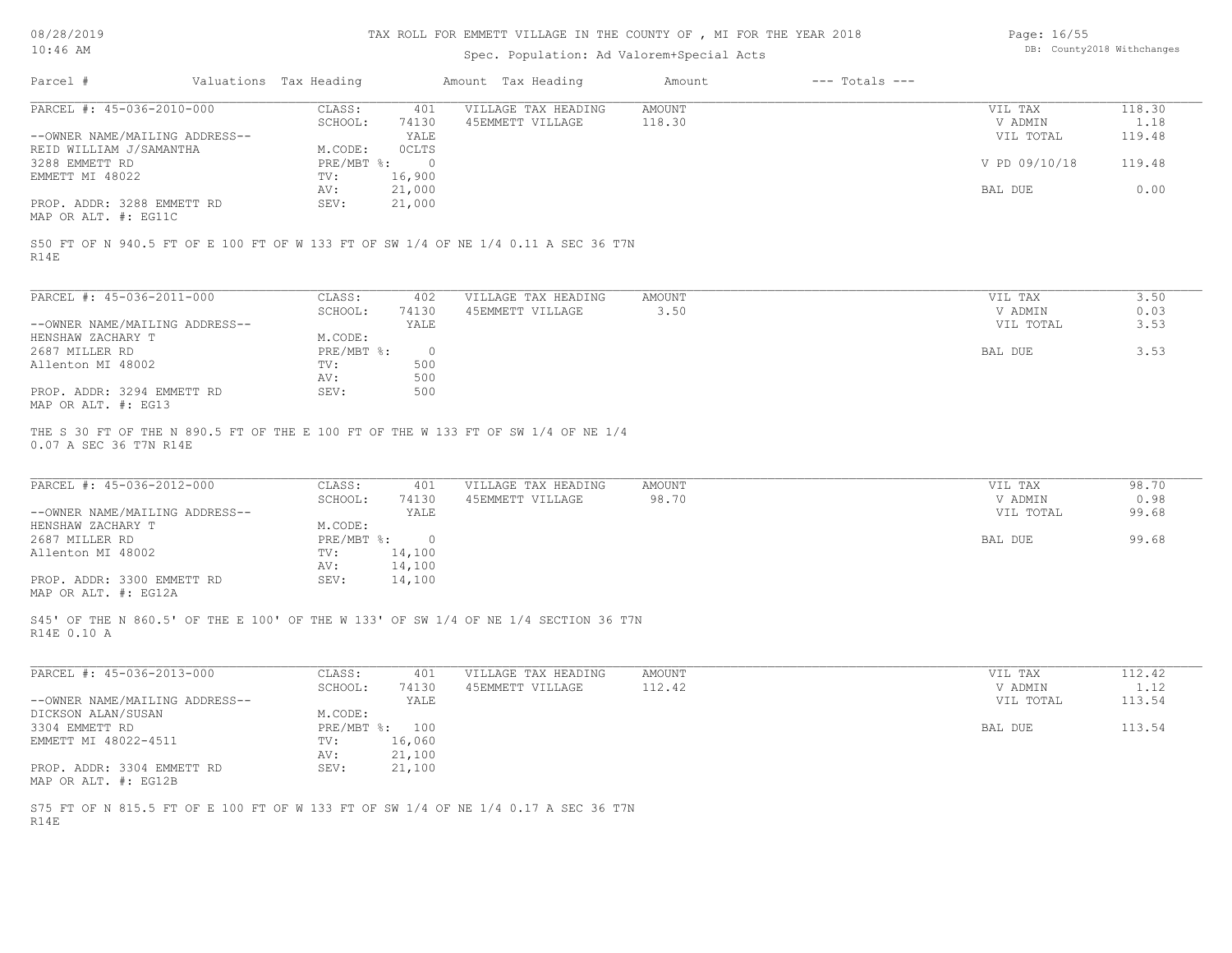# TAX ROLL FOR EMMETT VILLAGE IN THE COUNTY OF , MI FOR THE YEAR 2018

Spec. Population: Ad Valorem+Special Acts

DB: County2018 Withchanges

| Parcel # | Valuations | Tax Heading | Amount | Tax Heading | Amount | --- Totals --- | |
|---|---|---|---|---|---|---|---|
| PARCEL #: 45-036-2010-000 | CLASS: | 401 | VILLAGE TAX HEADING | AMOUNT | | VIL TAX | 118.30 |
| | SCHOOL: | 74130 | 45EMMETT VILLAGE | 118.30 | | V ADMIN | 1.18 |
| --OWNER NAME/MAILING ADDRESS-- | | YALE | | | | VIL TOTAL | 119.48 |
| REID WILLIAM J/SAMANTHA | M.CODE: | OCLTS | | | | | |
| 3288 EMMETT RD | PRE/MBT %: | 0 | | | | V PD 09/10/18 | 119.48 |
| EMMETT MI 48022 | TV: | 16,900 | | | | | |
| | AV: | 21,000 | | | | BAL DUE | 0.00 |
| PROP. ADDR: 3288 EMMETT RD | SEV: | 21,000 | | | | | |
| MAP OR ALT. #: EG11C | | | | | | | |

S50 FT OF N 940.5 FT OF E 100 FT OF W 133 FT OF SW 1/4 OF NE 1/4 0.11 A SEC 36 T7N R14E

| Parcel # | Valuations | Tax Heading | Amount | Tax Heading | Amount | --- Totals --- | |
|---|---|---|---|---|---|---|---|
| PARCEL #: 45-036-2011-000 | CLASS: | 402 | VILLAGE TAX HEADING | AMOUNT | | VIL TAX | 3.50 |
| | SCHOOL: | 74130 | 45EMMETT VILLAGE | 3.50 | | V ADMIN | 0.03 |
| --OWNER NAME/MAILING ADDRESS-- | | YALE | | | | VIL TOTAL | 3.53 |
| HENSHAW ZACHARY T | M.CODE: | | | | | | |
| 2687 MILLER RD | PRE/MBT %: | 0 | | | | BAL DUE | 3.53 |
| Allenton MI 48002 | TV: | 500 | | | | | |
| | AV: | 500 | | | | | |
| PROP. ADDR: 3294 EMMETT RD | SEV: | 500 | | | | | |
| MAP OR ALT. #: EG13 | | | | | | | |

THE S 30 FT OF THE N 890.5 FT OF THE E 100 FT OF THE W 133 FT OF SW 1/4 OF NE 1/4 0.07 A SEC 36 T7N R14E

| Parcel # | Valuations | Tax Heading | Amount | Tax Heading | Amount | --- Totals --- | |
|---|---|---|---|---|---|---|---|
| PARCEL #: 45-036-2012-000 | CLASS: | 401 | VILLAGE TAX HEADING | AMOUNT | | VIL TAX | 98.70 |
| | SCHOOL: | 74130 | 45EMMETT VILLAGE | 98.70 | | V ADMIN | 0.98 |
| --OWNER NAME/MAILING ADDRESS-- | | YALE | | | | VIL TOTAL | 99.68 |
| HENSHAW ZACHARY T | M.CODE: | | | | | | |
| 2687 MILLER RD | PRE/MBT %: | 0 | | | | BAL DUE | 99.68 |
| Allenton MI 48002 | TV: | 14,100 | | | | | |
| | AV: | 14,100 | | | | | |
| PROP. ADDR: 3300 EMMETT RD | SEV: | 14,100 | | | | | |
| MAP OR ALT. #: EG12A | | | | | | | |

S45' OF THE N 860.5' OF THE E 100' OF THE W 133' OF SW 1/4 OF NE 1/4 SECTION 36 T7N R14E 0.10 A

| Parcel # | Valuations | Tax Heading | Amount | Tax Heading | Amount | --- Totals --- | |
|---|---|---|---|---|---|---|---|
| PARCEL #: 45-036-2013-000 | CLASS: | 401 | VILLAGE TAX HEADING | AMOUNT | | VIL TAX | 112.42 |
| | SCHOOL: | 74130 | 45EMMETT VILLAGE | 112.42 | | V ADMIN | 1.12 |
| --OWNER NAME/MAILING ADDRESS-- | | YALE | | | | VIL TOTAL | 113.54 |
| DICKSON ALAN/SUSAN | M.CODE: | | | | | | |
| 3304 EMMETT RD | PRE/MBT %: | 100 | | | | BAL DUE | 113.54 |
| EMMETT MI 48022-4511 | TV: | 16,060 | | | | | |
| | AV: | 21,100 | | | | | |
| PROP. ADDR: 3304 EMMETT RD | SEV: | 21,100 | | | | | |
| MAP OR ALT. #: EG12B | | | | | | | |

S75 FT OF N 815.5 FT OF E 100 FT OF W 133 FT OF SW 1/4 OF NE 1/4 0.17 A SEC 36 T7N R14E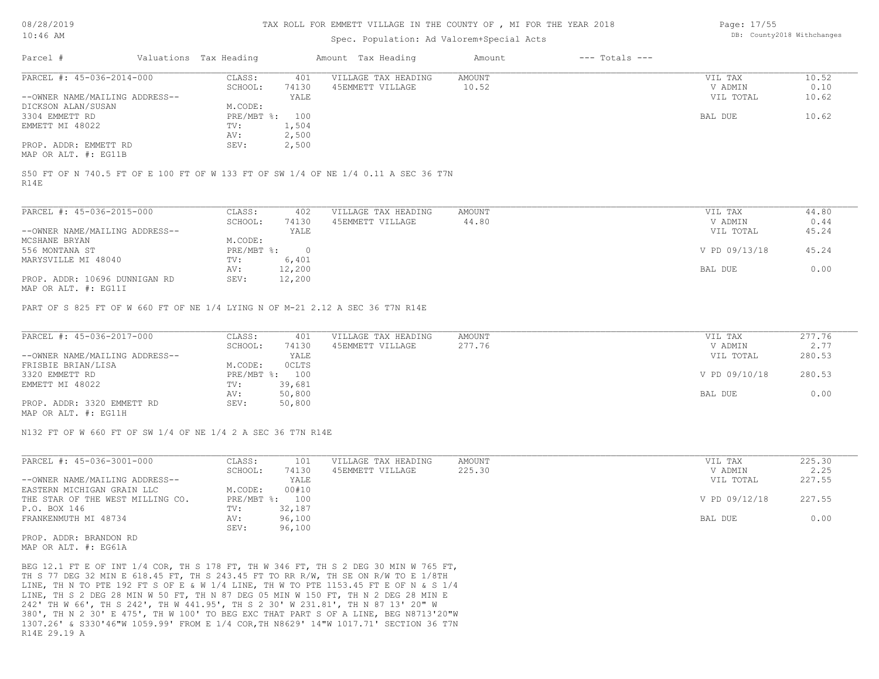# TAX ROLL FOR EMMETT VILLAGE IN THE COUNTY OF , MI FOR THE YEAR 2018

Spec. Population: Ad Valorem+Special Acts

DB: County2018 Withchanges

| Parcel # | Valuations | Tax Heading | Amount | Tax Heading | Amount | --- Totals --- | |
|---|---|---|---|---|---|---|---|

## PARCEL #: 45-036-2014-000

| | | | | | |
|---|---|---|---|---|---|
| CLASS: | 401 | VILLAGE TAX HEADING | AMOUNT | VIL TAX | 10.52 |
| SCHOOL: | 74130 | 45EMMETT VILLAGE | 10.52 | V ADMIN | 0.10 |
| | YALE | | | VIL TOTAL | 10.62 |
| M.CODE: | | | | | |
| PRE/MBT %: | 100 | | | BAL DUE | 10.62 |
| TV: | 1,504 | | | | |
| AV: | 2,500 | | | | |
| SEV: | 2,500 | | | | |

--OWNER NAME/MAILING ADDRESS--
DICKSON ALAN/SUSAN
3304 EMMETT RD
EMMETT MI 48022

PROP. ADDR: EMMETT RD
MAP OR ALT. #: EG11B

S50 FT OF N 740.5 FT OF E 100 FT OF W 133 FT OF SW 1/4 OF NE 1/4 0.11 A SEC 36 T7N R14E

## PARCEL #: 45-036-2015-000

| | | | | | |
|---|---|---|---|---|---|
| CLASS: | 402 | VILLAGE TAX HEADING | AMOUNT | VIL TAX | 44.80 |
| SCHOOL: | 74130 | 45EMMETT VILLAGE | 44.80 | V ADMIN | 0.44 |
| | YALE | | | VIL TOTAL | 45.24 |
| M.CODE: | | | | | |
| PRE/MBT %: | 0 | | | V PD 09/13/18 | 45.24 |
| TV: | 6,401 | | | | |
| AV: | 12,200 | | | BAL DUE | 0.00 |
| SEV: | 12,200 | | | | |

--OWNER NAME/MAILING ADDRESS--
MCSHANE BRYAN
556 MONTANA ST
MARYSVILLE MI 48040

PROP. ADDR: 10696 DUNNIGAN RD
MAP OR ALT. #: EG11I

PART OF S 825 FT OF W 660 FT OF NE 1/4 LYING N OF M-21 2.12 A SEC 36 T7N R14E

## PARCEL #: 45-036-2017-000

| | | | | | |
|---|---|---|---|---|---|
| CLASS: | 401 | VILLAGE TAX HEADING | AMOUNT | VIL TAX | 277.76 |
| SCHOOL: | 74130 | 45EMMETT VILLAGE | 277.76 | V ADMIN | 2.77 |
| | YALE | | | VIL TOTAL | 280.53 |
| M.CODE: | 0CLTS | | | | |
| PRE/MBT %: | 100 | | | V PD 09/10/18 | 280.53 |
| TV: | 39,681 | | | | |
| AV: | 50,800 | | | BAL DUE | 0.00 |
| SEV: | 50,800 | | | | |

--OWNER NAME/MAILING ADDRESS--
FRISBIE BRIAN/LISA
3320 EMMETT RD
EMMETT MI 48022

PROP. ADDR: 3320 EMMETT RD
MAP OR ALT. #: EG11H

N132 FT OF W 660 FT OF SW 1/4 OF NE 1/4 2 A SEC 36 T7N R14E

## PARCEL #: 45-036-3001-000

| | | | | | |
|---|---|---|---|---|---|
| CLASS: | 101 | VILLAGE TAX HEADING | AMOUNT | VIL TAX | 225.30 |
| SCHOOL: | 74130 | 45EMMETT VILLAGE | 225.30 | V ADMIN | 2.25 |
| | YALE | | | VIL TOTAL | 227.55 |
| M.CODE: | 00#10 | | | | |
| PRE/MBT %: | 100 | | | V PD 09/12/18 | 227.55 |
| TV: | 32,187 | | | | |
| AV: | 96,100 | | | BAL DUE | 0.00 |
| SEV: | 96,100 | | | | |

--OWNER NAME/MAILING ADDRESS--
EASTERN MICHIGAN GRAIN LLC
THE STAR OF THE WEST MILLING CO.
P.O. BOX 146
FRANKENMUTH MI 48734

PROP. ADDR: BRANDON RD
MAP OR ALT. #: EG61A

BEG 12.1 FT E OF INT 1/4 COR, TH S 178 FT, TH W 346 FT, TH S 2 DEG 30 MIN W 765 FT, TH S 77 DEG 32 MIN E 618.45 FT, TH S 243.45 FT TO RR R/W, TH SE ON R/W TO E 1/8TH LINE, TH N TO PTE 192 FT S OF E & W 1/4 LINE, TH W TO PTE 1153.45 FT E OF N & S 1/4 LINE, TH S 2 DEG 28 MIN W 50 FT, TH N 87 DEG 05 MIN W 150 FT, TH N 2 DEG 28 MIN E 242' TH W 66', TH S 242', TH W 441.95', TH S 2 30' W 231.81', TH N 87 13' 20" W 380', TH N 2 30' E 475', TH W 100' TO BEG EXC THAT PART S OF A LINE, BEG N8713'20"W 1307.26' & S330'46"W 1059.99' FROM E 1/4 COR,TH N8629' 14"W 1017.71' SECTION 36 T7N R14E 29.19 A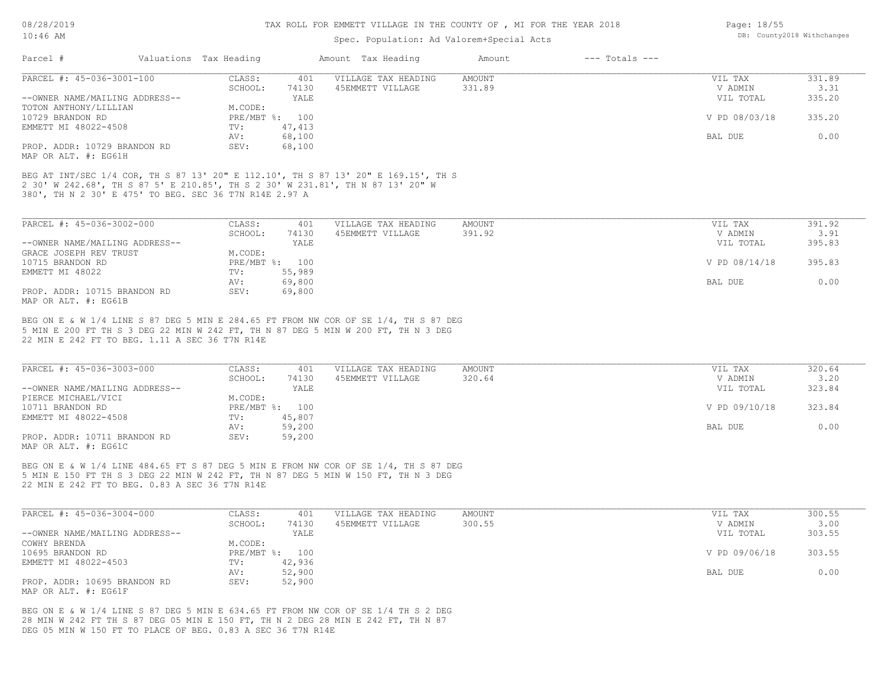# TAX ROLL FOR EMMETT VILLAGE IN THE COUNTY OF , MI FOR THE YEAR 2018

Spec. Population: Ad Valorem+Special Acts

| Parcel # | Valuations | Tax Heading | Amount | Tax Heading | Amount | --- Totals --- |
|---|---|---|---|---|---|---|

## PARCEL #: 45-036-3001-100

| | | | | | |
|---|---|---|---|---|---|
| CLASS: | 401 | VILLAGE TAX HEADING | AMOUNT | VIL TAX | 331.89 |
| SCHOOL: | 74130 | 45EMMETT VILLAGE | 331.89 | V ADMIN | 3.31 |
| | YALE | | | VIL TOTAL | 335.20 |
| M.CODE: | | | | | |
| PRE/MBT %: | 100 | | | V PD 08/03/18 | 335.20 |
| TV: | 47,413 | | | | |
| AV: | 68,100 | | | BAL DUE | 0.00 |
| SEV: | 68,100 | | | | |

--OWNER NAME/MAILING ADDRESS--
TOTON ANTHONY/LILLIAN
10729 BRANDON RD
EMMETT MI 48022-4508

PROP. ADDR: 10729 BRANDON RD
MAP OR ALT. #: EG61H

BEG AT INT/SEC 1/4 COR, TH S 87 13' 20" E 112.10', TH S 87 13' 20" E 169.15', TH S 2 30' W 242.68', TH S 87 5' E 210.85', TH S 2 30' W 231.81', TH N 87 13' 20" W 380', TH N 2 30' E 475' TO BEG. SEC 36 T7N R14E 2.97 A

## PARCEL #: 45-036-3002-000

| | | | | | |
|---|---|---|---|---|---|
| CLASS: | 401 | VILLAGE TAX HEADING | AMOUNT | VIL TAX | 391.92 |
| SCHOOL: | 74130 | 45EMMETT VILLAGE | 391.92 | V ADMIN | 3.91 |
| | YALE | | | VIL TOTAL | 395.83 |
| M.CODE: | | | | | |
| PRE/MBT %: | 100 | | | V PD 08/14/18 | 395.83 |
| TV: | 55,989 | | | | |
| AV: | 69,800 | | | BAL DUE | 0.00 |
| SEV: | 69,800 | | | | |

--OWNER NAME/MAILING ADDRESS--
GRACE JOSEPH REV TRUST
10715 BRANDON RD
EMMETT MI 48022

PROP. ADDR: 10715 BRANDON RD
MAP OR ALT. #: EG61B

BEG ON E & W 1/4 LINE S 87 DEG 5 MIN E 284.65 FT FROM NW COR OF SE 1/4, TH S 87 DEG 5 MIN E 200 FT TH S 3 DEG 22 MIN W 242 FT, TH N 87 DEG 5 MIN W 200 FT, TH N 3 DEG 22 MIN E 242 FT TO BEG. 1.11 A SEC 36 T7N R14E

## PARCEL #: 45-036-3003-000

| | | | | | |
|---|---|---|---|---|---|
| CLASS: | 401 | VILLAGE TAX HEADING | AMOUNT | VIL TAX | 320.64 |
| SCHOOL: | 74130 | 45EMMETT VILLAGE | 320.64 | V ADMIN | 3.20 |
| | YALE | | | VIL TOTAL | 323.84 |
| M.CODE: | | | | | |
| PRE/MBT %: | 100 | | | V PD 09/10/18 | 323.84 |
| TV: | 45,807 | | | | |
| AV: | 59,200 | | | BAL DUE | 0.00 |
| SEV: | 59,200 | | | | |

--OWNER NAME/MAILING ADDRESS--
PIERCE MICHAEL/VICI
10711 BRANDON RD
EMMETT MI 48022-4508

PROP. ADDR: 10711 BRANDON RD
MAP OR ALT. #: EG61C

BEG ON E & W 1/4 LINE 484.65 FT S 87 DEG 5 MIN E FROM NW COR OF SE 1/4, TH S 87 DEG 5 MIN E 150 FT TH S 3 DEG 22 MIN W 242 FT, TH N 87 DEG 5 MIN W 150 FT, TH N 3 DEG 22 MIN E 242 FT TO BEG. 0.83 A SEC 36 T7N R14E

## PARCEL #: 45-036-3004-000

| | | | | | |
|---|---|---|---|---|---|
| CLASS: | 401 | VILLAGE TAX HEADING | AMOUNT | VIL TAX | 300.55 |
| SCHOOL: | 74130 | 45EMMETT VILLAGE | 300.55 | V ADMIN | 3.00 |
| | YALE | | | VIL TOTAL | 303.55 |
| M.CODE: | | | | | |
| PRE/MBT %: | 100 | | | V PD 09/06/18 | 303.55 |
| TV: | 42,936 | | | | |
| AV: | 52,900 | | | BAL DUE | 0.00 |
| SEV: | 52,900 | | | | |

--OWNER NAME/MAILING ADDRESS--
COWHY BRENDA
10695 BRANDON RD
EMMETT MI 48022-4503

PROP. ADDR: 10695 BRANDON RD
MAP OR ALT. #: EG61F

BEG ON E & W 1/4 LINE S 87 DEG 5 MIN E 634.65 FT FROM NW COR OF SE 1/4 TH S 2 DEG 28 MIN W 242 FT TH S 87 DEG 05 MIN E 150 FT, TH N 2 DEG 28 MIN E 242 FT, TH N 87 DEG 05 MIN W 150 FT TO PLACE OF BEG. 0.83 A SEC 36 T7N R14E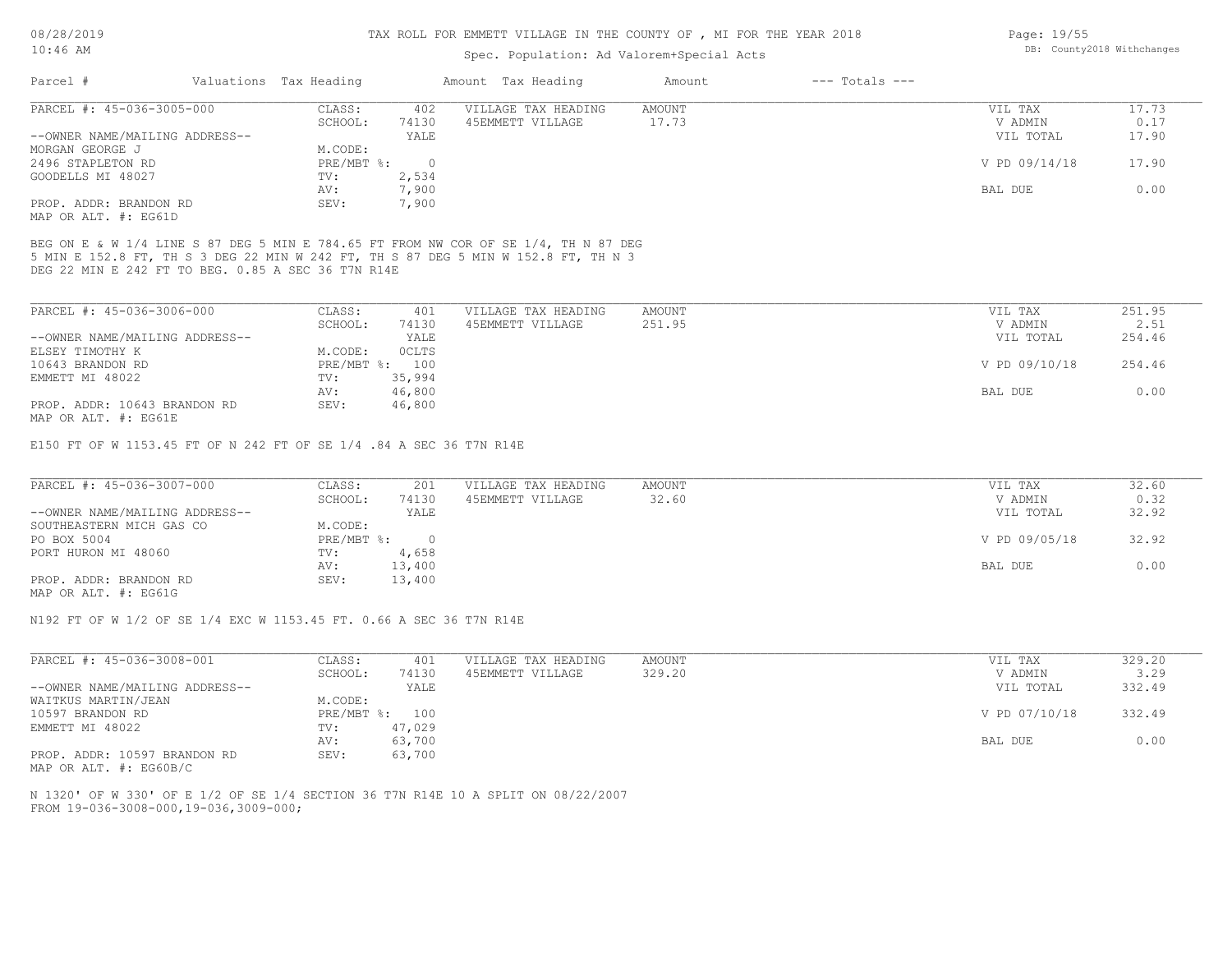# TAX ROLL FOR EMMETT VILLAGE IN THE COUNTY OF , MI FOR THE YEAR 2018

Spec. Population: Ad Valorem+Special Acts

08/28/2019
10:46 AM

DB: County2018 Withchanges

| Parcel # | Valuations | Tax Heading | Amount | Tax Heading | Amount | --- Totals --- | |
|---|---|---|---|---|---|---|---|

## PARCEL #: 45-036-3005-000

| | | | | | | |
|---|---|---|---|---|---|---|
| --OWNER NAME/MAILING ADDRESS-- | CLASS: | 402 | VILLAGE TAX HEADING | AMOUNT | VIL TAX | 17.73 |
| MORGAN GEORGE J | SCHOOL: | 74130 | 45EMMETT VILLAGE | 17.73 | V ADMIN | 0.17 |
| 2496 STAPLETON RD | | YALE | | | VIL TOTAL | 17.90 |
| GOODELLS MI 48027 | M.CODE: | | | | | |
| | PRE/MBT %: | 0 | | | V PD 09/14/18 | 17.90 |
| | TV: | 2,534 | | | | |
| | AV: | 7,900 | | | BAL DUE | 0.00 |
| PROP. ADDR: BRANDON RD | SEV: | 7,900 | | | | |
| MAP OR ALT. #: EG61D | | | | | | |

BEG ON E & W 1/4 LINE S 87 DEG 5 MIN E 784.65 FT FROM NW COR OF SE 1/4, TH N 87 DEG 5 MIN E 152.8 FT, TH S 3 DEG 22 MIN W 242 FT, TH S 87 DEG 5 MIN W 152.8 FT, TH N 3 DEG 22 MIN E 242 FT TO BEG. 0.85 A SEC 36 T7N R14E

## PARCEL #: 45-036-3006-000

| | | | | | | |
|---|---|---|---|---|---|---|
| --OWNER NAME/MAILING ADDRESS-- | CLASS: | 401 | VILLAGE TAX HEADING | AMOUNT | VIL TAX | 251.95 |
| ELSEY TIMOTHY K | SCHOOL: | 74130 | 45EMMETT VILLAGE | 251.95 | V ADMIN | 2.51 |
| 10643 BRANDON RD | | YALE | | | VIL TOTAL | 254.46 |
| EMMETT MI 48022 | M.CODE: | 0CLTS | | | | |
| | PRE/MBT %: | 100 | | | V PD 09/10/18 | 254.46 |
| | TV: | 35,994 | | | | |
| | AV: | 46,800 | | | BAL DUE | 0.00 |
| PROP. ADDR: 10643 BRANDON RD | SEV: | 46,800 | | | | |
| MAP OR ALT. #: EG61E | | | | | | |

E150 FT OF W 1153.45 FT OF N 242 FT OF SE 1/4 .84 A SEC 36 T7N R14E

## PARCEL #: 45-036-3007-000

| | | | | | | |
|---|---|---|---|---|---|---|
| --OWNER NAME/MAILING ADDRESS-- | CLASS: | 201 | VILLAGE TAX HEADING | AMOUNT | VIL TAX | 32.60 |
| SOUTHEASTERN MICH GAS CO | SCHOOL: | 74130 | 45EMMETT VILLAGE | 32.60 | V ADMIN | 0.32 |
| PO BOX 5004 | | YALE | | | VIL TOTAL | 32.92 |
| PORT HURON MI 48060 | M.CODE: | | | | | |
| | PRE/MBT %: | 0 | | | V PD 09/05/18 | 32.92 |
| | TV: | 4,658 | | | | |
| | AV: | 13,400 | | | BAL DUE | 0.00 |
| PROP. ADDR: BRANDON RD | SEV: | 13,400 | | | | |
| MAP OR ALT. #: EG61G | | | | | | |

N192 FT OF W 1/2 OF SE 1/4 EXC W 1153.45 FT. 0.66 A SEC 36 T7N R14E

## PARCEL #: 45-036-3008-001

| | | | | | | |
|---|---|---|---|---|---|---|
| --OWNER NAME/MAILING ADDRESS-- | CLASS: | 401 | VILLAGE TAX HEADING | AMOUNT | VIL TAX | 329.20 |
| WAITKUS MARTIN/JEAN | SCHOOL: | 74130 | 45EMMETT VILLAGE | 329.20 | V ADMIN | 3.29 |
| 10597 BRANDON RD | | YALE | | | VIL TOTAL | 332.49 |
| EMMETT MI 48022 | M.CODE: | | | | | |
| | PRE/MBT %: | 100 | | | V PD 07/10/18 | 332.49 |
| | TV: | 47,029 | | | | |
| | AV: | 63,700 | | | BAL DUE | 0.00 |
| PROP. ADDR: 10597 BRANDON RD | SEV: | 63,700 | | | | |
| MAP OR ALT. #: EG60B/C | | | | | | |

N 1320' OF W 330' OF E 1/2 OF SE 1/4 SECTION 36 T7N R14E 10 A SPLIT ON 08/22/2007
FROM 19-036-3008-000,19-036,3009-000;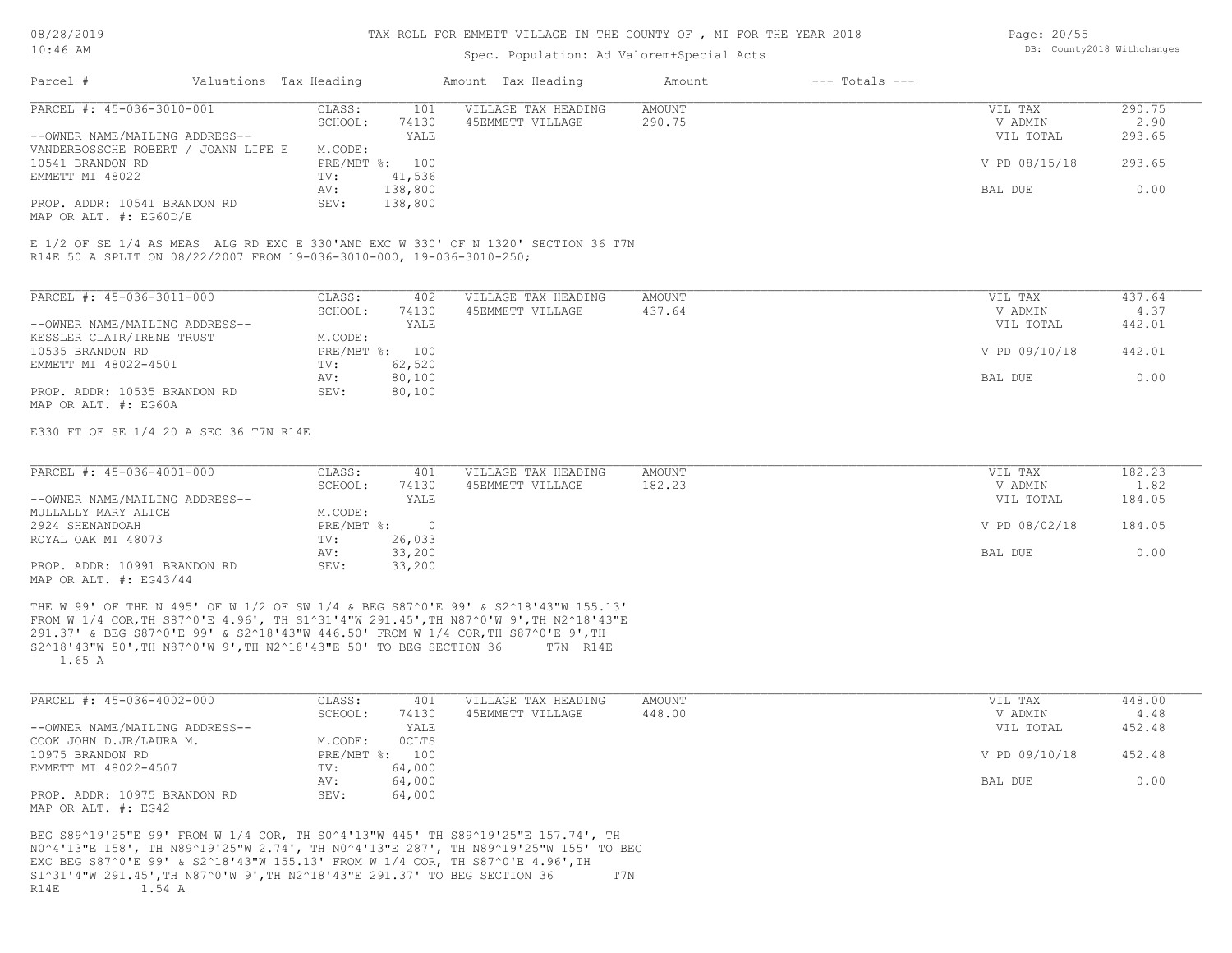TAX ROLL FOR EMMETT VILLAGE IN THE COUNTY OF , MI FOR THE YEAR 2018

Spec. Population: Ad Valorem+Special Acts

| Parcel # | Valuations | Tax Heading | Amount | Tax Heading | Amount | --- Totals --- |
|---|---|---|---|---|---|---|

**PARCEL #: 45-036-3010-001**

| | | | | | |
|---|---|---|---|---|---|
| CLASS: | 101 | VILLAGE TAX HEADING | AMOUNT | VIL TAX | 290.75 |
| SCHOOL: | 74130 | 45EMMETT VILLAGE | 290.75 | V ADMIN | 2.90 |
| | YALE | | | VIL TOTAL | 293.65 |
| M.CODE: | | | | | |
| PRE/MBT %: | 100 | | | V PD 08/15/18 | 293.65 |
| TV: | 41,536 | | | | |
| AV: | 138,800 | | | BAL DUE | 0.00 |
| SEV: | 138,800 | | | | |

--OWNER NAME/MAILING ADDRESS--
VANDERBOSSCHE ROBERT / JOANN LIFE E
10541 BRANDON RD
EMMETT MI 48022

PROP. ADDR: 10541 BRANDON RD
MAP OR ALT. #: EG60D/E

E 1/2 OF SE 1/4 AS MEAS ALG RD EXC E 330'AND EXC W 330' OF N 1320' SECTION 36 T7N R14E 50 A SPLIT ON 08/22/2007 FROM 19-036-3010-000, 19-036-3010-250;

**PARCEL #: 45-036-3011-000**

| | | | | | |
|---|---|---|---|---|---|
| CLASS: | 402 | VILLAGE TAX HEADING | AMOUNT | VIL TAX | 437.64 |
| SCHOOL: | 74130 | 45EMMETT VILLAGE | 437.64 | V ADMIN | 4.37 |
| | YALE | | | VIL TOTAL | 442.01 |
| M.CODE: | | | | | |
| PRE/MBT %: | 100 | | | V PD 09/10/18 | 442.01 |
| TV: | 62,520 | | | | |
| AV: | 80,100 | | | BAL DUE | 0.00 |
| SEV: | 80,100 | | | | |

--OWNER NAME/MAILING ADDRESS--
KESSLER CLAIR/IRENE TRUST
10535 BRANDON RD
EMMETT MI 48022-4501

PROP. ADDR: 10535 BRANDON RD
MAP OR ALT. #: EG60A

E330 FT OF SE 1/4 20 A SEC 36 T7N R14E

**PARCEL #: 45-036-4001-000**

| | | | | | |
|---|---|---|---|---|---|
| CLASS: | 401 | VILLAGE TAX HEADING | AMOUNT | VIL TAX | 182.23 |
| SCHOOL: | 74130 | 45EMMETT VILLAGE | 182.23 | V ADMIN | 1.82 |
| | YALE | | | VIL TOTAL | 184.05 |
| M.CODE: | | | | | |
| PRE/MBT %: | 0 | | | V PD 08/02/18 | 184.05 |
| TV: | 26,033 | | | | |
| AV: | 33,200 | | | BAL DUE | 0.00 |
| SEV: | 33,200 | | | | |

--OWNER NAME/MAILING ADDRESS--
MULLALLY MARY ALICE
2924 SHENANDOAH
ROYAL OAK MI 48073

PROP. ADDR: 10991 BRANDON RD
MAP OR ALT. #: EG43/44

THE W 99' OF THE N 495' OF W 1/2 OF SW 1/4 & BEG S87^0'E 99' & S2^18'43"W 155.13' FROM W 1/4 COR,TH S87^0'E 4.96', TH S1^31'4"W 291.45',TH N87^0'W 9',TH N2^18'43"E 291.37' & BEG S87^0'E 99' & S2^18'43"W 446.50' FROM W 1/4 COR,TH S87^0'E 9',TH S2^18'43"W 50',TH N87^0'W 9',TH N2^18'43"E 50' TO BEG SECTION 36 T7N R14E 1.65 A

**PARCEL #: 45-036-4002-000**

| | | | | | |
|---|---|---|---|---|---|
| CLASS: | 401 | VILLAGE TAX HEADING | AMOUNT | VIL TAX | 448.00 |
| SCHOOL: | 74130 | 45EMMETT VILLAGE | 448.00 | V ADMIN | 4.48 |
| | YALE | | | VIL TOTAL | 452.48 |
| M.CODE: | 0CLTS | | | | |
| PRE/MBT %: | 100 | | | V PD 09/10/18 | 452.48 |
| TV: | 64,000 | | | | |
| AV: | 64,000 | | | BAL DUE | 0.00 |
| SEV: | 64,000 | | | | |

--OWNER NAME/MAILING ADDRESS--
COOK JOHN D.JR/LAURA M.
10975 BRANDON RD
EMMETT MI 48022-4507

PROP. ADDR: 10975 BRANDON RD
MAP OR ALT. #: EG42

BEG S89^19'25"E 99' FROM W 1/4 COR, TH S0^4'13"W 445' TH S89^19'25"E 157.74', TH N0^4'13"E 158', TH N89^19'25"W 2.74', TH N0^4'13"E 287', TH N89^19'25"W 155' TO BEG EXC BEG S87^0'E 99' & S2^18'43"W 155.13' FROM W 1/4 COR, TH S87^0'E 4.96',TH S1^31'4"W 291.45',TH N87^0'W 9',TH N2^18'43"E 291.37' TO BEG SECTION 36 T7N R14E 1.54 A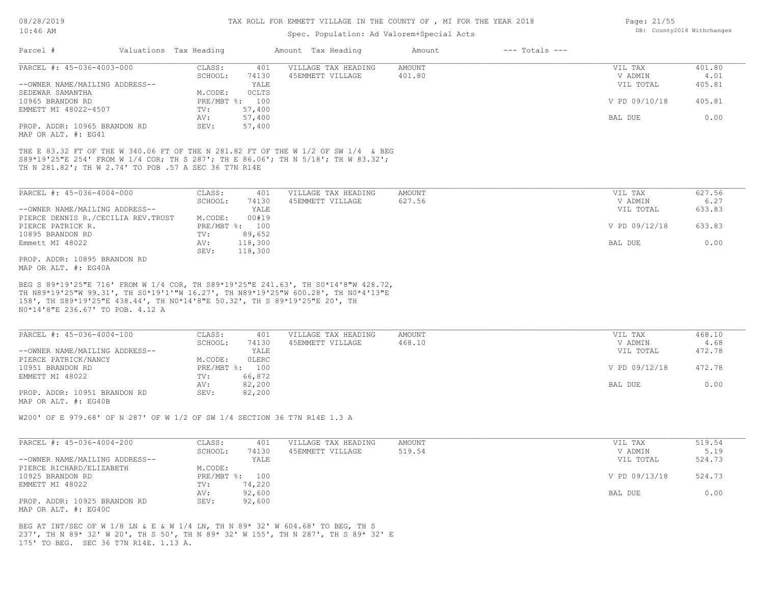TAX ROLL FOR EMMETT VILLAGE IN THE COUNTY OF , MI FOR THE YEAR 2018

Spec. Population: Ad Valorem+Special Acts

| Parcel # | Valuations | Tax Heading | Amount | Tax Heading | Amount | --- Totals --- |
|---|---|---|---|---|---|---|

**PARCEL #: 45-036-4003-000**

| | | | | | |
|---|---|---|---|---|---|
| --OWNER NAME/MAILING ADDRESS-- | CLASS: 401 | VILLAGE TAX HEADING | AMOUNT | VIL TAX | 401.80 |
| SEDEWAR SAMANTHA | SCHOOL: 74130 | 45EMMETT VILLAGE | 401.80 | V ADMIN | 4.01 |
| 10965 BRANDON RD | YALE | | | VIL TOTAL | 405.81 |
| EMMETT MI 48022-4507 | M.CODE: 0CLTS | | | | |
| | PRE/MBT %: 100 | | | V PD 09/10/18 | 405.81 |
| | TV: 57,400 | | | | |
| | AV: 57,400 | | | BAL DUE | 0.00 |
| PROP. ADDR: 10965 BRANDON RD | SEV: 57,400 | | | | |
| MAP OR ALT. #: EG41 | | | | | |

THE E 83.32 FT OF THE W 340.06 FT OF THE N 281.82 FT OF THE W 1/2 OF SW 1/4 & BEG S89*19'25"E 254' FROM W 1/4 COR; TH S 287'; TH E 86.06'; TH N 5/18'; TH W 83.32'; TH N 281.82'; TH W 2.74' TO POB .57 A SEC 36 T7N R14E

**PARCEL #: 45-036-4004-000**

| | | | | | |
|---|---|---|---|---|---|
| --OWNER NAME/MAILING ADDRESS-- | CLASS: 401 | VILLAGE TAX HEADING | AMOUNT | VIL TAX | 627.56 |
| PIERCE DENNIS R./CECILIA REV.TRUST | SCHOOL: 74130 | 45EMMETT VILLAGE | 627.56 | V ADMIN | 6.27 |
| PIERCE PATRICK R. | YALE | | | VIL TOTAL | 633.83 |
| 10895 BRANDON RD | M.CODE: 00#19 | | | | |
| Emmett MI 48022 | PRE/MBT %: 100 | | | V PD 09/12/18 | 633.83 |
| | TV: 89,652 | | | | |
| | AV: 118,300 | | | BAL DUE | 0.00 |
| PROP. ADDR: 10895 BRANDON RD | SEV: 118,300 | | | | |
| MAP OR ALT. #: EG40A | | | | | |

BEG S 89*19'25"E 716' FROM W 1/4 COR, TH S89*19'25"E 241.63', TH S0*14'8"W 428.72, TH N89*19'25"W 99.31', TH S0*19'1'"W 16.27', TH N89*19'25"W 600.28', TH N0*4'13"E 158', TH S89*19'25"E 438.44', TH N0*14'8"E 50.32', TH S 89*19'25"E 20', TH N0*14'8"E 236.67' TO POB. 4.12 A

**PARCEL #: 45-036-4004-100**

| | | | | | |
|---|---|---|---|---|---|
| --OWNER NAME/MAILING ADDRESS-- | CLASS: 401 | VILLAGE TAX HEADING | AMOUNT | VIL TAX | 468.10 |
| PIERCE PATRICK/NANCY | SCHOOL: 74130 | 45EMMETT VILLAGE | 468.10 | V ADMIN | 4.68 |
| 10951 BRANDON RD | YALE | | | VIL TOTAL | 472.78 |
| EMMETT MI 48022 | M.CODE: 0LERC | | | | |
| | PRE/MBT %: 100 | | | V PD 09/12/18 | 472.78 |
| | TV: 66,872 | | | | |
| | AV: 82,200 | | | BAL DUE | 0.00 |
| PROP. ADDR: 10951 BRANDON RD | SEV: 82,200 | | | | |
| MAP OR ALT. #: EG40B | | | | | |

W200' OF E 979.68' OF N 287' OF W 1/2 OF SW 1/4 SECTION 36 T7N R14E 1.3 A

**PARCEL #: 45-036-4004-200**

| | | | | | |
|---|---|---|---|---|---|
| --OWNER NAME/MAILING ADDRESS-- | CLASS: 401 | VILLAGE TAX HEADING | AMOUNT | VIL TAX | 519.54 |
| PIERCE RICHARD/ELIZABETH | SCHOOL: 74130 | 45EMMETT VILLAGE | 519.54 | V ADMIN | 5.19 |
| 10925 BRANDON RD | YALE | | | VIL TOTAL | 524.73 |
| EMMETT MI 48022 | M.CODE: | | | | |
| | PRE/MBT %: 100 | | | V PD 09/13/18 | 524.73 |
| | TV: 74,220 | | | | |
| | AV: 92,600 | | | BAL DUE | 0.00 |
| PROP. ADDR: 10925 BRANDON RD | SEV: 92,600 | | | | |
| MAP OR ALT. #: EG40C | | | | | |

BEG AT INT/SEC OF W 1/8 LN & E & W 1/4 LN, TH N 89* 32' W 604.68' TO BEG, TH S 237', TH N 89* 32' W 20', TH S 50', TH N 89* 32' W 155', TH N 287', TH S 89* 32' E 175' TO BEG. SEC 36 T7N R14E. 1.13 A.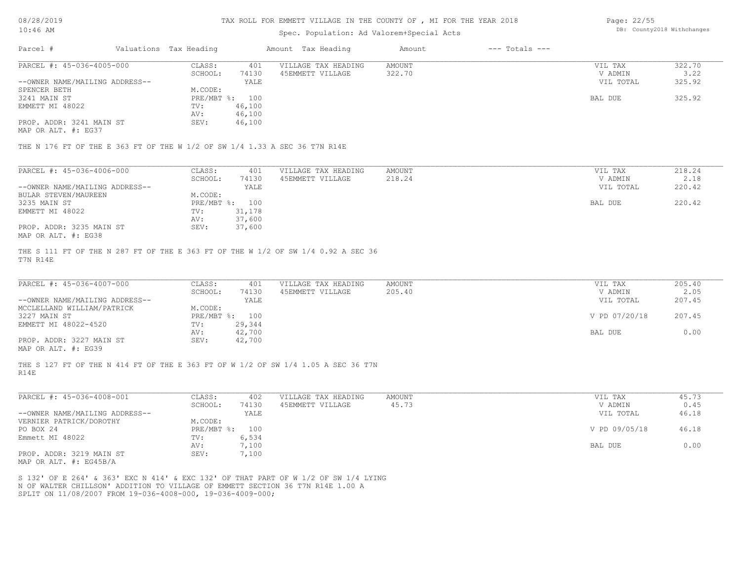TAX ROLL FOR EMMETT VILLAGE IN THE COUNTY OF , MI FOR THE YEAR 2018

Spec. Population: Ad Valorem+Special Acts

| Parcel # | Valuations | Tax Heading | Amount | Tax Heading | Amount | --- Totals --- | |
|---|---|---|---|---|---|---|---|

**PARCEL #: 45-036-4005-000**

| | | | | | |
|---|---|---|---|---|---|
| CLASS: | 401 | VILLAGE TAX HEADING | AMOUNT | VIL TAX | 322.70 |
| SCHOOL: | 74130 | 45EMMETT VILLAGE | 322.70 | V ADMIN | 3.22 |
| | YALE | | | VIL TOTAL | 325.92 |
| M.CODE: | | | | | |
| PRE/MBT %: | 100 | | | BAL DUE | 325.92 |
| TV: | 46,100 | | | | |
| AV: | 46,100 | | | | |
| SEV: | 46,100 | | | | |

--OWNER NAME/MAILING ADDRESS--
SPENCER BETH
3241 MAIN ST
EMMETT MI 48022

PROP. ADDR: 3241 MAIN ST
MAP OR ALT. #: EG37

THE N 176 FT OF THE E 363 FT OF THE W 1/2 OF SW 1/4 1.33 A SEC 36 T7N R14E

**PARCEL #: 45-036-4006-000**

| | | | | | |
|---|---|---|---|---|---|
| CLASS: | 401 | VILLAGE TAX HEADING | AMOUNT | VIL TAX | 218.24 |
| SCHOOL: | 74130 | 45EMMETT VILLAGE | 218.24 | V ADMIN | 2.18 |
| | YALE | | | VIL TOTAL | 220.42 |
| M.CODE: | | | | | |
| PRE/MBT %: | 100 | | | BAL DUE | 220.42 |
| TV: | 31,178 | | | | |
| AV: | 37,600 | | | | |
| SEV: | 37,600 | | | | |

--OWNER NAME/MAILING ADDRESS--
BULAR STEVEN/MAUREEN
3235 MAIN ST
EMMETT MI 48022

PROP. ADDR: 3235 MAIN ST
MAP OR ALT. #: EG38

THE S 111 FT OF THE N 287 FT OF THE E 363 FT OF THE W 1/2 OF SW 1/4 0.92 A SEC 36 T7N R14E

**PARCEL #: 45-036-4007-000**

| | | | | | |
|---|---|---|---|---|---|
| CLASS: | 401 | VILLAGE TAX HEADING | AMOUNT | VIL TAX | 205.40 |
| SCHOOL: | 74130 | 45EMMETT VILLAGE | 205.40 | V ADMIN | 2.05 |
| | YALE | | | VIL TOTAL | 207.45 |
| M.CODE: | | | | | |
| PRE/MBT %: | 100 | | | V PD 07/20/18 | 207.45 |
| TV: | 29,344 | | | | |
| AV: | 42,700 | | | BAL DUE | 0.00 |
| SEV: | 42,700 | | | | |

--OWNER NAME/MAILING ADDRESS--
MCCLELLAND WILLIAM/PATRICK
3227 MAIN ST
EMMETT MI 48022-4520

PROP. ADDR: 3227 MAIN ST
MAP OR ALT. #: EG39

THE S 127 FT OF THE N 414 FT OF THE E 363 FT OF W 1/2 OF SW 1/4 1.05 A SEC 36 T7N R14E

**PARCEL #: 45-036-4008-001**

| | | | | | |
|---|---|---|---|---|---|
| CLASS: | 402 | VILLAGE TAX HEADING | AMOUNT | VIL TAX | 45.73 |
| SCHOOL: | 74130 | 45EMMETT VILLAGE | 45.73 | V ADMIN | 0.45 |
| | YALE | | | VIL TOTAL | 46.18 |
| M.CODE: | | | | | |
| PRE/MBT %: | 100 | | | V PD 09/05/18 | 46.18 |
| TV: | 6,534 | | | | |
| AV: | 7,100 | | | BAL DUE | 0.00 |
| SEV: | 7,100 | | | | |

--OWNER NAME/MAILING ADDRESS--
VERNIER PATRICK/DOROTHY
PO BOX 24
Emmett MI 48022

PROP. ADDR: 3219 MAIN ST
MAP OR ALT. #: EG45B/A

S 132' OF E 264' & 363' EXC N 414' & EXC 132' OF THAT PART OF W 1/2 OF SW 1/4 LYING N OF WALTER CHILLSON' ADDITION TO VILLAGE OF EMMETT SECTION 36 T7N R14E 1.00 A SPLIT ON 11/08/2007 FROM 19-036-4008-000, 19-036-4009-000;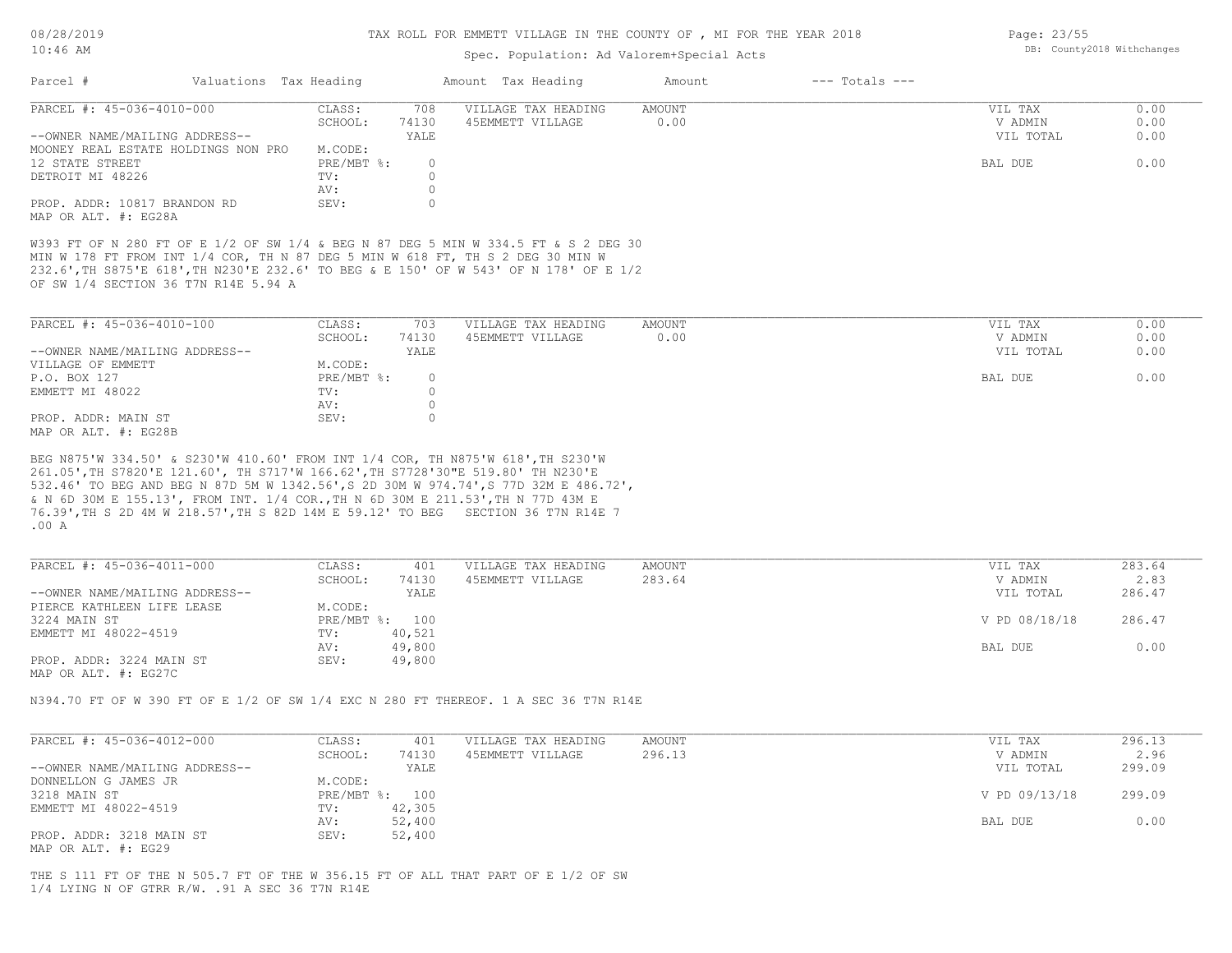# TAX ROLL FOR EMMETT VILLAGE IN THE COUNTY OF , MI FOR THE YEAR 2018

Spec. Population: Ad Valorem+Special Acts

| Parcel # | Valuations | Tax Heading | Amount | Tax Heading | Amount | --- Totals --- | |
|---|---|---|---|---|---|---|---|

## PARCEL #: 45-036-4010-000

| | | | | | | |
|---|---|---|---|---|---|---|
| | CLASS: | 708 | VILLAGE TAX HEADING | AMOUNT | VIL TAX | 0.00 |
| | SCHOOL: | 74130 | 45EMMETT VILLAGE | 0.00 | V ADMIN | 0.00 |
| --OWNER NAME/MAILING ADDRESS-- | | YALE | | | VIL TOTAL | 0.00 |
| MOONEY REAL ESTATE HOLDINGS NON PRO | M.CODE: | | | | | |
| 12 STATE STREET | PRE/MBT %: | 0 | | | BAL DUE | 0.00 |
| DETROIT MI 48226 | TV: | 0 | | | | |
| | AV: | 0 | | | | |
| PROP. ADDR: 10817 BRANDON RD | SEV: | 0 | | | | |
| MAP OR ALT. #: EG28A | | | | | | |

W393 FT OF N 280 FT OF E 1/2 OF SW 1/4 & BEG N 87 DEG 5 MIN W 334.5 FT & S 2 DEG 30 MIN W 178 FT FROM INT 1/4 COR, TH N 87 DEG 5 MIN W 618 FT, TH S 2 DEG 30 MIN W 232.6',TH S875'E 618',TH N230'E 232.6' TO BEG & E 150' OF W 543' OF N 178' OF E 1/2 OF SW 1/4 SECTION 36 T7N R14E 5.94 A

## PARCEL #: 45-036-4010-100

| | | | | | | |
|---|---|---|---|---|---|---|
| | CLASS: | 703 | VILLAGE TAX HEADING | AMOUNT | VIL TAX | 0.00 |
| | SCHOOL: | 74130 | 45EMMETT VILLAGE | 0.00 | V ADMIN | 0.00 |
| --OWNER NAME/MAILING ADDRESS-- | | YALE | | | VIL TOTAL | 0.00 |
| VILLAGE OF EMMETT | M.CODE: | | | | | |
| P.O. BOX 127 | PRE/MBT %: | 0 | | | BAL DUE | 0.00 |
| EMMETT MI 48022 | TV: | 0 | | | | |
| | AV: | 0 | | | | |
| PROP. ADDR: MAIN ST | SEV: | 0 | | | | |
| MAP OR ALT. #: EG28B | | | | | | |

BEG N875'W 334.50' & S230'W 410.60' FROM INT 1/4 COR, TH N875'W 618',TH S230'W 261.05',TH S7820'E 121.60', TH S717'W 166.62',TH S7728'30"E 519.80' TH N230'E 532.46' TO BEG AND BEG N 87D 5M W 1342.56',S 2D 30M W 974.74',S 77D 32M E 486.72', & N 6D 30M E 155.13', FROM INT. 1/4 COR.,TH N 6D 30M E 211.53',TH N 77D 43M E 76.39',TH S 2D 4M W 218.57',TH S 82D 14M E 59.12' TO BEG SECTION 36 T7N R14E 7 .00 A

## PARCEL #: 45-036-4011-000

| | | | | | | |
|---|---|---|---|---|---|---|
| | CLASS: | 401 | VILLAGE TAX HEADING | AMOUNT | VIL TAX | 283.64 |
| | SCHOOL: | 74130 | 45EMMETT VILLAGE | 283.64 | V ADMIN | 2.83 |
| --OWNER NAME/MAILING ADDRESS-- | | YALE | | | VIL TOTAL | 286.47 |
| PIERCE KATHLEEN LIFE LEASE | M.CODE: | | | | | |
| 3224 MAIN ST | PRE/MBT %: | 100 | | | V PD 08/18/18 | 286.47 |
| EMMETT MI 48022-4519 | TV: | 40,521 | | | | |
| | AV: | 49,800 | | | BAL DUE | 0.00 |
| PROP. ADDR: 3224 MAIN ST | SEV: | 49,800 | | | | |
| MAP OR ALT. #: EG27C | | | | | | |

N394.70 FT OF W 390 FT OF E 1/2 OF SW 1/4 EXC N 280 FT THEREOF. 1 A SEC 36 T7N R14E

## PARCEL #: 45-036-4012-000

| | | | | | | |
|---|---|---|---|---|---|---|
| | CLASS: | 401 | VILLAGE TAX HEADING | AMOUNT | VIL TAX | 296.13 |
| | SCHOOL: | 74130 | 45EMMETT VILLAGE | 296.13 | V ADMIN | 2.96 |
| --OWNER NAME/MAILING ADDRESS-- | | YALE | | | VIL TOTAL | 299.09 |
| DONNELLON G JAMES JR | M.CODE: | | | | | |
| 3218 MAIN ST | PRE/MBT %: | 100 | | | V PD 09/13/18 | 299.09 |
| EMMETT MI 48022-4519 | TV: | 42,305 | | | | |
| | AV: | 52,400 | | | BAL DUE | 0.00 |
| PROP. ADDR: 3218 MAIN ST | SEV: | 52,400 | | | | |
| MAP OR ALT. #: EG29 | | | | | | |

THE S 111 FT OF THE N 505.7 FT OF THE W 356.15 FT OF ALL THAT PART OF E 1/2 OF SW 1/4 LYING N OF GTRR R/W. .91 A SEC 36 T7N R14E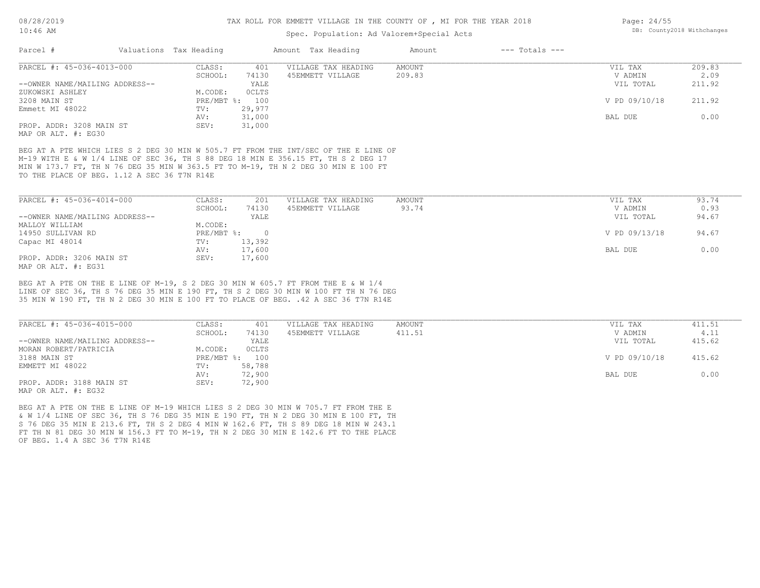# TAX ROLL FOR EMMETT VILLAGE IN THE COUNTY OF , MI FOR THE YEAR 2018

Spec. Population: Ad Valorem+Special Acts

DB: County2018 Withchanges

| Parcel # | Valuations | Tax Heading | Amount | Tax Heading | Amount | --- Totals --- | |
|---|---|---|---|---|---|---|---|
| PARCEL #: 45-036-4013-000 | CLASS: | 401 | VILLAGE TAX HEADING | AMOUNT | | VIL TAX | 209.83 |
| | SCHOOL: | 74130 | 45EMMETT VILLAGE | 209.83 | | V ADMIN | 2.09 |
| --OWNER NAME/MAILING ADDRESS-- | | YALE | | | | VIL TOTAL | 211.92 |
| ZUKOWSKI ASHLEY | M.CODE: | 0CLTS | | | | | |
| 3208 MAIN ST | PRE/MBT %: | 100 | | | | V PD 09/10/18 | 211.92 |
| Emmett MI 48022 | TV: | 29,977 | | | | | |
| | AV: | 31,000 | | | | BAL DUE | 0.00 |
| PROP. ADDR: 3208 MAIN ST | SEV: | 31,000 | | | | | |
| MAP OR ALT. #: EG30 | | | | | | | |

BEG AT A PTE WHICH LIES S 2 DEG 30 MIN W 505.7 FT FROM THE INT/SEC OF THE E LINE OF M-19 WITH E & W 1/4 LINE OF SEC 36, TH S 88 DEG 18 MIN E 356.15 FT, TH S 2 DEG 17 MIN W 173.7 FT, TH N 76 DEG 35 MIN W 363.5 FT TO M-19, TH N 2 DEG 30 MIN E 100 FT TO THE PLACE OF BEG. 1.12 A SEC 36 T7N R14E

| Parcel # | Valuations | Tax Heading | Amount | Tax Heading | Amount | --- Totals --- | |
|---|---|---|---|---|---|---|---|
| PARCEL #: 45-036-4014-000 | CLASS: | 201 | VILLAGE TAX HEADING | AMOUNT | | VIL TAX | 93.74 |
| | SCHOOL: | 74130 | 45EMMETT VILLAGE | 93.74 | | V ADMIN | 0.93 |
| --OWNER NAME/MAILING ADDRESS-- | | YALE | | | | VIL TOTAL | 94.67 |
| MALLOY WILLIAM | M.CODE: | | | | | | |
| 14950 SULLIVAN RD | PRE/MBT %: | 0 | | | | V PD 09/13/18 | 94.67 |
| Capac MI 48014 | TV: | 13,392 | | | | | |
| | AV: | 17,600 | | | | BAL DUE | 0.00 |
| PROP. ADDR: 3206 MAIN ST | SEV: | 17,600 | | | | | |
| MAP OR ALT. #: EG31 | | | | | | | |

BEG AT A PTE ON THE E LINE OF M-19, S 2 DEG 30 MIN W 605.7 FT FROM THE E & W 1/4 LINE OF SEC 36, TH S 76 DEG 35 MIN E 190 FT, TH S 2 DEG 30 MIN W 100 FT TH N 76 DEG 35 MIN W 190 FT, TH N 2 DEG 30 MIN E 100 FT TO PLACE OF BEG. .42 A SEC 36 T7N R14E

| Parcel # | Valuations | Tax Heading | Amount | Tax Heading | Amount | --- Totals --- | |
|---|---|---|---|---|---|---|---|
| PARCEL #: 45-036-4015-000 | CLASS: | 401 | VILLAGE TAX HEADING | AMOUNT | | VIL TAX | 411.51 |
| | SCHOOL: | 74130 | 45EMMETT VILLAGE | 411.51 | | V ADMIN | 4.11 |
| --OWNER NAME/MAILING ADDRESS-- | | YALE | | | | VIL TOTAL | 415.62 |
| MORAN ROBERT/PATRICIA | M.CODE: | 0CLTS | | | | | |
| 3188 MAIN ST | PRE/MBT %: | 100 | | | | V PD 09/10/18 | 415.62 |
| EMMETT MI 48022 | TV: | 58,788 | | | | | |
| | AV: | 72,900 | | | | BAL DUE | 0.00 |
| PROP. ADDR: 3188 MAIN ST | SEV: | 72,900 | | | | | |
| MAP OR ALT. #: EG32 | | | | | | | |

BEG AT A PTE ON THE E LINE OF M-19 WHICH LIES S 2 DEG 30 MIN W 705.7 FT FROM THE E & W 1/4 LINE OF SEC 36, TH S 76 DEG 35 MIN E 190 FT, TH N 2 DEG 30 MIN E 100 FT, TH S 76 DEG 35 MIN E 213.6 FT, TH S 2 DEG 4 MIN W 162.6 FT, TH S 89 DEG 18 MIN W 243.1 FT TH N 81 DEG 30 MIN W 156.3 FT TO M-19, TH N 2 DEG 30 MIN E 142.6 FT TO THE PLACE OF BEG. 1.4 A SEC 36 T7N R14E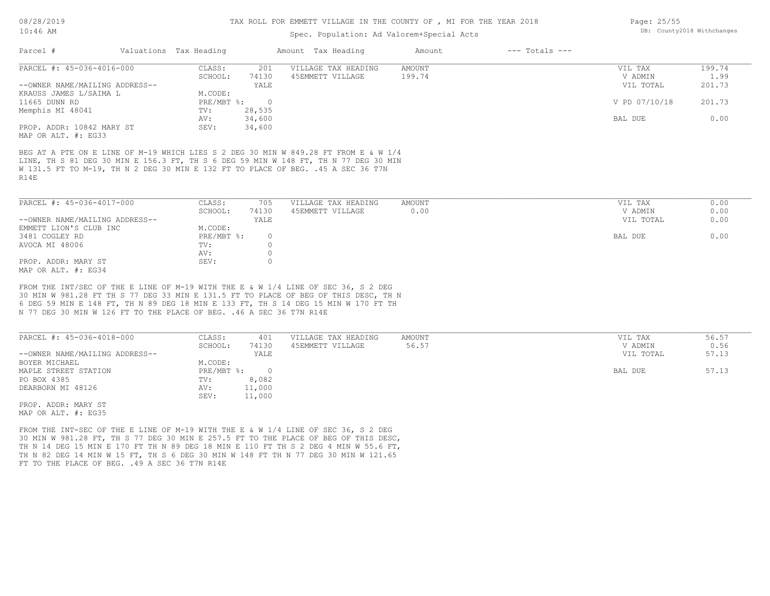# TAX ROLL FOR EMMETT VILLAGE IN THE COUNTY OF , MI FOR THE YEAR 2018

08/28/2019
10:46 AM

Spec. Population: Ad Valorem+Special Acts

DB: County2018 Withchanges

| Parcel # | Valuations | Tax Heading | Amount | Tax Heading | Amount | --- Totals --- |
|---|---|---|---|---|---|---|

## PARCEL #: 45-036-4016-000

| | | | | | | |
|---|---|---|---|---|---|---|
| --OWNER NAME/MAILING ADDRESS-- | CLASS: | 201 | VILLAGE TAX HEADING | AMOUNT | VIL TAX | 199.74 |
| KRAUSS JAMES L/SAIMA L | SCHOOL: | 74130 | 45EMMETT VILLAGE | 199.74 | V ADMIN | 1.99 |
| 11665 DUNN RD | | YALE | | | VIL TOTAL | 201.73 |
| Memphis MI 48041 | M.CODE: | | | | | |
| | PRE/MBT %: | 0 | | | V PD 07/10/18 | 201.73 |
| PROP. ADDR: 10842 MARY ST | TV: | 28,535 | | | | |
| MAP OR ALT. #: EG33 | AV: | 34,600 | | | BAL DUE | 0.00 |
| | SEV: | 34,600 | | | | |

BEG AT A PTE ON E LINE OF M-19 WHICH LIES S 2 DEG 30 MIN W 849.28 FT FROM E & W 1/4 LINE, TH S 81 DEG 30 MIN E 156.3 FT, TH S 6 DEG 59 MIN W 148 FT, TH N 77 DEG 30 MIN W 131.5 FT TO M-19, TH N 2 DEG 30 MIN E 132 FT TO PLACE OF BEG. .45 A SEC 36 T7N R14E

## PARCEL #: 45-036-4017-000

| | | | | | | |
|---|---|---|---|---|---|---|
| --OWNER NAME/MAILING ADDRESS-- | CLASS: | 705 | VILLAGE TAX HEADING | AMOUNT | VIL TAX | 0.00 |
| EMMETT LION'S CLUB INC | SCHOOL: | 74130 | 45EMMETT VILLAGE | 0.00 | V ADMIN | 0.00 |
| 3481 COGLEY RD | | YALE | | | VIL TOTAL | 0.00 |
| AVOCA MI 48006 | M.CODE: | | | | | |
| | PRE/MBT %: | 0 | | | BAL DUE | 0.00 |
| PROP. ADDR: MARY ST | TV: | 0 | | | | |
| MAP OR ALT. #: EG34 | AV: | 0 | | | | |
| | SEV: | 0 | | | | |

FROM THE INT/SEC OF THE E LINE OF M-19 WITH THE E & W 1/4 LINE OF SEC 36, S 2 DEG 30 MIN W 981.28 FT TH S 77 DEG 33 MIN E 131.5 FT TO PLACE OF BEG OF THIS DESC, TH N 6 DEG 59 MIN E 148 FT, TH N 89 DEG 18 MIN E 133 FT, TH S 14 DEG 15 MIN W 170 FT TH N 77 DEG 30 MIN W 126 FT TO THE PLACE OF BEG. .46 A SEC 36 T7N R14E

## PARCEL #: 45-036-4018-000

| | | | | | | |
|---|---|---|---|---|---|---|
| --OWNER NAME/MAILING ADDRESS-- | CLASS: | 401 | VILLAGE TAX HEADING | AMOUNT | VIL TAX | 56.57 |
| BOYER MICHAEL | SCHOOL: | 74130 | 45EMMETT VILLAGE | 56.57 | V ADMIN | 0.56 |
| MAPLE STREET STATION | | YALE | | | VIL TOTAL | 57.13 |
| PO BOX 4385 | M.CODE: | | | | | |
| DEARBORN MI 48126 | PRE/MBT %: | 0 | | | BAL DUE | 57.13 |
| | TV: | 8,082 | | | | |
| PROP. ADDR: MARY ST | AV: | 11,000 | | | | |
| MAP OR ALT. #: EG35 | SEV: | 11,000 | | | | |

FROM THE INT-SEC OF THE E LINE OF M-19 WITH THE E & W 1/4 LINE OF SEC 36, S 2 DEG 30 MIN W 981.28 FT, TH S 77 DEG 30 MIN E 257.5 FT TO THE PLACE OF BEG OF THIS DESC, TH N 14 DEG 15 MIN E 170 FT TH N 89 DEG 18 MIN E 110 FT TH S 2 DEG 4 MIN W 55.6 FT, TH N 82 DEG 14 MIN W 15 FT, TH S 6 DEG 30 MIN W 148 FT TH N 77 DEG 30 MIN W 121.65 FT TO THE PLACE OF BEG. .49 A SEC 36 T7N R14E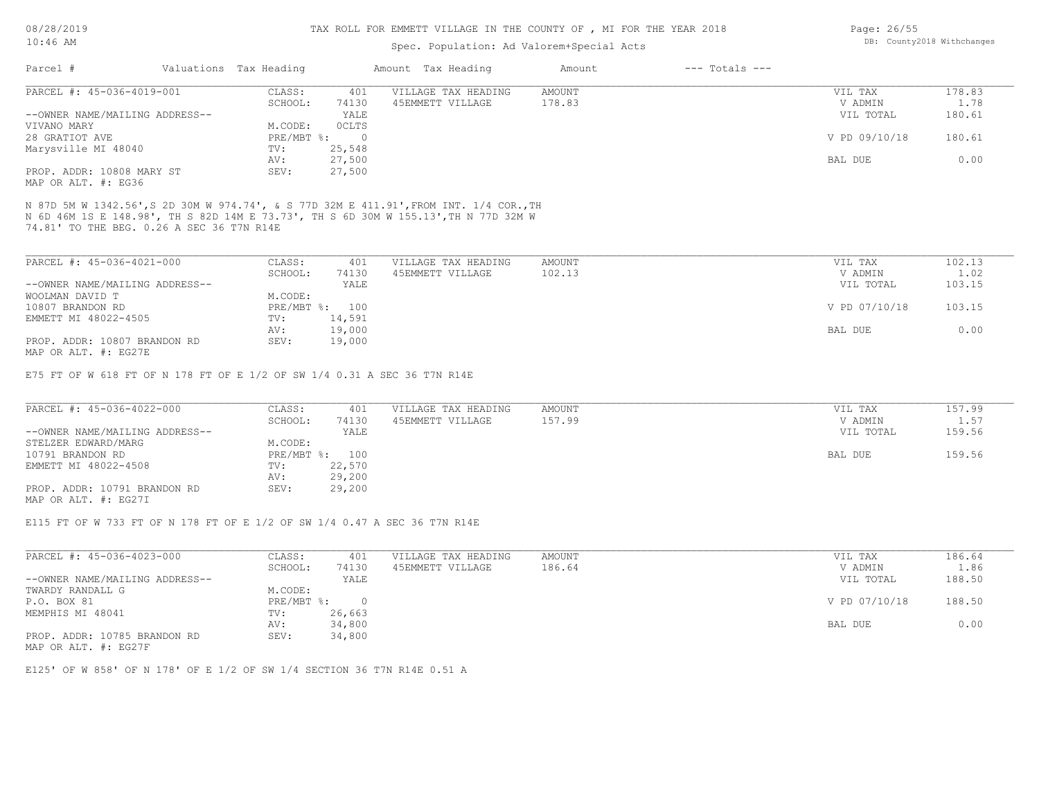# TAX ROLL FOR EMMETT VILLAGE IN THE COUNTY OF , MI FOR THE YEAR 2018

Spec. Population: Ad Valorem+Special Acts

08/28/2019
10:46 AM

DB: County2018 Withchanges

| Parcel # | Valuations | Tax Heading | Amount | Tax Heading | Amount | --- Totals --- | |
|---|---|---|---|---|---|---|---|
| PARCEL #: 45-036-4019-001 | CLASS: | 401 | VILLAGE TAX HEADING | AMOUNT | | VIL TAX | 178.83 |
| | SCHOOL: | 74130 | 45EMMETT VILLAGE | 178.83 | | V ADMIN | 1.78 |
| --OWNER NAME/MAILING ADDRESS-- | | YALE | | | | VIL TOTAL | 180.61 |
| VIVANO MARY | M.CODE: | 0CLTS | | | | | |
| 28 GRATIOT AVE | PRE/MBT %: | 0 | | | | V PD 09/10/18 | 180.61 |
| Marysville MI 48040 | TV: | 25,548 | | | | | |
| | AV: | 27,500 | | | | BAL DUE | 0.00 |
| PROP. ADDR: 10808 MARY ST | SEV: | 27,500 | | | | | |
| MAP OR ALT. #: EG36 | | | | | | | |

N 87D 5M W 1342.56',S 2D 30M W 974.74', & S 77D 32M E 411.91',FROM INT. 1/4 COR.,TH N 6D 46M 1S E 148.98', TH S 82D 14M E 73.73', TH S 6D 30M W 155.13',TH N 77D 32M W 74.81' TO THE BEG. 0.26 A SEC 36 T7N R14E

| Parcel # | Valuations | Tax Heading | Amount | Tax Heading | Amount | --- Totals --- | |
|---|---|---|---|---|---|---|---|
| PARCEL #: 45-036-4021-000 | CLASS: | 401 | VILLAGE TAX HEADING | AMOUNT | | VIL TAX | 102.13 |
| | SCHOOL: | 74130 | 45EMMETT VILLAGE | 102.13 | | V ADMIN | 1.02 |
| --OWNER NAME/MAILING ADDRESS-- | | YALE | | | | VIL TOTAL | 103.15 |
| WOOLMAN DAVID T | M.CODE: | | | | | | |
| 10807 BRANDON RD | PRE/MBT %: | 100 | | | | V PD 07/10/18 | 103.15 |
| EMMETT MI 48022-4505 | TV: | 14,591 | | | | | |
| | AV: | 19,000 | | | | BAL DUE | 0.00 |
| PROP. ADDR: 10807 BRANDON RD | SEV: | 19,000 | | | | | |
| MAP OR ALT. #: EG27E | | | | | | | |

E75 FT OF W 618 FT OF N 178 FT OF E 1/2 OF SW 1/4 0.31 A SEC 36 T7N R14E

| Parcel # | Valuations | Tax Heading | Amount | Tax Heading | Amount | --- Totals --- | |
|---|---|---|---|---|---|---|---|
| PARCEL #: 45-036-4022-000 | CLASS: | 401 | VILLAGE TAX HEADING | AMOUNT | | VIL TAX | 157.99 |
| | SCHOOL: | 74130 | 45EMMETT VILLAGE | 157.99 | | V ADMIN | 1.57 |
| --OWNER NAME/MAILING ADDRESS-- | | YALE | | | | VIL TOTAL | 159.56 |
| STELZER EDWARD/MARG | M.CODE: | | | | | | |
| 10791 BRANDON RD | PRE/MBT %: | 100 | | | | BAL DUE | 159.56 |
| EMMETT MI 48022-4508 | TV: | 22,570 | | | | | |
| | AV: | 29,200 | | | | | |
| PROP. ADDR: 10791 BRANDON RD | SEV: | 29,200 | | | | | |
| MAP OR ALT. #: EG27I | | | | | | | |

E115 FT OF W 733 FT OF N 178 FT OF E 1/2 OF SW 1/4 0.47 A SEC 36 T7N R14E

| Parcel # | Valuations | Tax Heading | Amount | Tax Heading | Amount | --- Totals --- | |
|---|---|---|---|---|---|---|---|
| PARCEL #: 45-036-4023-000 | CLASS: | 401 | VILLAGE TAX HEADING | AMOUNT | | VIL TAX | 186.64 |
| | SCHOOL: | 74130 | 45EMMETT VILLAGE | 186.64 | | V ADMIN | 1.86 |
| --OWNER NAME/MAILING ADDRESS-- | | YALE | | | | VIL TOTAL | 188.50 |
| TWARDY RANDALL G | M.CODE: | | | | | | |
| P.O. BOX 81 | PRE/MBT %: | 0 | | | | V PD 07/10/18 | 188.50 |
| MEMPHIS MI 48041 | TV: | 26,663 | | | | | |
| | AV: | 34,800 | | | | BAL DUE | 0.00 |
| PROP. ADDR: 10785 BRANDON RD | SEV: | 34,800 | | | | | |
| MAP OR ALT. #: EG27F | | | | | | | |

E125' OF W 858' OF N 178' OF E 1/2 OF SW 1/4 SECTION 36 T7N R14E 0.51 A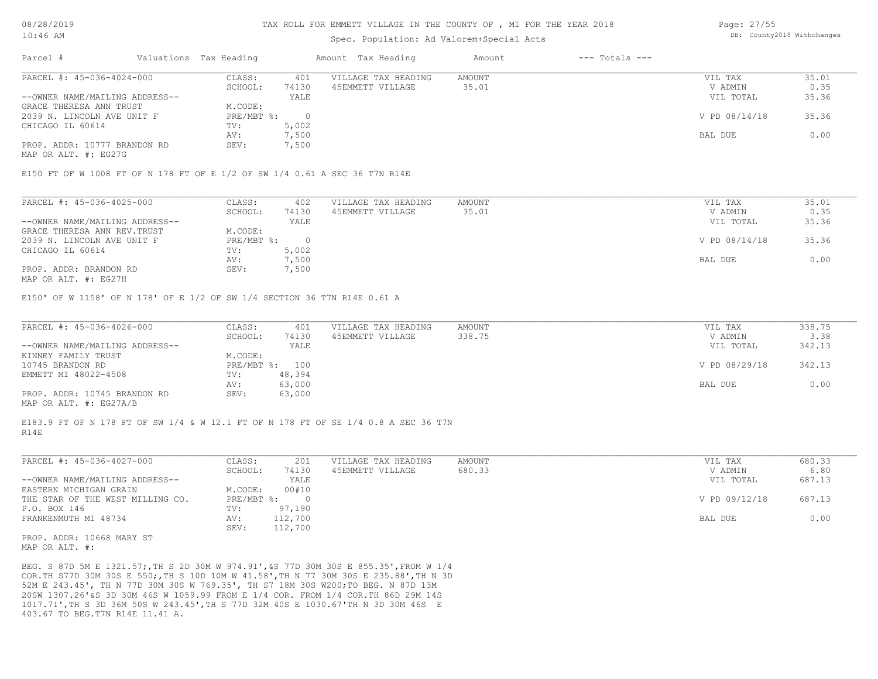# TAX ROLL FOR EMMETT VILLAGE IN THE COUNTY OF , MI FOR THE YEAR 2018

Spec. Population: Ad Valorem+Special Acts

| Parcel # | Valuations | Tax Heading | Amount | Tax Heading | Amount | --- Totals --- | |
|---|---|---|---|---|---|---|---|

## PARCEL #: 45-036-4024-000

| | | | | | | |
|---|---|---|---|---|---|---|
| --OWNER NAME/MAILING ADDRESS-- | CLASS: | 401 | VILLAGE TAX HEADING | AMOUNT | VIL TAX | 35.01 |
| GRACE THERESA ANN TRUST | SCHOOL: | 74130 | 45EMMETT VILLAGE | 35.01 | V ADMIN | 0.35 |
| 2039 N. LINCOLN AVE UNIT F | | YALE | | | VIL TOTAL | 35.36 |
| CHICAGO IL 60614 | M.CODE: | | | | | |
| | PRE/MBT %: | 0 | | | V PD 08/14/18 | 35.36 |
| | TV: | 5,002 | | | | |
| | AV: | 7,500 | | | BAL DUE | 0.00 |
| PROP. ADDR: 10777 BRANDON RD | SEV: | 7,500 | | | | |
| MAP OR ALT. #: EG27G | | | | | | |

E150 FT OF W 1008 FT OF N 178 FT OF E 1/2 OF SW 1/4 0.61 A SEC 36 T7N R14E

## PARCEL #: 45-036-4025-000

| | | | | | | |
|---|---|---|---|---|---|---|
| --OWNER NAME/MAILING ADDRESS-- | CLASS: | 402 | VILLAGE TAX HEADING | AMOUNT | VIL TAX | 35.01 |
| GRACE THERESA ANN REV.TRUST | SCHOOL: | 74130 | 45EMMETT VILLAGE | 35.01 | V ADMIN | 0.35 |
| 2039 N. LINCOLN AVE UNIT F | | YALE | | | VIL TOTAL | 35.36 |
| CHICAGO IL 60614 | M.CODE: | | | | | |
| | PRE/MBT %: | 0 | | | V PD 08/14/18 | 35.36 |
| | TV: | 5,002 | | | | |
| | AV: | 7,500 | | | BAL DUE | 0.00 |
| PROP. ADDR: BRANDON RD | SEV: | 7,500 | | | | |
| MAP OR ALT. #: EG27H | | | | | | |

E150' OF W 1158' OF N 178' OF E 1/2 OF SW 1/4 SECTION 36 T7N R14E 0.61 A

## PARCEL #: 45-036-4026-000

| | | | | | | |
|---|---|---|---|---|---|---|
| --OWNER NAME/MAILING ADDRESS-- | CLASS: | 401 | VILLAGE TAX HEADING | AMOUNT | VIL TAX | 338.75 |
| KINNEY FAMILY TRUST | SCHOOL: | 74130 | 45EMMETT VILLAGE | 338.75 | V ADMIN | 3.38 |
| 10745 BRANDON RD | | YALE | | | VIL TOTAL | 342.13 |
| EMMETT MI 48022-4508 | M.CODE: | | | | | |
| | PRE/MBT %: | 100 | | | V PD 08/29/18 | 342.13 |
| | TV: | 48,394 | | | | |
| | AV: | 63,000 | | | BAL DUE | 0.00 |
| PROP. ADDR: 10745 BRANDON RD | SEV: | 63,000 | | | | |
| MAP OR ALT. #: EG27A/B | | | | | | |

E183.9 FT OF N 178 FT OF SW 1/4 & W 12.1 FT OF N 178 FT OF SE 1/4 0.8 A SEC 36 T7N R14E

## PARCEL #: 45-036-4027-000

| | | | | | | |
|---|---|---|---|---|---|---|
| --OWNER NAME/MAILING ADDRESS-- | CLASS: | 201 | VILLAGE TAX HEADING | AMOUNT | VIL TAX | 680.33 |
| EASTERN MICHIGAN GRAIN | SCHOOL: | 74130 | 45EMMETT VILLAGE | 680.33 | V ADMIN | 6.80 |
| THE STAR OF THE WEST MILLING CO. | | YALE | | | VIL TOTAL | 687.13 |
| P.O. BOX 146 | M.CODE: | 00#10 | | | | |
| FRANKENMUTH MI 48734 | PRE/MBT %: | 0 | | | V PD 09/12/18 | 687.13 |
| | TV: | 97,190 | | | | |
| | AV: | 112,700 | | | BAL DUE | 0.00 |
| PROP. ADDR: 10668 MARY ST | SEV: | 112,700 | | | | |
| MAP OR ALT. #: | | | | | | |

BEG. S 87D 5M E 1321.57;,TH S 2D 30M W 974.91',&S 77D 30M 30S E 855.35',FROM W 1/4 COR.TH S77D 30M 30S E 550;,TH S 10D 10M W 41.58',TH N 77 30M 30S E 235.88',TH N 3D 52M E 243.45', TH N 77D 30M 30S W 769.35', TH S7 18M 30S W200;TO BEG. N 87D 13M 20SW 1307.26'&S 3D 30M 46S W 1059.99 FROM E 1/4 COR. FROM 1/4 COR.TH 86D 29M 14S 1017.71',TH S 3D 36M 50S W 243.45',TH S 77D 32M 40S E 1030.67'TH N 3D 30M 46S E 403.67 TO BEG.T7N R14E 11.41 A.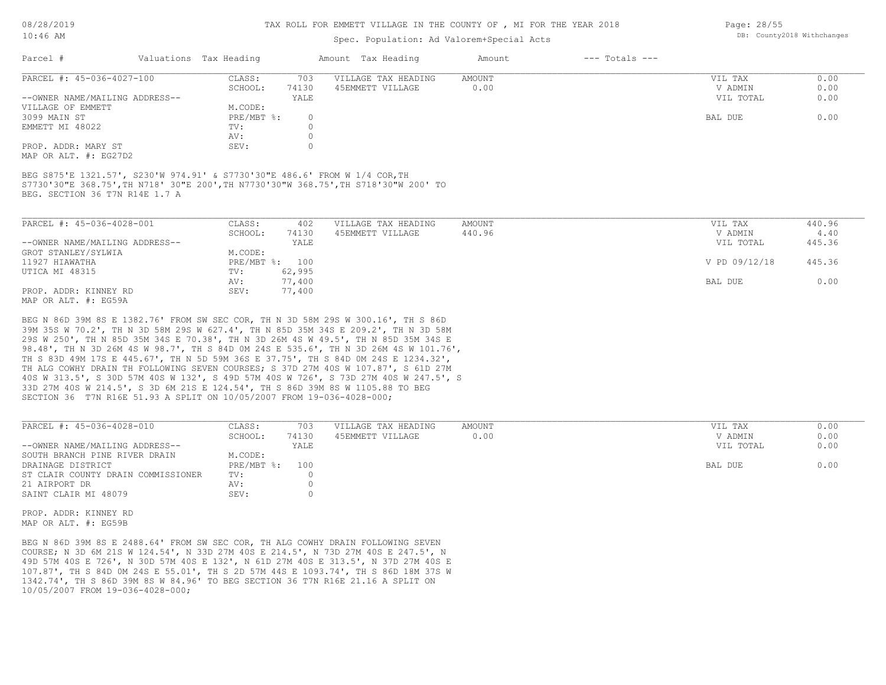TAX ROLL FOR EMMETT VILLAGE IN THE COUNTY OF , MI FOR THE YEAR 2018

Spec. Population: Ad Valorem+Special Acts

| Parcel # | Valuations | Tax Heading | Amount | Tax Heading | Amount | --- Totals --- | |
|---|---|---|---|---|---|---|---|

**PARCEL #: 45-036-4027-100**

| | | | | | | |
|---|---|---|---|---|---|---|
| | CLASS: | 703 | VILLAGE TAX HEADING | AMOUNT | VIL TAX | 0.00 |
| | SCHOOL: | 74130 | 45EMMETT VILLAGE | 0.00 | V ADMIN | 0.00 |
| --OWNER NAME/MAILING ADDRESS-- | | YALE | | | VIL TOTAL | 0.00 |
| VILLAGE OF EMMETT | M.CODE: | | | | | |
| 3099 MAIN ST | PRE/MBT %: | 0 | | | BAL DUE | 0.00 |
| EMMETT MI 48022 | TV: | 0 | | | | |
| | AV: | 0 | | | | |
| PROP. ADDR: MARY ST | SEV: | 0 | | | | |
| MAP OR ALT. #: EG27D2 | | | | | | |

BEG S875'E 1321.57', S230'W 974.91' & S7730'30"E 486.6' FROM W 1/4 COR,TH S7730'30"E 368.75',TH N718' 30"E 200',TH N7730'30"W 368.75',TH S718'30"W 200' TO BEG. SECTION 36 T7N R14E 1.7 A

**PARCEL #: 45-036-4028-001**

| | | | | | | |
|---|---|---|---|---|---|---|
| | CLASS: | 402 | VILLAGE TAX HEADING | AMOUNT | VIL TAX | 440.96 |
| | SCHOOL: | 74130 | 45EMMETT VILLAGE | 440.96 | V ADMIN | 4.40 |
| --OWNER NAME/MAILING ADDRESS-- | | YALE | | | VIL TOTAL | 445.36 |
| GROT STANLEY/SYLWIA | M.CODE: | | | | | |
| 11927 HIAWATHA | PRE/MBT %: | 100 | | | V PD 09/12/18 | 445.36 |
| UTICA MI 48315 | TV: | 62,995 | | | | |
| | AV: | 77,400 | | | BAL DUE | 0.00 |
| PROP. ADDR: KINNEY RD | SEV: | 77,400 | | | | |
| MAP OR ALT. #: EG59A | | | | | | |

BEG N 86D 39M 8S E 1382.76' FROM SW SEC COR, TH N 3D 58M 29S W 300.16', TH S 86D 39M 35S W 70.2', TH N 3D 58M 29S W 627.4', TH N 85D 35M 34S E 209.2', TH N 3D 58M 29S W 250', TH N 85D 35M 34S E 70.38', TH N 3D 26M 4S W 49.5', TH N 85D 35M 34S E 98.48', TH N 3D 26M 4S W 98.7', TH S 84D 0M 24S E 535.6', TH N 3D 26M 4S W 101.76', TH S 83D 49M 17S E 445.67', TH N 5D 59M 36S E 37.75', TH S 84D 0M 24S E 1234.32', TH ALG COWHY DRAIN TH FOLLOWING SEVEN COURSES; S 37D 27M 40S W 107.87', S 61D 27M 40S W 313.5', S 30D 57M 40S W 132', S 49D 57M 40S W 726', S 73D 27M 40S W 247.5', S 33D 27M 40S W 214.5', S 3D 6M 21S E 124.54', TH S 86D 39M 8S W 1105.88 TO BEG SECTION 36 T7N R16E 51.93 A SPLIT ON 10/05/2007 FROM 19-036-4028-000;

**PARCEL #: 45-036-4028-010**

| | | | | | | |
|---|---|---|---|---|---|---|
| | CLASS: | 703 | VILLAGE TAX HEADING | AMOUNT | VIL TAX | 0.00 |
| | SCHOOL: | 74130 | 45EMMETT VILLAGE | 0.00 | V ADMIN | 0.00 |
| --OWNER NAME/MAILING ADDRESS-- | | YALE | | | VIL TOTAL | 0.00 |
| SOUTH BRANCH PINE RIVER DRAIN | M.CODE: | | | | | |
| DRAINAGE DISTRICT | PRE/MBT %: | 100 | | | BAL DUE | 0.00 |
| ST CLAIR COUNTY DRAIN COMMISSIONER | TV: | 0 | | | | |
| 21 AIRPORT DR | AV: | 0 | | | | |
| SAINT CLAIR MI 48079 | SEV: | 0 | | | | |
| PROP. ADDR: KINNEY RD | | | | | | |
| MAP OR ALT. #: EG59B | | | | | | |

BEG N 86D 39M 8S E 2488.64' FROM SW SEC COR, TH ALG COWHY DRAIN FOLLOWING SEVEN COURSE; N 3D 6M 21S W 124.54', N 33D 27M 40S E 214.5', N 73D 27M 40S E 247.5', N 49D 57M 40S E 726', N 30D 57M 40S E 132', N 61D 27M 40S E 313.5', N 37D 27M 40S E 107.87', TH S 84D 0M 24S E 55.01', TH S 2D 57M 44S E 1093.74', TH S 86D 18M 37S W 1342.74', TH S 86D 39M 8S W 84.96' TO BEG SECTION 36 T7N R16E 21.16 A SPLIT ON 10/05/2007 FROM 19-036-4028-000;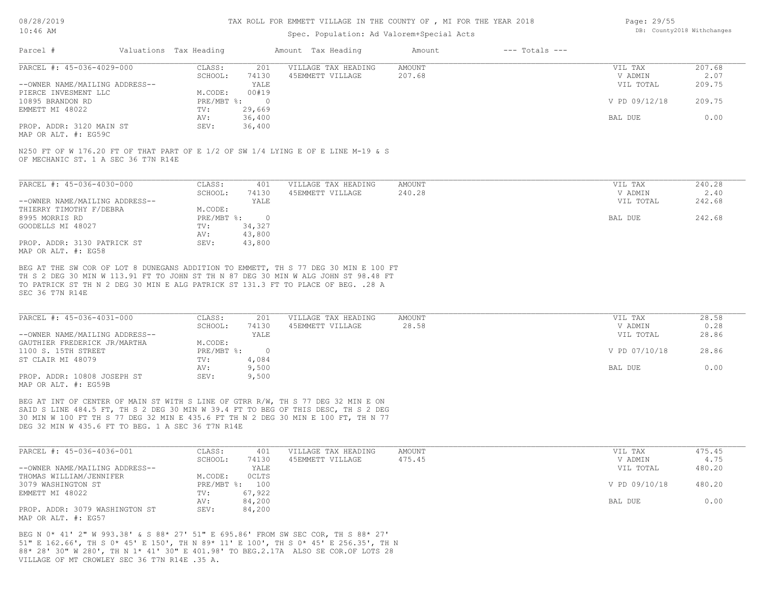# TAX ROLL FOR EMMETT VILLAGE IN THE COUNTY OF , MI FOR THE YEAR 2018

Spec. Population: Ad Valorem+Special Acts

DB: County2018 Withchanges

| Parcel # | Valuations | Tax Heading | Amount | Tax Heading | Amount | --- Totals --- |
|---|---|---|---|---|---|---|

---

**PARCEL #: 45-036-4029-000**

| | | | | | |
|---|---|---|---|---|---|
| CLASS: | 201 | VILLAGE TAX HEADING | AMOUNT | VIL TAX | 207.68 |
| SCHOOL: | 74130 | 45EMMETT VILLAGE | 207.68 | V ADMIN | 2.07 |
| | YALE | | | VIL TOTAL | 209.75 |
| M.CODE: | 00#19 | | | | |
| PRE/MBT %: | 0 | | | V PD 09/12/18 | 209.75 |
| TV: | 29,669 | | | | |
| AV: | 36,400 | | | BAL DUE | 0.00 |
| SEV: | 36,400 | | | | |

--OWNER NAME/MAILING ADDRESS--
PIERCE INVESMENT LLC
10895 BRANDON RD
EMMETT MI 48022

PROP. ADDR: 3120 MAIN ST
MAP OR ALT. #: EG59C

N250 FT OF W 176.20 FT OF THAT PART OF E 1/2 OF SW 1/4 LYING E OF E LINE M-19 & S OF MECHANIC ST. 1 A SEC 36 T7N R14E

---

**PARCEL #: 45-036-4030-000**

| | | | | | |
|---|---|---|---|---|---|
| CLASS: | 401 | VILLAGE TAX HEADING | AMOUNT | VIL TAX | 240.28 |
| SCHOOL: | 74130 | 45EMMETT VILLAGE | 240.28 | V ADMIN | 2.40 |
| | YALE | | | VIL TOTAL | 242.68 |
| M.CODE: | | | | | |
| PRE/MBT %: | 0 | | | BAL DUE | 242.68 |
| TV: | 34,327 | | | | |
| AV: | 43,800 | | | | |
| SEV: | 43,800 | | | | |

--OWNER NAME/MAILING ADDRESS--
THIERRY TIMOTHY F/DEBRA
8995 MORRIS RD
GOODELLS MI 48027

PROP. ADDR: 3130 PATRICK ST
MAP OR ALT. #: EG58

BEG AT THE SW COR OF LOT 8 DUNEGANS ADDITION TO EMMETT, TH S 77 DEG 30 MIN E 100 FT TH S 2 DEG 30 MIN W 113.91 FT TO JOHN ST TH N 87 DEG 30 MIN W ALG JOHN ST 98.48 FT TO PATRICK ST TH N 2 DEG 30 MIN E ALG PATRICK ST 131.3 FT TO PLACE OF BEG. .28 A SEC 36 T7N R14E

---

**PARCEL #: 45-036-4031-000**

| | | | | | |
|---|---|---|---|---|---|
| CLASS: | 201 | VILLAGE TAX HEADING | AMOUNT | VIL TAX | 28.58 |
| SCHOOL: | 74130 | 45EMMETT VILLAGE | 28.58 | V ADMIN | 0.28 |
| | YALE | | | VIL TOTAL | 28.86 |
| M.CODE: | | | | | |
| PRE/MBT %: | 0 | | | V PD 07/10/18 | 28.86 |
| TV: | 4,084 | | | | |
| AV: | 9,500 | | | BAL DUE | 0.00 |
| SEV: | 9,500 | | | | |

--OWNER NAME/MAILING ADDRESS--
GAUTHIER FREDERICK JR/MARTHA
1100 S. 15TH STREET
ST CLAIR MI 48079

PROP. ADDR: 10808 JOSEPH ST
MAP OR ALT. #: EG59B

BEG AT INT OF CENTER OF MAIN ST WITH S LINE OF GTRR R/W, TH S 77 DEG 32 MIN E ON SAID S LINE 484.5 FT, TH S 2 DEG 30 MIN W 39.4 FT TO BEG OF THIS DESC, TH S 2 DEG 30 MIN W 100 FT TH S 77 DEG 32 MIN E 435.6 FT TH N 2 DEG 30 MIN E 100 FT, TH N 77 DEG 32 MIN W 435.6 FT TO BEG. 1 A SEC 36 T7N R14E

---

**PARCEL #: 45-036-4036-001**

| | | | | | |
|---|---|---|---|---|---|
| CLASS: | 401 | VILLAGE TAX HEADING | AMOUNT | VIL TAX | 475.45 |
| SCHOOL: | 74130 | 45EMMETT VILLAGE | 475.45 | V ADMIN | 4.75 |
| | YALE | | | VIL TOTAL | 480.20 |
| M.CODE: | 0CLTS | | | | |
| PRE/MBT %: | 100 | | | V PD 09/10/18 | 480.20 |
| TV: | 67,922 | | | | |
| AV: | 84,200 | | | BAL DUE | 0.00 |
| SEV: | 84,200 | | | | |

--OWNER NAME/MAILING ADDRESS--
THOMAS WILLIAM/JENNIFER
3079 WASHINGTON ST
EMMETT MI 48022

PROP. ADDR: 3079 WASHINGTON ST
MAP OR ALT. #: EG57

BEG N 0* 41' 2" W 993.38' & S 88* 27' 51" E 695.86' FROM SW SEC COR, TH S 88* 27' 51" E 162.66', TH S 0* 45' E 150', TH N 89* 11' E 100', TH S 0* 45' E 256.35', TH N 88* 28' 30" W 280', TH N 1* 41' 30" E 401.98' TO BEG.2.17A ALSO SE COR.OF LOTS 28 VILLAGE OF MT CROWLEY SEC 36 T7N R14E .35 A.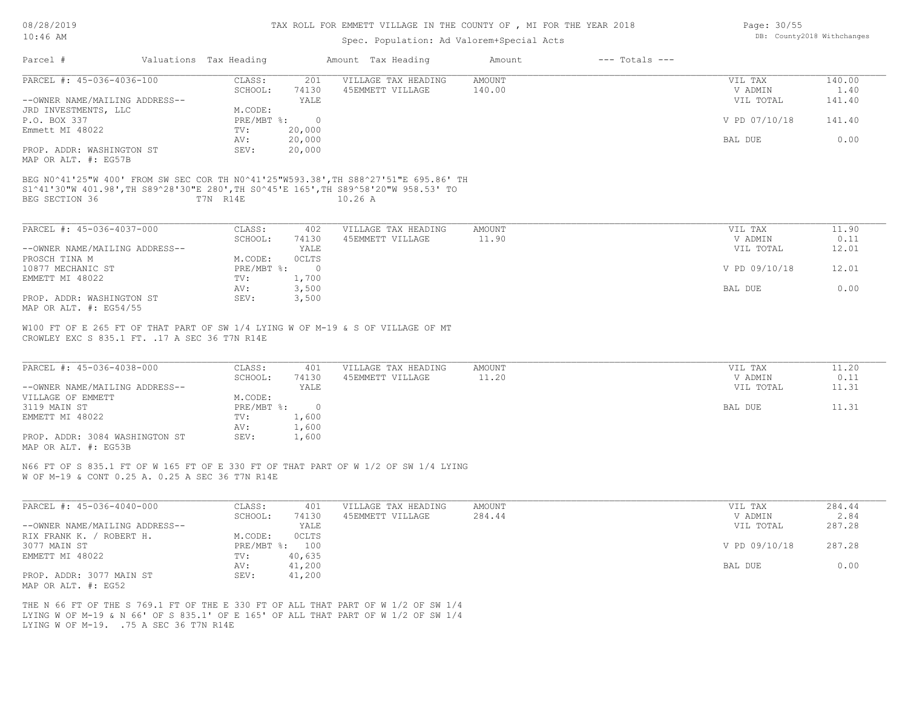# TAX ROLL FOR EMMETT VILLAGE IN THE COUNTY OF , MI FOR THE YEAR 2018

Spec. Population: Ad Valorem+Special Acts

08/28/2019
10:46 AM

DB: County2018 Withchanges

| Parcel # | Valuations | Tax Heading | Amount | Tax Heading | Amount | --- Totals --- | |
|---|---|---|---|---|---|---|---|

## PARCEL #: 45-036-4036-100

| | | | | | | |
|---|---|---|---|---|---|---|
| | CLASS: | 201 | VILLAGE TAX HEADING | AMOUNT | VIL TAX | 140.00 |
| | SCHOOL: | 74130 | 45EMMETT VILLAGE | 140.00 | V ADMIN | 1.40 |
| --OWNER NAME/MAILING ADDRESS-- | | YALE | | | VIL TOTAL | 141.40 |
| JRD INVESTMENTS, LLC | M.CODE: | | | | | |
| P.O. BOX 337 | PRE/MBT %: | 0 | | | V PD 07/10/18 | 141.40 |
| Emmett MI 48022 | TV: | 20,000 | | | | |
| | AV: | 20,000 | | | BAL DUE | 0.00 |
| PROP. ADDR: WASHINGTON ST | SEV: | 20,000 | | | | |
| MAP OR ALT. #: EG57B | | | | | | |

BEG N0^41'25"W 400' FROM SW SEC COR TH N0^41'25"W593.38',TH S88^27'51"E 695.86' TH S1^41'30"W 401.98',TH S89^28'30"E 280',TH S0^45'E 165',TH S89^58'20"W 958.53' TO BEG SECTION 36 T7N R14E 10.26 A

## PARCEL #: 45-036-4037-000

| | | | | | | |
|---|---|---|---|---|---|---|
| | CLASS: | 402 | VILLAGE TAX HEADING | AMOUNT | VIL TAX | 11.90 |
| | SCHOOL: | 74130 | 45EMMETT VILLAGE | 11.90 | V ADMIN | 0.11 |
| --OWNER NAME/MAILING ADDRESS-- | | YALE | | | VIL TOTAL | 12.01 |
| PROSCH TINA M | M.CODE: | OCLTS | | | | |
| 10877 MECHANIC ST | PRE/MBT %: | 0 | | | V PD 09/10/18 | 12.01 |
| EMMETT MI 48022 | TV: | 1,700 | | | | |
| | AV: | 3,500 | | | BAL DUE | 0.00 |
| PROP. ADDR: WASHINGTON ST | SEV: | 3,500 | | | | |
| MAP OR ALT. #: EG54/55 | | | | | | |

W100 FT OF E 265 FT OF THAT PART OF SW 1/4 LYING W OF M-19 & S OF VILLAGE OF MT CROWLEY EXC S 835.1 FT. .17 A SEC 36 T7N R14E

## PARCEL #: 45-036-4038-000

| | | | | | | |
|---|---|---|---|---|---|---|
| | CLASS: | 401 | VILLAGE TAX HEADING | AMOUNT | VIL TAX | 11.20 |
| | SCHOOL: | 74130 | 45EMMETT VILLAGE | 11.20 | V ADMIN | 0.11 |
| --OWNER NAME/MAILING ADDRESS-- | | YALE | | | VIL TOTAL | 11.31 |
| VILLAGE OF EMMETT | M.CODE: | | | | | |
| 3119 MAIN ST | PRE/MBT %: | 0 | | | BAL DUE | 11.31 |
| EMMETT MI 48022 | TV: | 1,600 | | | | |
| | AV: | 1,600 | | | | |
| PROP. ADDR: 3084 WASHINGTON ST | SEV: | 1,600 | | | | |
| MAP OR ALT. #: EG53B | | | | | | |

N66 FT OF S 835.1 FT OF W 165 FT OF E 330 FT OF THAT PART OF W 1/2 OF SW 1/4 LYING W OF M-19 & CONT 0.25 A. 0.25 A SEC 36 T7N R14E

## PARCEL #: 45-036-4040-000

| | | | | | | |
|---|---|---|---|---|---|---|
| | CLASS: | 401 | VILLAGE TAX HEADING | AMOUNT | VIL TAX | 284.44 |
| | SCHOOL: | 74130 | 45EMMETT VILLAGE | 284.44 | V ADMIN | 2.84 |
| --OWNER NAME/MAILING ADDRESS-- | | YALE | | | VIL TOTAL | 287.28 |
| RIX FRANK K. / ROBERT H. | M.CODE: | OCLTS | | | | |
| 3077 MAIN ST | PRE/MBT %: | 100 | | | V PD 09/10/18 | 287.28 |
| EMMETT MI 48022 | TV: | 40,635 | | | | |
| | AV: | 41,200 | | | BAL DUE | 0.00 |
| PROP. ADDR: 3077 MAIN ST | SEV: | 41,200 | | | | |
| MAP OR ALT. #: EG52 | | | | | | |

THE N 66 FT OF THE S 769.1 FT OF THE E 330 FT OF ALL THAT PART OF W 1/2 OF SW 1/4 LYING W OF M-19 & N 66' OF S 835.1' OF E 165' OF ALL THAT PART OF W 1/2 OF SW 1/4 LYING W OF M-19. .75 A SEC 36 T7N R14E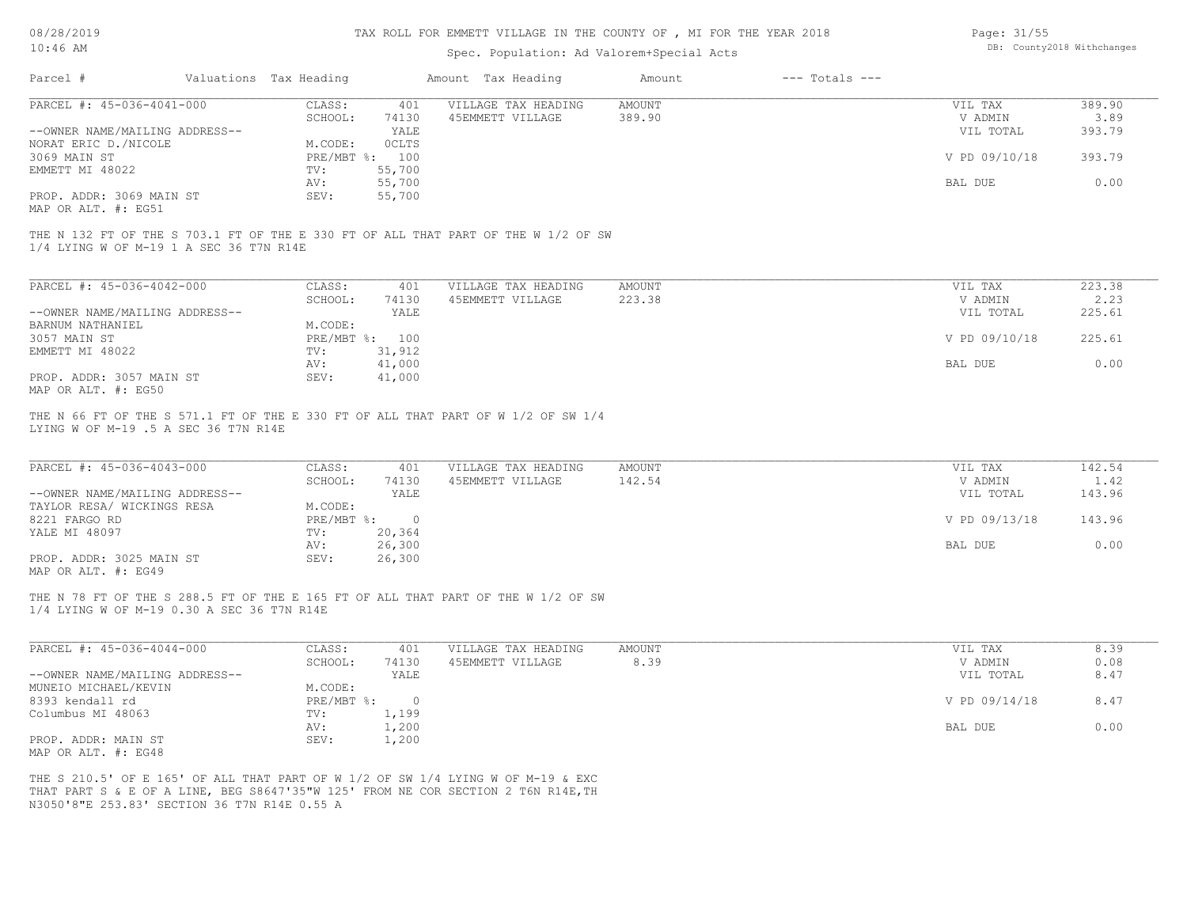# TAX ROLL FOR EMMETT VILLAGE IN THE COUNTY OF , MI FOR THE YEAR 2018

08/28/2019
10:46 AM

Spec. Population: Ad Valorem+Special Acts

DB: County2018 Withchanges

| Parcel # | Valuations | Tax Heading | Amount | Tax Heading | Amount | --- Totals --- | |
|---|---|---|---|---|---|---|---|

## PARCEL #: 45-036-4041-000

| | | | | | |
|---|---|---|---|---|---|
| CLASS: | 401 | VILLAGE TAX HEADING | AMOUNT | VIL TAX | 389.90 |
| SCHOOL: | 74130 | 45EMMETT VILLAGE | 389.90 | V ADMIN | 3.89 |
| | YALE | | | VIL TOTAL | 393.79 |
| M.CODE: | OCLTS | | | | |
| PRE/MBT %: | 100 | | | V PD 09/10/18 | 393.79 |
| TV: | 55,700 | | | | |
| AV: | 55,700 | | | BAL DUE | 0.00 |
| SEV: | 55,700 | | | | |

--OWNER NAME/MAILING ADDRESS--
NORAT ERIC D./NICOLE
3069 MAIN ST
EMMETT MI 48022

PROP. ADDR: 3069 MAIN ST
MAP OR ALT. #: EG51

THE N 132 FT OF THE S 703.1 FT OF THE E 330 FT OF ALL THAT PART OF THE W 1/2 OF SW 1/4 LYING W OF M-19 1 A SEC 36 T7N R14E

## PARCEL #: 45-036-4042-000

| | | | | | |
|---|---|---|---|---|---|
| CLASS: | 401 | VILLAGE TAX HEADING | AMOUNT | VIL TAX | 223.38 |
| SCHOOL: | 74130 | 45EMMETT VILLAGE | 223.38 | V ADMIN | 2.23 |
| | YALE | | | VIL TOTAL | 225.61 |
| M.CODE: | | | | | |
| PRE/MBT %: | 100 | | | V PD 09/10/18 | 225.61 |
| TV: | 31,912 | | | | |
| AV: | 41,000 | | | BAL DUE | 0.00 |
| SEV: | 41,000 | | | | |

--OWNER NAME/MAILING ADDRESS--
BARNUM NATHANIEL
3057 MAIN ST
EMMETT MI 48022

PROP. ADDR: 3057 MAIN ST
MAP OR ALT. #: EG50

THE N 66 FT OF THE S 571.1 FT OF THE E 330 FT OF ALL THAT PART OF W 1/2 OF SW 1/4 LYING W OF M-19 .5 A SEC 36 T7N R14E

## PARCEL #: 45-036-4043-000

| | | | | | |
|---|---|---|---|---|---|
| CLASS: | 401 | VILLAGE TAX HEADING | AMOUNT | VIL TAX | 142.54 |
| SCHOOL: | 74130 | 45EMMETT VILLAGE | 142.54 | V ADMIN | 1.42 |
| | YALE | | | VIL TOTAL | 143.96 |
| M.CODE: | | | | | |
| PRE/MBT %: | 0 | | | V PD 09/13/18 | 143.96 |
| TV: | 20,364 | | | | |
| AV: | 26,300 | | | BAL DUE | 0.00 |
| SEV: | 26,300 | | | | |

--OWNER NAME/MAILING ADDRESS--
TAYLOR RESA/ WICKINGS RESA
8221 FARGO RD
YALE MI 48097

PROP. ADDR: 3025 MAIN ST
MAP OR ALT. #: EG49

THE N 78 FT OF THE S 288.5 FT OF THE E 165 FT OF ALL THAT PART OF THE W 1/2 OF SW 1/4 LYING W OF M-19 0.30 A SEC 36 T7N R14E

## PARCEL #: 45-036-4044-000

| | | | | | |
|---|---|---|---|---|---|
| CLASS: | 401 | VILLAGE TAX HEADING | AMOUNT | VIL TAX | 8.39 |
| SCHOOL: | 74130 | 45EMMETT VILLAGE | 8.39 | V ADMIN | 0.08 |
| | YALE | | | VIL TOTAL | 8.47 |
| M.CODE: | | | | | |
| PRE/MBT %: | 0 | | | V PD 09/14/18 | 8.47 |
| TV: | 1,199 | | | | |
| AV: | 1,200 | | | BAL DUE | 0.00 |
| SEV: | 1,200 | | | | |

--OWNER NAME/MAILING ADDRESS--
MUNEIO MICHAEL/KEVIN
8393 kendall rd
Columbus MI 48063

PROP. ADDR: MAIN ST
MAP OR ALT. #: EG48

THE S 210.5' OF E 165' OF ALL THAT PART OF W 1/2 OF SW 1/4 LYING W OF M-19 & EXC THAT PART S & E OF A LINE, BEG S8647'35"W 125' FROM NE COR SECTION 2 T6N R14E,TH N3050'8"E 253.83' SECTION 36 T7N R14E 0.55 A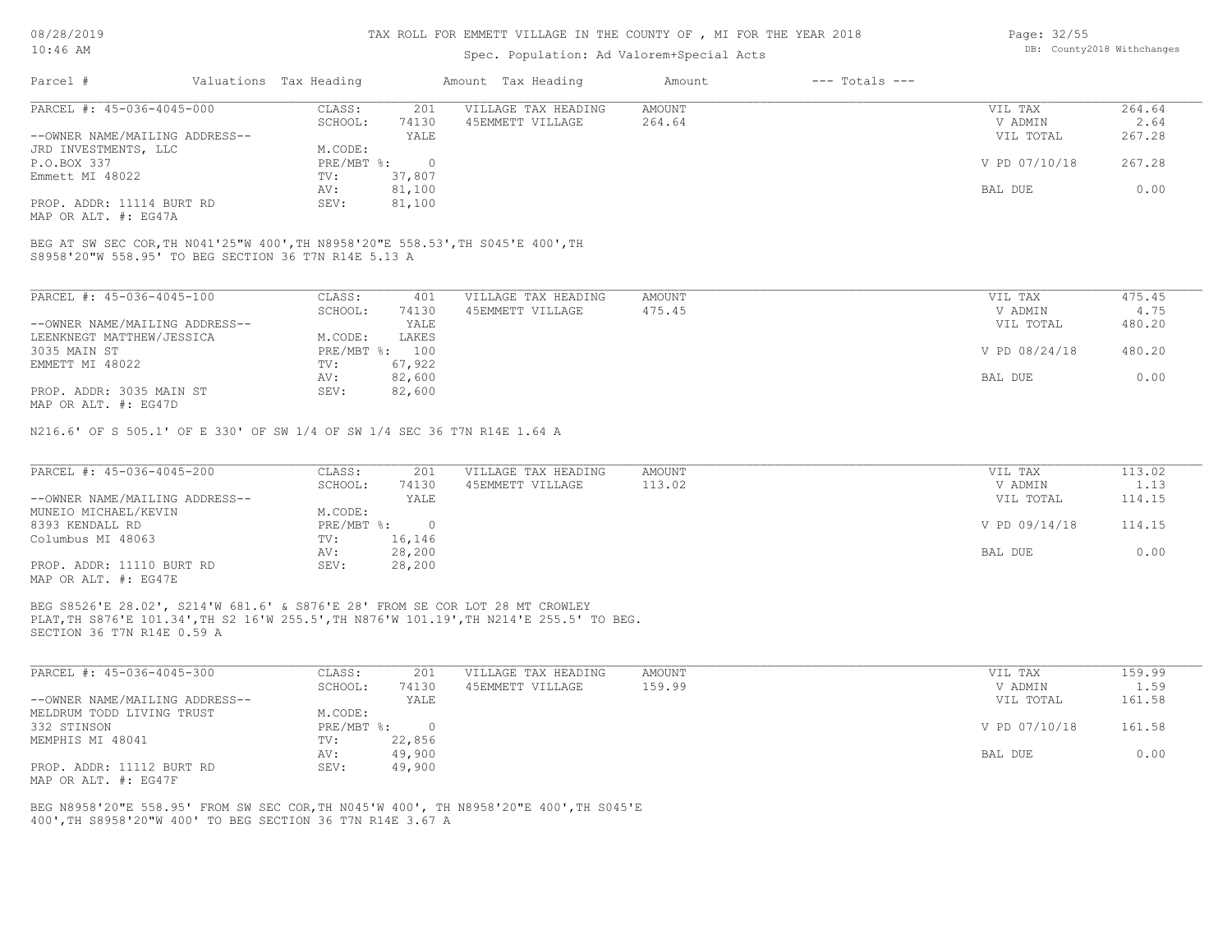TAX ROLL FOR EMMETT VILLAGE IN THE COUNTY OF , MI FOR THE YEAR 2018

Spec. Population: Ad Valorem+Special Acts

| Parcel # | Valuations | Tax Heading | Amount | Tax Heading | Amount | --- Totals --- | |
|---|---|---|---|---|---|---|---|
| PARCEL #: 45-036-4045-000 | CLASS: | 201 | VILLAGE TAX HEADING | AMOUNT | | VIL TAX | 264.64 |
| | SCHOOL: | 74130 | 45EMMETT VILLAGE | 264.64 | | V ADMIN | 2.64 |
| --OWNER NAME/MAILING ADDRESS-- | | YALE | | | | VIL TOTAL | 267.28 |
| JRD INVESTMENTS, LLC | M.CODE: | | | | | | |
| P.O.BOX 337 | PRE/MBT %: | 0 | | | | V PD 07/10/18 | 267.28 |
| Emmett MI 48022 | TV: | 37,807 | | | | | |
| | AV: | 81,100 | | | | BAL DUE | 0.00 |
| PROP. ADDR: 11114 BURT RD | SEV: | 81,100 | | | | | |
| MAP OR ALT. #: EG47A | | | | | | | |

BEG AT SW SEC COR,TH N041'25"W 400',TH N8958'20"E 558.53',TH S045'E 400',TH S8958'20"W 558.95' TO BEG SECTION 36 T7N R14E 5.13 A

| Parcel # | Valuations | Tax Heading | Amount | Tax Heading | Amount | --- Totals --- | |
|---|---|---|---|---|---|---|---|
| PARCEL #: 45-036-4045-100 | CLASS: | 401 | VILLAGE TAX HEADING | AMOUNT | | VIL TAX | 475.45 |
| | SCHOOL: | 74130 | 45EMMETT VILLAGE | 475.45 | | V ADMIN | 4.75 |
| --OWNER NAME/MAILING ADDRESS-- | | YALE | | | | VIL TOTAL | 480.20 |
| LEENKNEGT MATTHEW/JESSICA | M.CODE: | LAKES | | | | | |
| 3035 MAIN ST | PRE/MBT %: | 100 | | | | V PD 08/24/18 | 480.20 |
| EMMETT MI 48022 | TV: | 67,922 | | | | | |
| | AV: | 82,600 | | | | BAL DUE | 0.00 |
| PROP. ADDR: 3035 MAIN ST | SEV: | 82,600 | | | | | |
| MAP OR ALT. #: EG47D | | | | | | | |

N216.6' OF S 505.1' OF E 330' OF SW 1/4 OF SW 1/4 SEC 36 T7N R14E 1.64 A

| Parcel # | Valuations | Tax Heading | Amount | Tax Heading | Amount | --- Totals --- | |
|---|---|---|---|---|---|---|---|
| PARCEL #: 45-036-4045-200 | CLASS: | 201 | VILLAGE TAX HEADING | AMOUNT | | VIL TAX | 113.02 |
| | SCHOOL: | 74130 | 45EMMETT VILLAGE | 113.02 | | V ADMIN | 1.13 |
| --OWNER NAME/MAILING ADDRESS-- | | YALE | | | | VIL TOTAL | 114.15 |
| MUNEIO MICHAEL/KEVIN | M.CODE: | | | | | | |
| 8393 KENDALL RD | PRE/MBT %: | 0 | | | | V PD 09/14/18 | 114.15 |
| Columbus MI 48063 | TV: | 16,146 | | | | | |
| | AV: | 28,200 | | | | BAL DUE | 0.00 |
| PROP. ADDR: 11110 BURT RD | SEV: | 28,200 | | | | | |
| MAP OR ALT. #: EG47E | | | | | | | |

BEG S8526'E 28.02', S214'W 681.6' & S876'E 28' FROM SE COR LOT 28 MT CROWLEY PLAT,TH S876'E 101.34',TH S2 16'W 255.5',TH N876'W 101.19',TH N214'E 255.5' TO BEG. SECTION 36 T7N R14E 0.59 A

| Parcel # | Valuations | Tax Heading | Amount | Tax Heading | Amount | --- Totals --- | |
|---|---|---|---|---|---|---|---|
| PARCEL #: 45-036-4045-300 | CLASS: | 201 | VILLAGE TAX HEADING | AMOUNT | | VIL TAX | 159.99 |
| | SCHOOL: | 74130 | 45EMMETT VILLAGE | 159.99 | | V ADMIN | 1.59 |
| --OWNER NAME/MAILING ADDRESS-- | | YALE | | | | VIL TOTAL | 161.58 |
| MELDRUM TODD LIVING TRUST | M.CODE: | | | | | | |
| 332 STINSON | PRE/MBT %: | 0 | | | | V PD 07/10/18 | 161.58 |
| MEMPHIS MI 48041 | TV: | 22,856 | | | | | |
| | AV: | 49,900 | | | | BAL DUE | 0.00 |
| PROP. ADDR: 11112 BURT RD | SEV: | 49,900 | | | | | |
| MAP OR ALT. #: EG47F | | | | | | | |

BEG N8958'20"E 558.95' FROM SW SEC COR,TH N045'W 400', TH N8958'20"E 400',TH S045'E 400',TH S8958'20"W 400' TO BEG SECTION 36 T7N R14E 3.67 A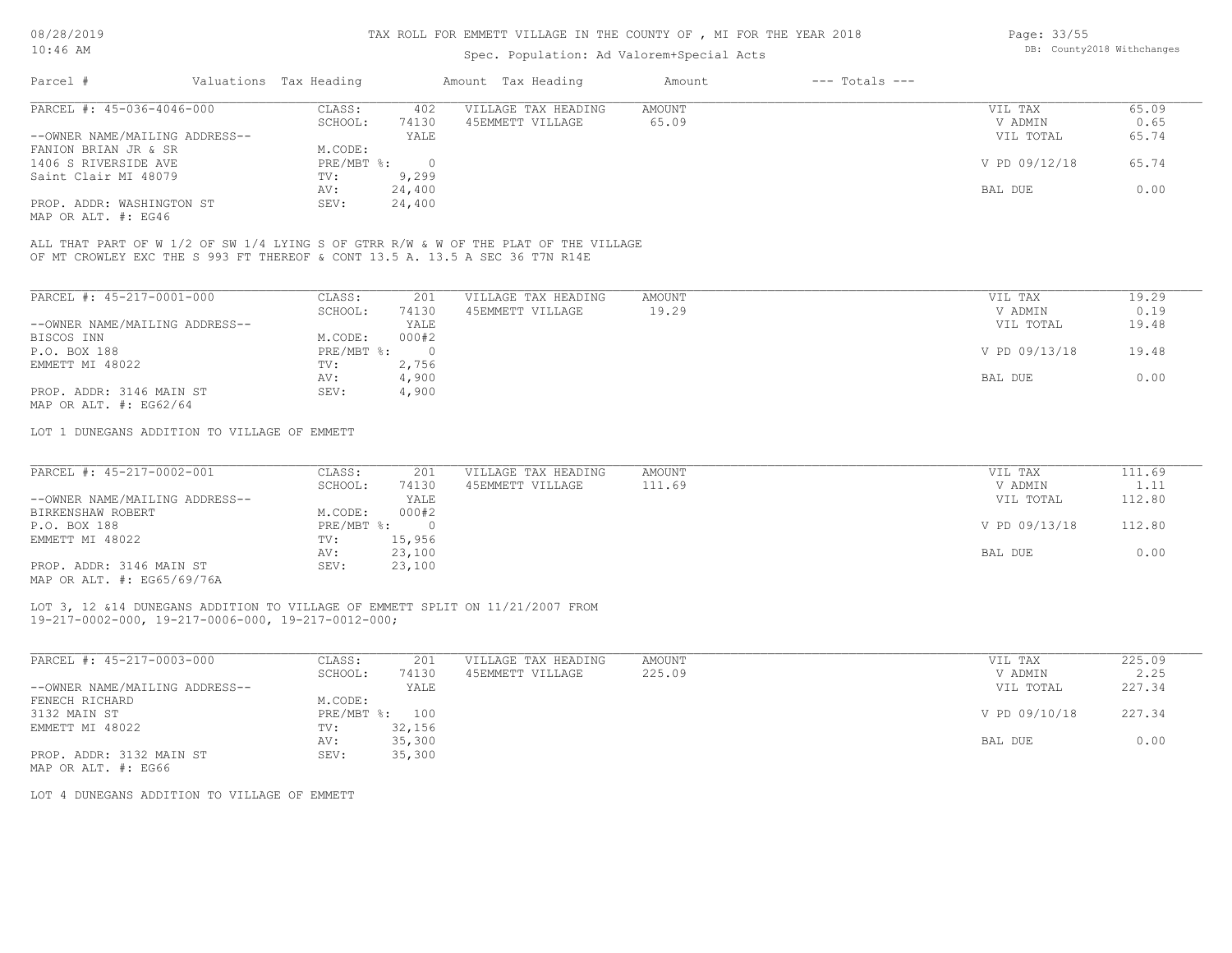# TAX ROLL FOR EMMETT VILLAGE IN THE COUNTY OF , MI FOR THE YEAR 2018

Spec. Population: Ad Valorem+Special Acts

08/28/2019 10:46 AM

DB: County2018 Withchanges

| Parcel # | Valuations Tax Heading | | Amount Tax Heading | Amount | --- Totals --- | |
|---|---|---|---|---|---|---|
| PARCEL #: 45-036-4046-000 | CLASS: | 402 | VILLAGE TAX HEADING | AMOUNT | VIL TAX | 65.09 |
| | SCHOOL: | 74130 | 45EMMETT VILLAGE | 65.09 | V ADMIN | 0.65 |
| --OWNER NAME/MAILING ADDRESS-- | | YALE | | | VIL TOTAL | 65.74 |
| FANION BRIAN JR & SR | M.CODE: | | | | | |
| 1406 S RIVERSIDE AVE | PRE/MBT %: | 0 | | | V PD 09/12/18 | 65.74 |
| Saint Clair MI 48079 | TV: | 9,299 | | | | |
| | AV: | 24,400 | | | BAL DUE | 0.00 |
| PROP. ADDR: WASHINGTON ST | SEV: | 24,400 | | | | |
| MAP OR ALT. #: EG46 | | | | | | |

ALL THAT PART OF W 1/2 OF SW 1/4 LYING S OF GTRR R/W & W OF THE PLAT OF THE VILLAGE OF MT CROWLEY EXC THE S 993 FT THEREOF & CONT 13.5 A. 13.5 A SEC 36 T7N R14E

| Parcel # | Valuations Tax Heading | | Amount Tax Heading | Amount | --- Totals --- | |
|---|---|---|---|---|---|---|
| PARCEL #: 45-217-0001-000 | CLASS: | 201 | VILLAGE TAX HEADING | AMOUNT | VIL TAX | 19.29 |
| | SCHOOL: | 74130 | 45EMMETT VILLAGE | 19.29 | V ADMIN | 0.19 |
| --OWNER NAME/MAILING ADDRESS-- | | YALE | | | VIL TOTAL | 19.48 |
| BISCOS INN | M.CODE: | 000#2 | | | | |
| P.O. BOX 188 | PRE/MBT %: | 0 | | | V PD 09/13/18 | 19.48 |
| EMMETT MI 48022 | TV: | 2,756 | | | | |
| | AV: | 4,900 | | | BAL DUE | 0.00 |
| PROP. ADDR: 3146 MAIN ST | SEV: | 4,900 | | | | |
| MAP OR ALT. #: EG62/64 | | | | | | |

LOT 1 DUNEGANS ADDITION TO VILLAGE OF EMMETT

| Parcel # | Valuations Tax Heading | | Amount Tax Heading | Amount | --- Totals --- | |
|---|---|---|---|---|---|---|
| PARCEL #: 45-217-0002-001 | CLASS: | 201 | VILLAGE TAX HEADING | AMOUNT | VIL TAX | 111.69 |
| | SCHOOL: | 74130 | 45EMMETT VILLAGE | 111.69 | V ADMIN | 1.11 |
| --OWNER NAME/MAILING ADDRESS-- | | YALE | | | VIL TOTAL | 112.80 |
| BIRKENSHAW ROBERT | M.CODE: | 000#2 | | | | |
| P.O. BOX 188 | PRE/MBT %: | 0 | | | V PD 09/13/18 | 112.80 |
| EMMETT MI 48022 | TV: | 15,956 | | | | |
| | AV: | 23,100 | | | BAL DUE | 0.00 |
| PROP. ADDR: 3146 MAIN ST | SEV: | 23,100 | | | | |
| MAP OR ALT. #: EG65/69/76A | | | | | | |

LOT 3, 12 &14 DUNEGANS ADDITION TO VILLAGE OF EMMETT SPLIT ON 11/21/2007 FROM 19-217-0002-000, 19-217-0006-000, 19-217-0012-000;

| Parcel # | Valuations Tax Heading | | Amount Tax Heading | Amount | --- Totals --- | |
|---|---|---|---|---|---|---|
| PARCEL #: 45-217-0003-000 | CLASS: | 201 | VILLAGE TAX HEADING | AMOUNT | VIL TAX | 225.09 |
| | SCHOOL: | 74130 | 45EMMETT VILLAGE | 225.09 | V ADMIN | 2.25 |
| --OWNER NAME/MAILING ADDRESS-- | | YALE | | | VIL TOTAL | 227.34 |
| FENECH RICHARD | M.CODE: | | | | | |
| 3132 MAIN ST | PRE/MBT %: | 100 | | | V PD 09/10/18 | 227.34 |
| EMMETT MI 48022 | TV: | 32,156 | | | | |
| | AV: | 35,300 | | | BAL DUE | 0.00 |
| PROP. ADDR: 3132 MAIN ST | SEV: | 35,300 | | | | |
| MAP OR ALT. #: EG66 | | | | | | |

LOT 4 DUNEGANS ADDITION TO VILLAGE OF EMMETT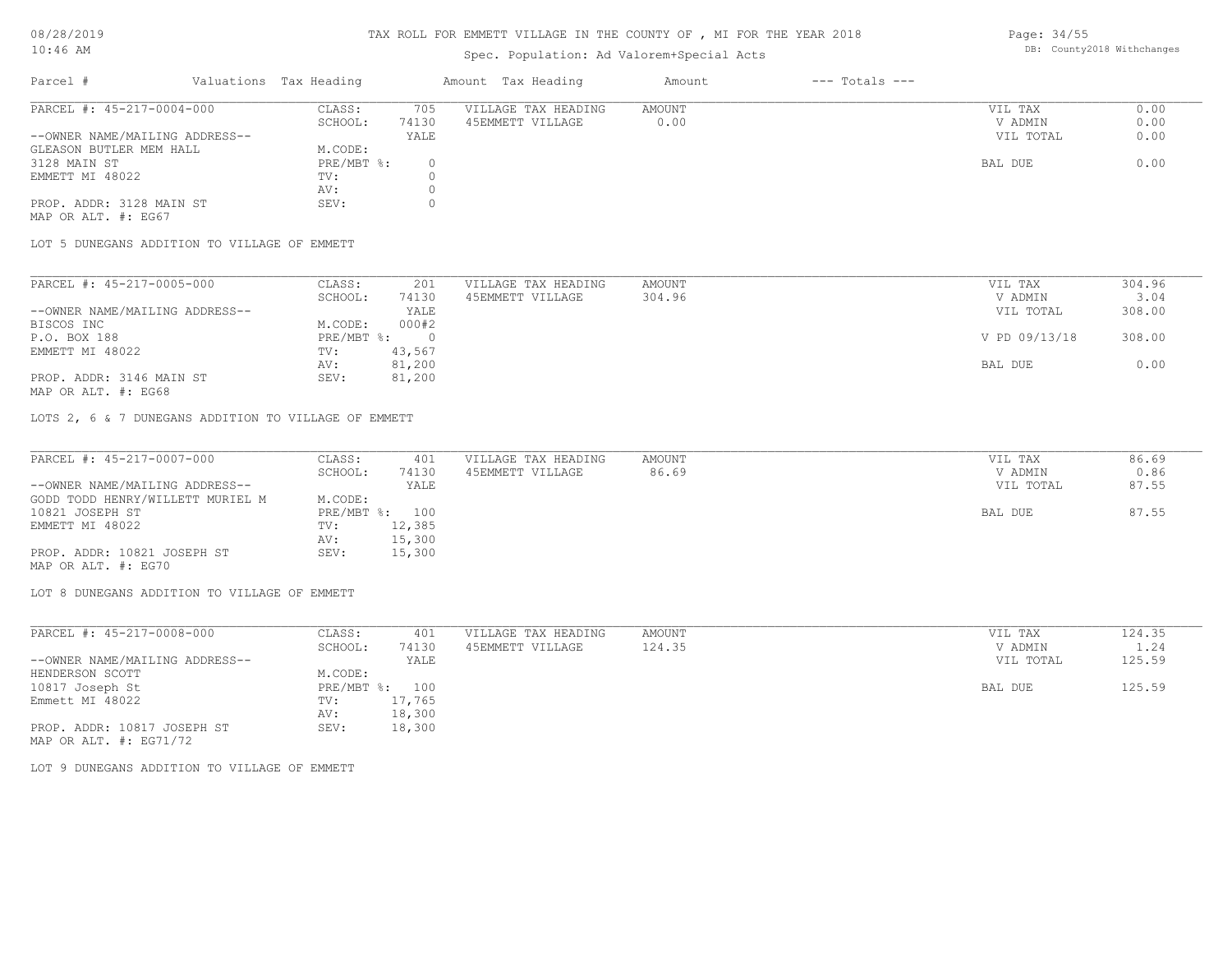# TAX ROLL FOR EMMETT VILLAGE IN THE COUNTY OF , MI FOR THE YEAR 2018

Spec. Population: Ad Valorem+Special Acts

DB: County2018 Withchanges

08/28/2019
10:46 AM

| Parcel # | Valuations | Tax Heading | Amount | Tax Heading | Amount | --- Totals --- | |
|---|---|---|---|---|---|---|---|
| PARCEL #: 45-217-0004-000 | CLASS: | 705 | VILLAGE TAX HEADING | AMOUNT | | VIL TAX | 0.00 |
| | SCHOOL: | 74130 | 45EMMETT VILLAGE | 0.00 | | V ADMIN | 0.00 |
| --OWNER NAME/MAILING ADDRESS-- | | YALE | | | | VIL TOTAL | 0.00 |
| GLEASON BUTLER MEM HALL | M.CODE: | | | | | | |
| 3128 MAIN ST | PRE/MBT %: | 0 | | | | BAL DUE | 0.00 |
| EMMETT MI 48022 | TV: | 0 | | | | | |
| | AV: | 0 | | | | | |
| PROP. ADDR: 3128 MAIN ST | SEV: | 0 | | | | | |
| MAP OR ALT. #: EG67 | | | | | | | |

LOT 5 DUNEGANS ADDITION TO VILLAGE OF EMMETT

| Parcel # | Valuations | Tax Heading | Amount | Tax Heading | Amount | --- Totals --- | |
|---|---|---|---|---|---|---|---|
| PARCEL #: 45-217-0005-000 | CLASS: | 201 | VILLAGE TAX HEADING | AMOUNT | | VIL TAX | 304.96 |
| | SCHOOL: | 74130 | 45EMMETT VILLAGE | 304.96 | | V ADMIN | 3.04 |
| --OWNER NAME/MAILING ADDRESS-- | | YALE | | | | VIL TOTAL | 308.00 |
| BISCOS INC | M.CODE: | 000#2 | | | | | |
| P.O. BOX 188 | PRE/MBT %: | 0 | | | | V PD 09/13/18 | 308.00 |
| EMMETT MI 48022 | TV: | 43,567 | | | | | |
| | AV: | 81,200 | | | | BAL DUE | 0.00 |
| PROP. ADDR: 3146 MAIN ST | SEV: | 81,200 | | | | | |
| MAP OR ALT. #: EG68 | | | | | | | |

LOTS 2, 6 & 7 DUNEGANS ADDITION TO VILLAGE OF EMMETT

| Parcel # | Valuations | Tax Heading | Amount | Tax Heading | Amount | --- Totals --- | |
|---|---|---|---|---|---|---|---|
| PARCEL #: 45-217-0007-000 | CLASS: | 401 | VILLAGE TAX HEADING | AMOUNT | | VIL TAX | 86.69 |
| | SCHOOL: | 74130 | 45EMMETT VILLAGE | 86.69 | | V ADMIN | 0.86 |
| --OWNER NAME/MAILING ADDRESS-- | | YALE | | | | VIL TOTAL | 87.55 |
| GODD TODD HENRY/WILLETT MURIEL M | M.CODE: | | | | | | |
| 10821 JOSEPH ST | PRE/MBT %: | 100 | | | | BAL DUE | 87.55 |
| EMMETT MI 48022 | TV: | 12,385 | | | | | |
| | AV: | 15,300 | | | | | |
| PROP. ADDR: 10821 JOSEPH ST | SEV: | 15,300 | | | | | |
| MAP OR ALT. #: EG70 | | | | | | | |

LOT 8 DUNEGANS ADDITION TO VILLAGE OF EMMETT

| Parcel # | Valuations | Tax Heading | Amount | Tax Heading | Amount | --- Totals --- | |
|---|---|---|---|---|---|---|---|
| PARCEL #: 45-217-0008-000 | CLASS: | 401 | VILLAGE TAX HEADING | AMOUNT | | VIL TAX | 124.35 |
| | SCHOOL: | 74130 | 45EMMETT VILLAGE | 124.35 | | V ADMIN | 1.24 |
| --OWNER NAME/MAILING ADDRESS-- | | YALE | | | | VIL TOTAL | 125.59 |
| HENDERSON SCOTT | M.CODE: | | | | | | |
| 10817 Joseph St | PRE/MBT %: | 100 | | | | BAL DUE | 125.59 |
| Emmett MI 48022 | TV: | 17,765 | | | | | |
| | AV: | 18,300 | | | | | |
| PROP. ADDR: 10817 JOSEPH ST | SEV: | 18,300 | | | | | |
| MAP OR ALT. #: EG71/72 | | | | | | | |

LOT 9 DUNEGANS ADDITION TO VILLAGE OF EMMETT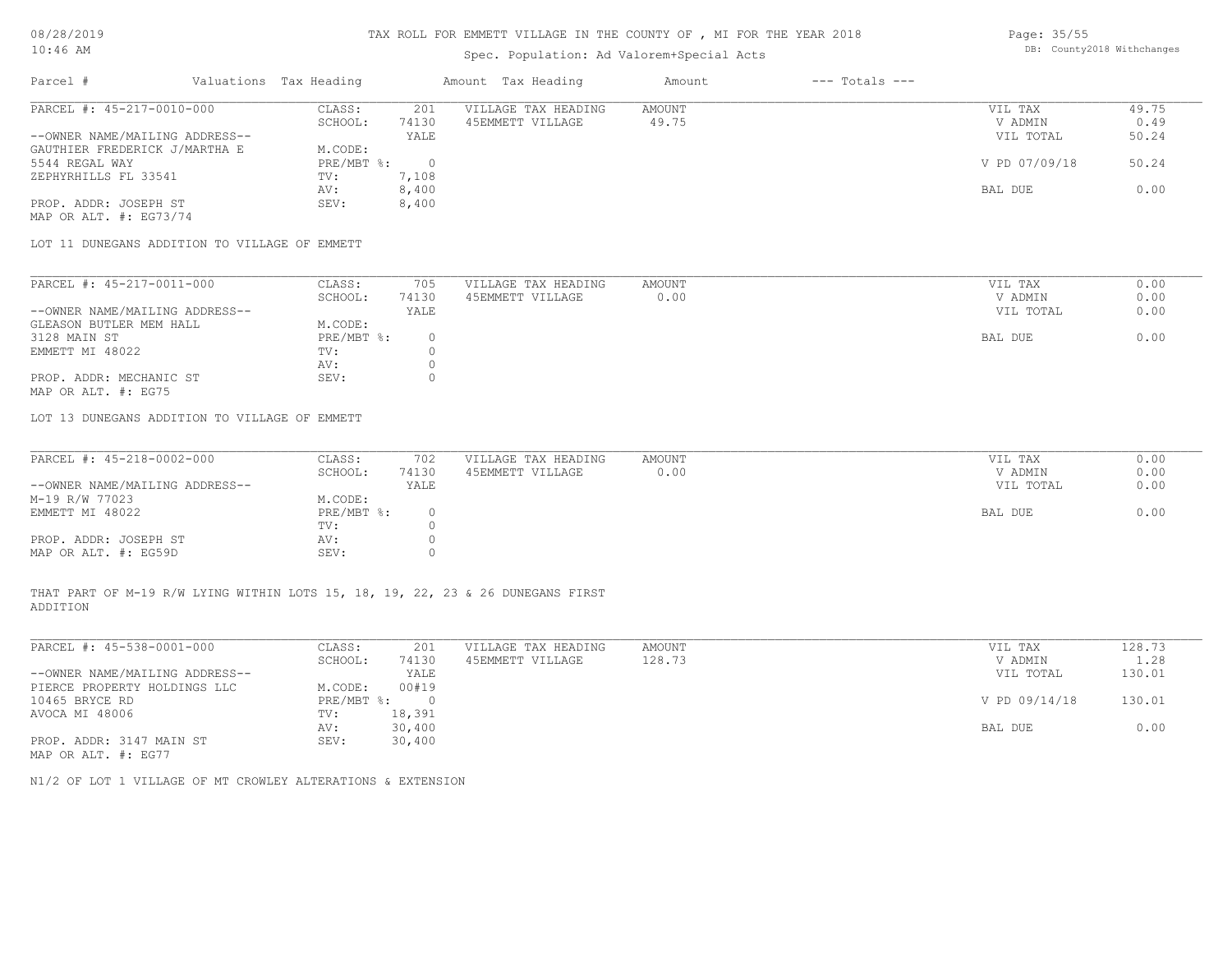# TAX ROLL FOR EMMETT VILLAGE IN THE COUNTY OF , MI FOR THE YEAR 2018

08/28/2019
10:46 AM

Spec. Population: Ad Valorem+Special Acts

DB: County2018 Withchanges

| Parcel # | Valuations | Tax Heading | Amount | Tax Heading | Amount | --- Totals --- | |
|---|---|---|---|---|---|---|---|

**PARCEL #: 45-217-0010-000**

| | | | | | |
|---|---|---|---|---|---|
| CLASS: | 201 | VILLAGE TAX HEADING | AMOUNT | VIL TAX | 49.75 |
| SCHOOL: | 74130 | 45EMMETT VILLAGE | 49.75 | V ADMIN | 0.49 |
| | YALE | | | VIL TOTAL | 50.24 |
| M.CODE: | | | | | |
| PRE/MBT %: | 0 | | | V PD 07/09/18 | 50.24 |
| TV: | 7,108 | | | | |
| AV: | 8,400 | | | BAL DUE | 0.00 |
| SEV: | 8,400 | | | | |

--OWNER NAME/MAILING ADDRESS--
GAUTHIER FREDERICK J/MARTHA E
5544 REGAL WAY
ZEPHYRHILLS FL 33541

PROP. ADDR: JOSEPH ST
MAP OR ALT. #: EG73/74

LOT 11 DUNEGANS ADDITION TO VILLAGE OF EMMETT

**PARCEL #: 45-217-0011-000**

| | | | | | |
|---|---|---|---|---|---|
| CLASS: | 705 | VILLAGE TAX HEADING | AMOUNT | VIL TAX | 0.00 |
| SCHOOL: | 74130 | 45EMMETT VILLAGE | 0.00 | V ADMIN | 0.00 |
| | YALE | | | VIL TOTAL | 0.00 |
| M.CODE: | | | | | |
| PRE/MBT %: | 0 | | | BAL DUE | 0.00 |
| TV: | 0 | | | | |
| AV: | 0 | | | | |
| SEV: | 0 | | | | |

--OWNER NAME/MAILING ADDRESS--
GLEASON BUTLER MEM HALL
3128 MAIN ST
EMMETT MI 48022

PROP. ADDR: MECHANIC ST
MAP OR ALT. #: EG75

LOT 13 DUNEGANS ADDITION TO VILLAGE OF EMMETT

**PARCEL #: 45-218-0002-000**

| | | | | | |
|---|---|---|---|---|---|
| CLASS: | 702 | VILLAGE TAX HEADING | AMOUNT | VIL TAX | 0.00 |
| SCHOOL: | 74130 | 45EMMETT VILLAGE | 0.00 | V ADMIN | 0.00 |
| | YALE | | | VIL TOTAL | 0.00 |
| M.CODE: | | | | | |
| PRE/MBT %: | 0 | | | BAL DUE | 0.00 |
| TV: | 0 | | | | |
| AV: | 0 | | | | |
| SEV: | 0 | | | | |

--OWNER NAME/MAILING ADDRESS--
M-19 R/W 77023
EMMETT MI 48022

PROP. ADDR: JOSEPH ST
MAP OR ALT. #: EG59D

THAT PART OF M-19 R/W LYING WITHIN LOTS 15, 18, 19, 22, 23 & 26 DUNEGANS FIRST ADDITION

**PARCEL #: 45-538-0001-000**

| | | | | | |
|---|---|---|---|---|---|
| CLASS: | 201 | VILLAGE TAX HEADING | AMOUNT | VIL TAX | 128.73 |
| SCHOOL: | 74130 | 45EMMETT VILLAGE | 128.73 | V ADMIN | 1.28 |
| | YALE | | | VIL TOTAL | 130.01 |
| M.CODE: | 00#19 | | | | |
| PRE/MBT %: | 0 | | | V PD 09/14/18 | 130.01 |
| TV: | 18,391 | | | | |
| AV: | 30,400 | | | BAL DUE | 0.00 |
| SEV: | 30,400 | | | | |

--OWNER NAME/MAILING ADDRESS--
PIERCE PROPERTY HOLDINGS LLC
10465 BRYCE RD
AVOCA MI 48006

PROP. ADDR: 3147 MAIN ST
MAP OR ALT. #: EG77

N1/2 OF LOT 1 VILLAGE OF MT CROWLEY ALTERATIONS & EXTENSION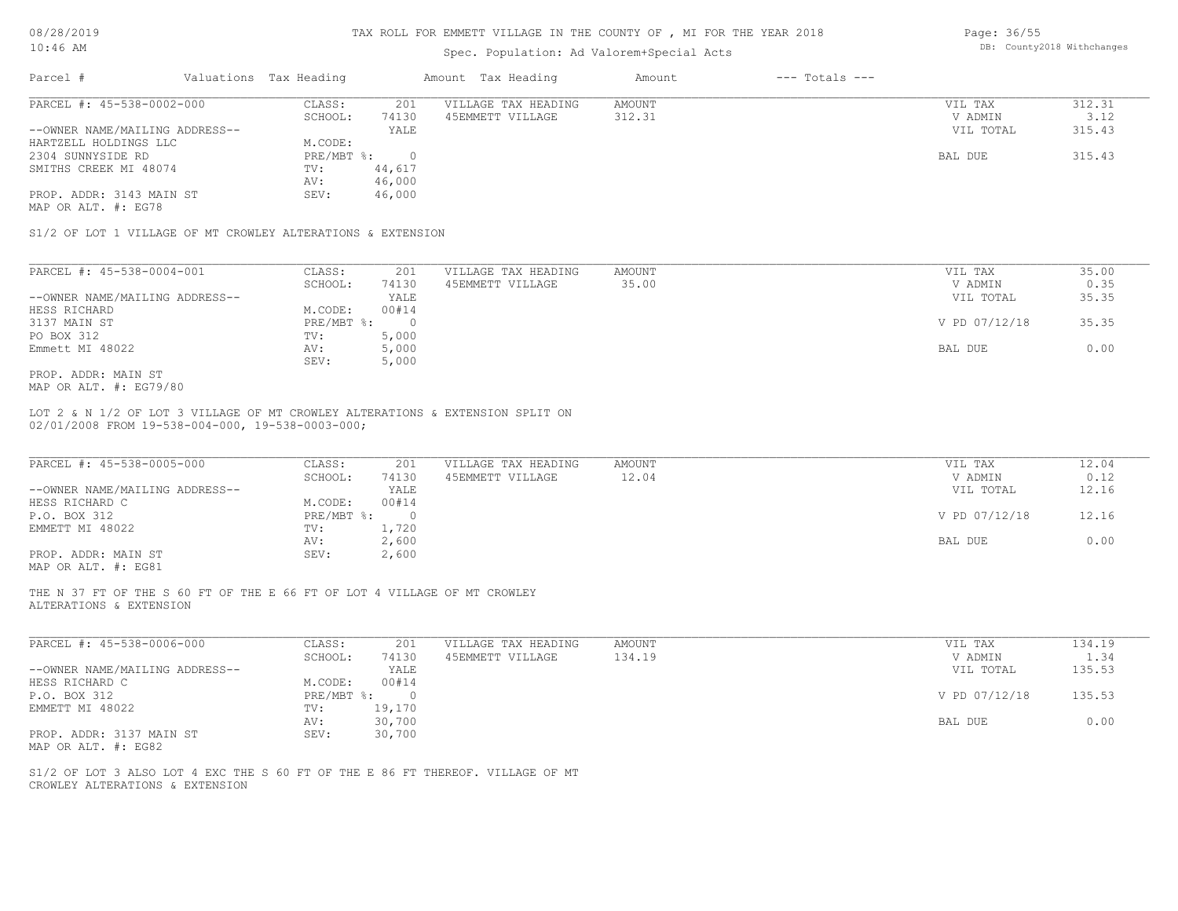# TAX ROLL FOR EMMETT VILLAGE IN THE COUNTY OF , MI FOR THE YEAR 2018

08/28/2019
10:46 AM

Spec. Population: Ad Valorem+Special Acts

DB: County2018 Withchanges

| Parcel # | Valuations | Tax Heading | Amount | Tax Heading | Amount | --- Totals --- | |
|---|---|---|---|---|---|---|---|

**PARCEL #: 45-538-0002-000**

| | | | | | |
|---|---|---|---|---|---|
| --OWNER NAME/MAILING ADDRESS-- | CLASS: 201 | VILLAGE TAX HEADING | AMOUNT | VIL TAX | 312.31 |
| HARTZELL HOLDINGS LLC | SCHOOL: 74130 | 45EMMETT VILLAGE | 312.31 | V ADMIN | 3.12 |
| 2304 SUNNYSIDE RD | YALE | | | VIL TOTAL | 315.43 |
| SMITHS CREEK MI 48074 | M.CODE: | | | | |
| PROP. ADDR: 3143 MAIN ST | PRE/MBT %: 0 | | | BAL DUE | 315.43 |
| MAP OR ALT. #: EG78 | TV: 44,617 | | | | |
| | AV: 46,000 | | | | |
| | SEV: 46,000 | | | | |

S1/2 OF LOT 1 VILLAGE OF MT CROWLEY ALTERATIONS & EXTENSION

**PARCEL #: 45-538-0004-001**

| | | | | | |
|---|---|---|---|---|---|
| --OWNER NAME/MAILING ADDRESS-- | CLASS: 201 | VILLAGE TAX HEADING | AMOUNT | VIL TAX | 35.00 |
| HESS RICHARD | SCHOOL: 74130 | 45EMMETT VILLAGE | 35.00 | V ADMIN | 0.35 |
| 3137 MAIN ST | YALE | | | VIL TOTAL | 35.35 |
| PO BOX 312 | M.CODE: 00#14 | | | | |
| Emmett MI 48022 | PRE/MBT %: 0 | | | V PD 07/12/18 | 35.35 |
| PROP. ADDR: MAIN ST | TV: 5,000 | | | | |
| MAP OR ALT. #: EG79/80 | AV: 5,000 | | | BAL DUE | 0.00 |
| | SEV: 5,000 | | | | |

LOT 2 & N 1/2 OF LOT 3 VILLAGE OF MT CROWLEY ALTERATIONS & EXTENSION SPLIT ON 02/01/2008 FROM 19-538-004-000, 19-538-0003-000;

**PARCEL #: 45-538-0005-000**

| | | | | | |
|---|---|---|---|---|---|
| --OWNER NAME/MAILING ADDRESS-- | CLASS: 201 | VILLAGE TAX HEADING | AMOUNT | VIL TAX | 12.04 |
| HESS RICHARD C | SCHOOL: 74130 | 45EMMETT VILLAGE | 12.04 | V ADMIN | 0.12 |
| P.O. BOX 312 | YALE | | | VIL TOTAL | 12.16 |
| EMMETT MI 48022 | M.CODE: 00#14 | | | | |
| PROP. ADDR: MAIN ST | PRE/MBT %: 0 | | | V PD 07/12/18 | 12.16 |
| MAP OR ALT. #: EG81 | TV: 1,720 | | | | |
| | AV: 2,600 | | | BAL DUE | 0.00 |
| | SEV: 2,600 | | | | |

THE N 37 FT OF THE S 60 FT OF THE E 66 FT OF LOT 4 VILLAGE OF MT CROWLEY ALTERATIONS & EXTENSION

**PARCEL #: 45-538-0006-000**

| | | | | | |
|---|---|---|---|---|---|
| --OWNER NAME/MAILING ADDRESS-- | CLASS: 201 | VILLAGE TAX HEADING | AMOUNT | VIL TAX | 134.19 |
| HESS RICHARD C | SCHOOL: 74130 | 45EMMETT VILLAGE | 134.19 | V ADMIN | 1.34 |
| P.O. BOX 312 | YALE | | | VIL TOTAL | 135.53 |
| EMMETT MI 48022 | M.CODE: 00#14 | | | | |
| PROP. ADDR: 3137 MAIN ST | PRE/MBT %: 0 | | | V PD 07/12/18 | 135.53 |
| MAP OR ALT. #: EG82 | TV: 19,170 | | | | |
| | AV: 30,700 | | | BAL DUE | 0.00 |
| | SEV: 30,700 | | | | |

S1/2 OF LOT 3 ALSO LOT 4 EXC THE S 60 FT OF THE E 86 FT THEREOF. VILLAGE OF MT CROWLEY ALTERATIONS & EXTENSION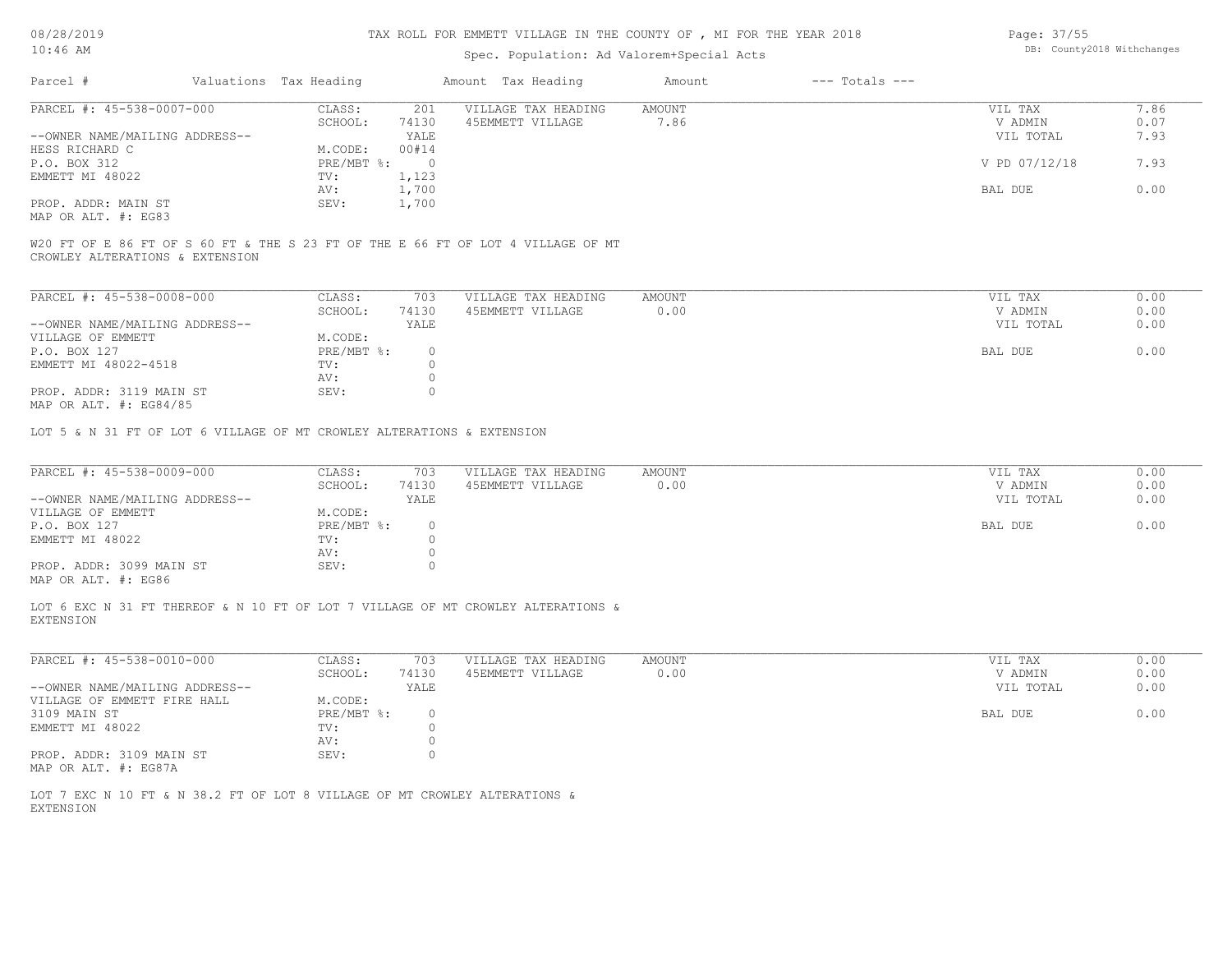# TAX ROLL FOR EMMETT VILLAGE IN THE COUNTY OF , MI FOR THE YEAR 2018

Spec. Population: Ad Valorem+Special Acts

08/28/2019
10:46 AM

DB: County2018 Withchanges

| Parcel # | Valuations | Tax Heading | Amount | Tax Heading | Amount | --- Totals --- | |
|---|---|---|---|---|---|---|---|
| PARCEL #: 45-538-0007-000 | CLASS: | 201 | VILLAGE TAX HEADING | AMOUNT | | VIL TAX | 7.86 |
| | SCHOOL: | 74130 | 45EMMETT VILLAGE | 7.86 | | V ADMIN | 0.07 |
| --OWNER NAME/MAILING ADDRESS-- | | YALE | | | | VIL TOTAL | 7.93 |
| HESS RICHARD C | M.CODE: | 00#14 | | | | | |
| P.O. BOX 312 | PRE/MBT %: | 0 | | | | V PD 07/12/18 | 7.93 |
| EMMETT MI 48022 | TV: | 1,123 | | | | | |
| | AV: | 1,700 | | | | BAL DUE | 0.00 |
| PROP. ADDR: MAIN ST | SEV: | 1,700 | | | | | |
| MAP OR ALT. #: EG83 | | | | | | | |

W20 FT OF E 86 FT OF S 60 FT & THE S 23 FT OF THE E 66 FT OF LOT 4 VILLAGE OF MT CROWLEY ALTERATIONS & EXTENSION

| Parcel # | Valuations | Tax Heading | Amount | Tax Heading | Amount | --- Totals --- | |
|---|---|---|---|---|---|---|---|
| PARCEL #: 45-538-0008-000 | CLASS: | 703 | VILLAGE TAX HEADING | AMOUNT | | VIL TAX | 0.00 |
| | SCHOOL: | 74130 | 45EMMETT VILLAGE | 0.00 | | V ADMIN | 0.00 |
| --OWNER NAME/MAILING ADDRESS-- | | YALE | | | | VIL TOTAL | 0.00 |
| VILLAGE OF EMMETT | M.CODE: | | | | | | |
| P.O. BOX 127 | PRE/MBT %: | 0 | | | | BAL DUE | 0.00 |
| EMMETT MI 48022-4518 | TV: | 0 | | | | | |
| | AV: | 0 | | | | | |
| PROP. ADDR: 3119 MAIN ST | SEV: | 0 | | | | | |
| MAP OR ALT. #: EG84/85 | | | | | | | |

LOT 5 & N 31 FT OF LOT 6 VILLAGE OF MT CROWLEY ALTERATIONS & EXTENSION

| Parcel # | Valuations | Tax Heading | Amount | Tax Heading | Amount | --- Totals --- | |
|---|---|---|---|---|---|---|---|
| PARCEL #: 45-538-0009-000 | CLASS: | 703 | VILLAGE TAX HEADING | AMOUNT | | VIL TAX | 0.00 |
| | SCHOOL: | 74130 | 45EMMETT VILLAGE | 0.00 | | V ADMIN | 0.00 |
| --OWNER NAME/MAILING ADDRESS-- | | YALE | | | | VIL TOTAL | 0.00 |
| VILLAGE OF EMMETT | M.CODE: | | | | | | |
| P.O. BOX 127 | PRE/MBT %: | 0 | | | | BAL DUE | 0.00 |
| EMMETT MI 48022 | TV: | 0 | | | | | |
| | AV: | 0 | | | | | |
| PROP. ADDR: 3099 MAIN ST | SEV: | 0 | | | | | |
| MAP OR ALT. #: EG86 | | | | | | | |

LOT 6 EXC N 31 FT THEREOF & N 10 FT OF LOT 7 VILLAGE OF MT CROWLEY ALTERATIONS & EXTENSION

| Parcel # | Valuations | Tax Heading | Amount | Tax Heading | Amount | --- Totals --- | |
|---|---|---|---|---|---|---|---|
| PARCEL #: 45-538-0010-000 | CLASS: | 703 | VILLAGE TAX HEADING | AMOUNT | | VIL TAX | 0.00 |
| | SCHOOL: | 74130 | 45EMMETT VILLAGE | 0.00 | | V ADMIN | 0.00 |
| --OWNER NAME/MAILING ADDRESS-- | | YALE | | | | VIL TOTAL | 0.00 |
| VILLAGE OF EMMETT FIRE HALL | M.CODE: | | | | | | |
| 3109 MAIN ST | PRE/MBT %: | 0 | | | | BAL DUE | 0.00 |
| EMMETT MI 48022 | TV: | 0 | | | | | |
| | AV: | 0 | | | | | |
| PROP. ADDR: 3109 MAIN ST | SEV: | 0 | | | | | |
| MAP OR ALT. #: EG87A | | | | | | | |

LOT 7 EXC N 10 FT & N 38.2 FT OF LOT 8 VILLAGE OF MT CROWLEY ALTERATIONS & EXTENSION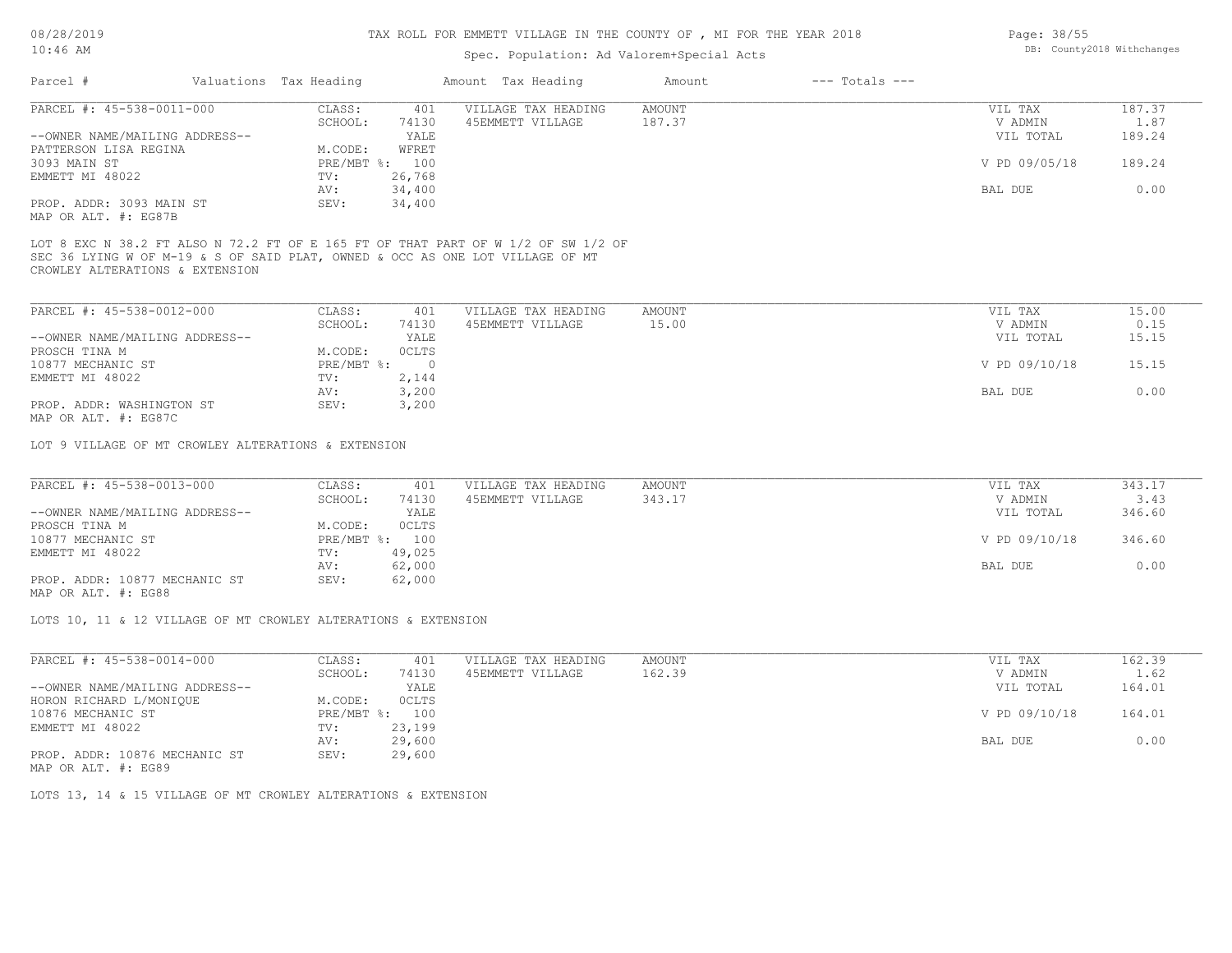TAX ROLL FOR EMMETT VILLAGE IN THE COUNTY OF , MI FOR THE YEAR 2018

Spec. Population: Ad Valorem+Special Acts

| Parcel # | Valuations | Tax Heading | Amount | Tax Heading | Amount | --- Totals --- | |
|---|---|---|---|---|---|---|---|
| PARCEL #: 45-538-0011-000 | CLASS: | 401 | VILLAGE TAX HEADING | AMOUNT | | VIL TAX | 187.37 |
| | SCHOOL: | 74130 | 45EMMETT VILLAGE | 187.37 | | V ADMIN | 1.87 |
| --OWNER NAME/MAILING ADDRESS-- | | YALE | | | | VIL TOTAL | 189.24 |
| PATTERSON LISA REGINA | M.CODE: | WFRET | | | | | |
| 3093 MAIN ST | PRE/MBT %: | 100 | | | | V PD 09/05/18 | 189.24 |
| EMMETT MI 48022 | TV: | 26,768 | | | | | |
| | AV: | 34,400 | | | | BAL DUE | 0.00 |
| PROP. ADDR: 3093 MAIN ST | SEV: | 34,400 | | | | | |
| MAP OR ALT. #: EG87B | | | | | | | |

LOT 8 EXC N 38.2 FT ALSO N 72.2 FT OF E 165 FT OF THAT PART OF W 1/2 OF SW 1/2 OF SEC 36 LYING W OF M-19 & S OF SAID PLAT, OWNED & OCC AS ONE LOT VILLAGE OF MT CROWLEY ALTERATIONS & EXTENSION

| Parcel # | Valuations | Tax Heading | Amount | Tax Heading | Amount | --- Totals --- | |
|---|---|---|---|---|---|---|---|
| PARCEL #: 45-538-0012-000 | CLASS: | 401 | VILLAGE TAX HEADING | AMOUNT | | VIL TAX | 15.00 |
| | SCHOOL: | 74130 | 45EMMETT VILLAGE | 15.00 | | V ADMIN | 0.15 |
| --OWNER NAME/MAILING ADDRESS-- | | YALE | | | | VIL TOTAL | 15.15 |
| PROSCH TINA M | M.CODE: | 0CLTS | | | | | |
| 10877 MECHANIC ST | PRE/MBT %: | 0 | | | | V PD 09/10/18 | 15.15 |
| EMMETT MI 48022 | TV: | 2,144 | | | | | |
| | AV: | 3,200 | | | | BAL DUE | 0.00 |
| PROP. ADDR: WASHINGTON ST | SEV: | 3,200 | | | | | |
| MAP OR ALT. #: EG87C | | | | | | | |

LOT 9 VILLAGE OF MT CROWLEY ALTERATIONS & EXTENSION

| Parcel # | Valuations | Tax Heading | Amount | Tax Heading | Amount | --- Totals --- | |
|---|---|---|---|---|---|---|---|
| PARCEL #: 45-538-0013-000 | CLASS: | 401 | VILLAGE TAX HEADING | AMOUNT | | VIL TAX | 343.17 |
| | SCHOOL: | 74130 | 45EMMETT VILLAGE | 343.17 | | V ADMIN | 3.43 |
| --OWNER NAME/MAILING ADDRESS-- | | YALE | | | | VIL TOTAL | 346.60 |
| PROSCH TINA M | M.CODE: | 0CLTS | | | | | |
| 10877 MECHANIC ST | PRE/MBT %: | 100 | | | | V PD 09/10/18 | 346.60 |
| EMMETT MI 48022 | TV: | 49,025 | | | | | |
| | AV: | 62,000 | | | | BAL DUE | 0.00 |
| PROP. ADDR: 10877 MECHANIC ST | SEV: | 62,000 | | | | | |
| MAP OR ALT. #: EG88 | | | | | | | |

LOTS 10, 11 & 12 VILLAGE OF MT CROWLEY ALTERATIONS & EXTENSION

| Parcel # | Valuations | Tax Heading | Amount | Tax Heading | Amount | --- Totals --- | |
|---|---|---|---|---|---|---|---|
| PARCEL #: 45-538-0014-000 | CLASS: | 401 | VILLAGE TAX HEADING | AMOUNT | | VIL TAX | 162.39 |
| | SCHOOL: | 74130 | 45EMMETT VILLAGE | 162.39 | | V ADMIN | 1.62 |
| --OWNER NAME/MAILING ADDRESS-- | | YALE | | | | VIL TOTAL | 164.01 |
| HORON RICHARD L/MONIQUE | M.CODE: | 0CLTS | | | | | |
| 10876 MECHANIC ST | PRE/MBT %: | 100 | | | | V PD 09/10/18 | 164.01 |
| EMMETT MI 48022 | TV: | 23,199 | | | | | |
| | AV: | 29,600 | | | | BAL DUE | 0.00 |
| PROP. ADDR: 10876 MECHANIC ST | SEV: | 29,600 | | | | | |
| MAP OR ALT. #: EG89 | | | | | | | |

LOTS 13, 14 & 15 VILLAGE OF MT CROWLEY ALTERATIONS & EXTENSION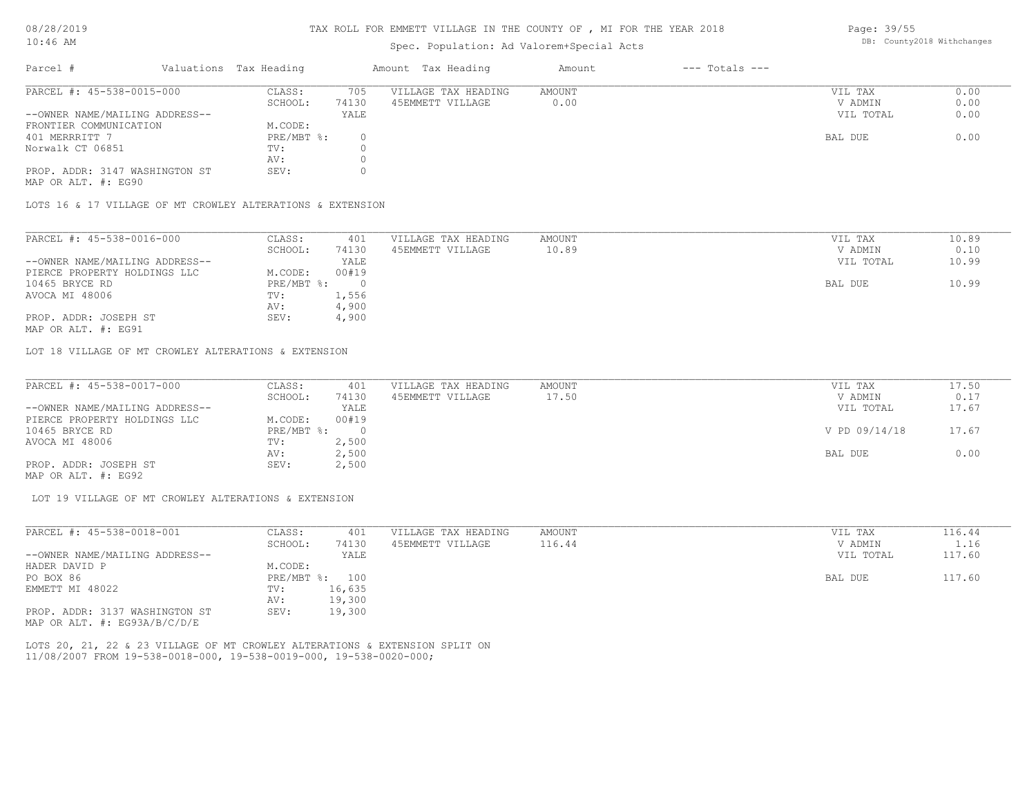# TAX ROLL FOR EMMETT VILLAGE IN THE COUNTY OF , MI FOR THE YEAR 2018

08/28/2019
10:46 AM

Spec. Population: Ad Valorem+Special Acts

DB: County2018 Withchanges

| Parcel # | Valuations Tax Heading | Amount Tax Heading | Amount | --- Totals --- |
|---|---|---|---|---|

---

PARCEL #: 45-538-0015-000

| | | | | | |
|---|---|---|---|---|---|
| CLASS: | 705 | VILLAGE TAX HEADING | AMOUNT | VIL TAX | 0.00 |
| SCHOOL: | 74130 | 45EMMETT VILLAGE | 0.00 | V ADMIN | 0.00 |
| | YALE | | | VIL TOTAL | 0.00 |
| M.CODE: | | | | | |
| PRE/MBT %: | 0 | | | BAL DUE | 0.00 |
| TV: | 0 | | | | |
| AV: | 0 | | | | |
| SEV: | 0 | | | | |

--OWNER NAME/MAILING ADDRESS--
FRONTIER COMMUNICATION
401 MERRRITT 7
Norwalk CT 06851

PROP. ADDR: 3147 WASHINGTON ST
MAP OR ALT. #: EG90

LOTS 16 & 17 VILLAGE OF MT CROWLEY ALTERATIONS & EXTENSION

---

PARCEL #: 45-538-0016-000

| | | | | | |
|---|---|---|---|---|---|
| CLASS: | 401 | VILLAGE TAX HEADING | AMOUNT | VIL TAX | 10.89 |
| SCHOOL: | 74130 | 45EMMETT VILLAGE | 10.89 | V ADMIN | 0.10 |
| | YALE | | | VIL TOTAL | 10.99 |
| M.CODE: | 00#19 | | | | |
| PRE/MBT %: | 0 | | | BAL DUE | 10.99 |
| TV: | 1,556 | | | | |
| AV: | 4,900 | | | | |
| SEV: | 4,900 | | | | |

--OWNER NAME/MAILING ADDRESS--
PIERCE PROPERTY HOLDINGS LLC
10465 BRYCE RD
AVOCA MI 48006

PROP. ADDR: JOSEPH ST
MAP OR ALT. #: EG91

LOT 18 VILLAGE OF MT CROWLEY ALTERATIONS & EXTENSION

---

PARCEL #: 45-538-0017-000

| | | | | | |
|---|---|---|---|---|---|
| CLASS: | 401 | VILLAGE TAX HEADING | AMOUNT | VIL TAX | 17.50 |
| SCHOOL: | 74130 | 45EMMETT VILLAGE | 17.50 | V ADMIN | 0.17 |
| | YALE | | | VIL TOTAL | 17.67 |
| M.CODE: | 00#19 | | | | |
| PRE/MBT %: | 0 | | | V PD 09/14/18 | 17.67 |
| TV: | 2,500 | | | | |
| AV: | 2,500 | | | BAL DUE | 0.00 |
| SEV: | 2,500 | | | | |

--OWNER NAME/MAILING ADDRESS--
PIERCE PROPERTY HOLDINGS LLC
10465 BRYCE RD
AVOCA MI 48006

PROP. ADDR: JOSEPH ST
MAP OR ALT. #: EG92

LOT 19 VILLAGE OF MT CROWLEY ALTERATIONS & EXTENSION

---

PARCEL #: 45-538-0018-001

| | | | | | |
|---|---|---|---|---|---|
| CLASS: | 401 | VILLAGE TAX HEADING | AMOUNT | VIL TAX | 116.44 |
| SCHOOL: | 74130 | 45EMMETT VILLAGE | 116.44 | V ADMIN | 1.16 |
| | YALE | | | VIL TOTAL | 117.60 |
| M.CODE: | | | | | |
| PRE/MBT %: | 100 | | | BAL DUE | 117.60 |
| TV: | 16,635 | | | | |
| AV: | 19,300 | | | | |
| SEV: | 19,300 | | | | |

--OWNER NAME/MAILING ADDRESS--
HADER DAVID P
PO BOX 86
EMMETT MI 48022

PROP. ADDR: 3137 WASHINGTON ST
MAP OR ALT. #: EG93A/B/C/D/E

LOTS 20, 21, 22 & 23 VILLAGE OF MT CROWLEY ALTERATIONS & EXTENSION SPLIT ON 11/08/2007 FROM 19-538-0018-000, 19-538-0019-000, 19-538-0020-000;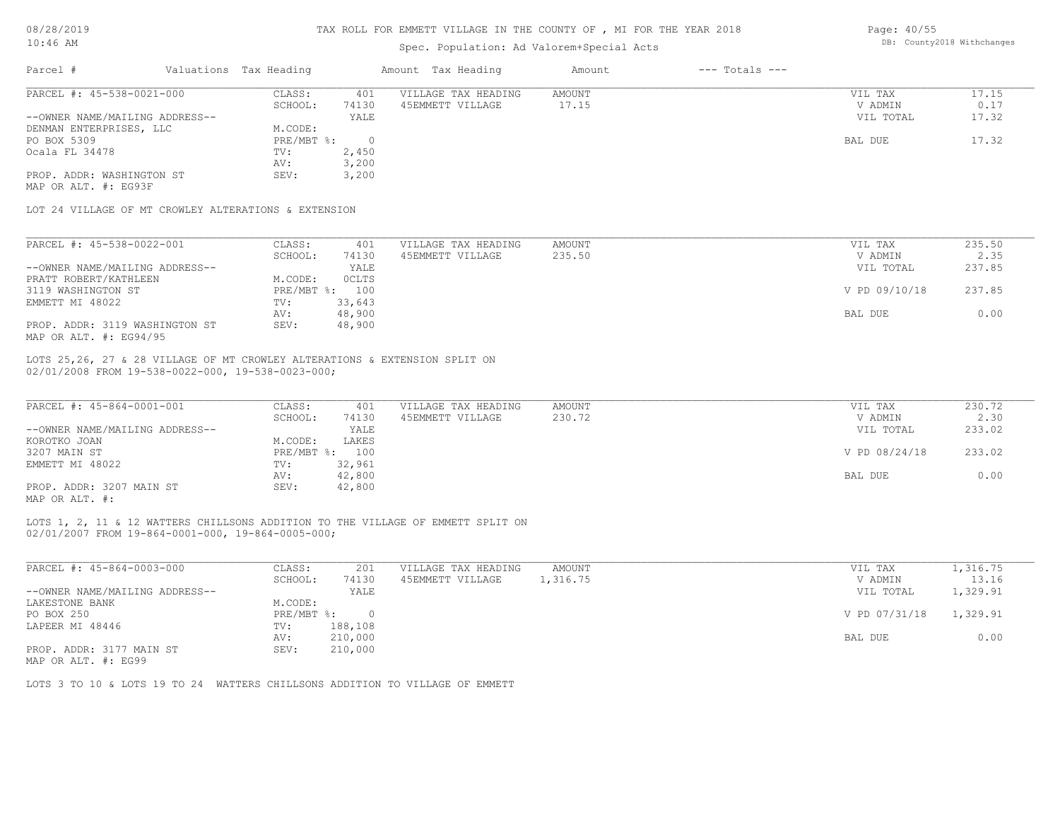TAX ROLL FOR EMMETT VILLAGE IN THE COUNTY OF , MI FOR THE YEAR 2018

Spec. Population: Ad Valorem+Special Acts

08/28/2019 10:46 AM

DB: County2018 Withchanges

| Parcel # | Valuations | Tax Heading | Amount | Tax Heading | Amount | --- Totals --- | |
|---|---|---|---|---|---|---|---|

**PARCEL #: 45-538-0021-000**

| | | | | | |
|---|---|---|---|---|---|
| CLASS: | 401 | VILLAGE TAX HEADING | AMOUNT | VIL TAX | 17.15 |
| SCHOOL: | 74130 | 45EMMETT VILLAGE | 17.15 | V ADMIN | 0.17 |
| | YALE | | | VIL TOTAL | 17.32 |
| M.CODE: | | | | | |
| PRE/MBT %: | 0 | | | BAL DUE | 17.32 |
| TV: | 2,450 | | | | |
| AV: | 3,200 | | | | |
| SEV: | 3,200 | | | | |

--OWNER NAME/MAILING ADDRESS--
DENMAN ENTERPRISES, LLC
PO BOX 5309
Ocala FL 34478

PROP. ADDR: WASHINGTON ST
MAP OR ALT. #: EG93F

LOT 24 VILLAGE OF MT CROWLEY ALTERATIONS & EXTENSION

**PARCEL #: 45-538-0022-001**

| | | | | | |
|---|---|---|---|---|---|
| CLASS: | 401 | VILLAGE TAX HEADING | AMOUNT | VIL TAX | 235.50 |
| SCHOOL: | 74130 | 45EMMETT VILLAGE | 235.50 | V ADMIN | 2.35 |
| | YALE | | | VIL TOTAL | 237.85 |
| M.CODE: | OCLTS | | | | |
| PRE/MBT %: | 100 | | | V PD 09/10/18 | 237.85 |
| TV: | 33,643 | | | | |
| AV: | 48,900 | | | BAL DUE | 0.00 |
| SEV: | 48,900 | | | | |

--OWNER NAME/MAILING ADDRESS--
PRATT ROBERT/KATHLEEN
3119 WASHINGTON ST
EMMETT MI 48022

PROP. ADDR: 3119 WASHINGTON ST
MAP OR ALT. #: EG94/95

LOTS 25,26, 27 & 28 VILLAGE OF MT CROWLEY ALTERATIONS & EXTENSION SPLIT ON 02/01/2008 FROM 19-538-0022-000, 19-538-0023-000;

**PARCEL #: 45-864-0001-001**

| | | | | | |
|---|---|---|---|---|---|
| CLASS: | 401 | VILLAGE TAX HEADING | AMOUNT | VIL TAX | 230.72 |
| SCHOOL: | 74130 | 45EMMETT VILLAGE | 230.72 | V ADMIN | 2.30 |
| | YALE | | | VIL TOTAL | 233.02 |
| M.CODE: | LAKES | | | | |
| PRE/MBT %: | 100 | | | V PD 08/24/18 | 233.02 |
| TV: | 32,961 | | | | |
| AV: | 42,800 | | | BAL DUE | 0.00 |
| SEV: | 42,800 | | | | |

--OWNER NAME/MAILING ADDRESS--
KOROTKO JOAN
3207 MAIN ST
EMMETT MI 48022

PROP. ADDR: 3207 MAIN ST
MAP OR ALT. #:

LOTS 1, 2, 11 & 12 WATTERS CHILLSONS ADDITION TO THE VILLAGE OF EMMETT SPLIT ON 02/01/2007 FROM 19-864-0001-000, 19-864-0005-000;

**PARCEL #: 45-864-0003-000**

| | | | | | |
|---|---|---|---|---|---|
| CLASS: | 201 | VILLAGE TAX HEADING | AMOUNT | VIL TAX | 1,316.75 |
| SCHOOL: | 74130 | 45EMMETT VILLAGE | 1,316.75 | V ADMIN | 13.16 |
| | YALE | | | VIL TOTAL | 1,329.91 |
| M.CODE: | | | | | |
| PRE/MBT %: | 0 | | | V PD 07/31/18 | 1,329.91 |
| TV: | 188,108 | | | | |
| AV: | 210,000 | | | BAL DUE | 0.00 |
| SEV: | 210,000 | | | | |

--OWNER NAME/MAILING ADDRESS--
LAKESTONE BANK
PO BOX 250
LAPEER MI 48446

PROP. ADDR: 3177 MAIN ST
MAP OR ALT. #: EG99

LOTS 3 TO 10 & LOTS 19 TO 24 WATTERS CHILLSONS ADDITION TO VILLAGE OF EMMETT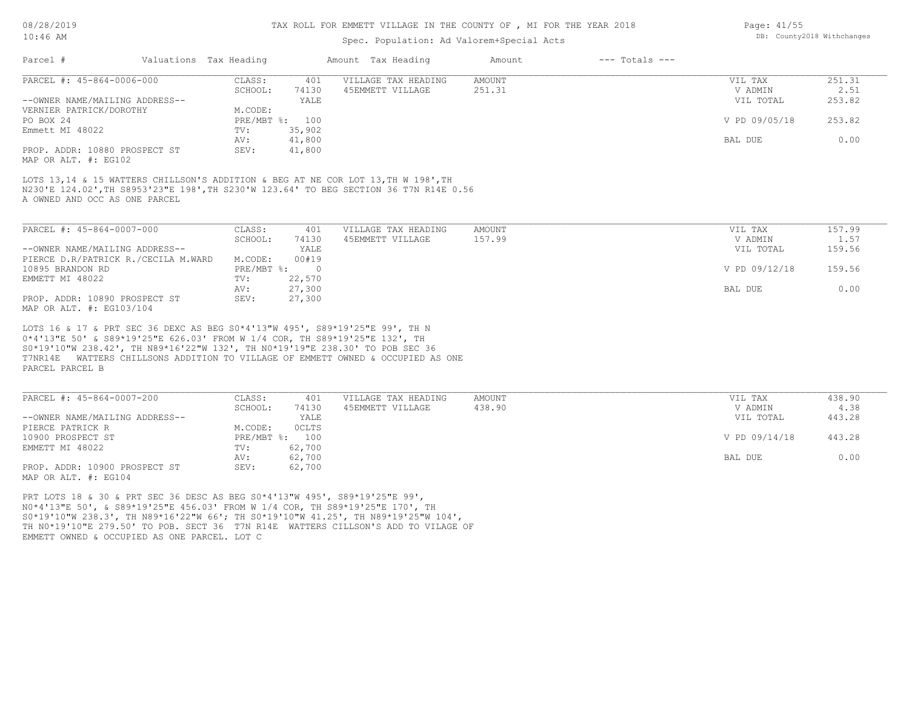TAX ROLL FOR EMMETT VILLAGE IN THE COUNTY OF , MI FOR THE YEAR 2018

Spec. Population: Ad Valorem+Special Acts

| Parcel # | Valuations | Tax Heading | Amount | Tax Heading | Amount | --- Totals --- | |
|---|---|---|---|---|---|---|---|
| PARCEL #: 45-864-0006-000 | CLASS: | 401 | VILLAGE TAX HEADING | AMOUNT | | VIL TAX | 251.31 |
| | SCHOOL: | 74130 | 45EMMETT VILLAGE | 251.31 | | V ADMIN | 2.51 |
| --OWNER NAME/MAILING ADDRESS-- | | YALE | | | | VIL TOTAL | 253.82 |
| VERNIER PATRICK/DOROTHY | M.CODE: | | | | | | |
| PO BOX 24 | PRE/MBT %: | 100 | | | | V PD 09/05/18 | 253.82 |
| Emmett MI 48022 | TV: | 35,902 | | | | | |
| | AV: | 41,800 | | | | BAL DUE | 0.00 |
| PROP. ADDR: 10880 PROSPECT ST | SEV: | 41,800 | | | | | |
| MAP OR ALT. #: EG102 | | | | | | | |

LOTS 13,14 & 15 WATTERS CHILLSON'S ADDITION & BEG AT NE COR LOT 13,TH W 198',TH N230'E 124.02',TH S8953'23"E 198',TH S230'W 123.64' TO BEG SECTION 36 T7N R14E 0.56 A OWNED AND OCC AS ONE PARCEL

| Parcel # | Valuations | Tax Heading | Amount | Tax Heading | Amount | --- Totals --- | |
|---|---|---|---|---|---|---|---|
| PARCEL #: 45-864-0007-000 | CLASS: | 401 | VILLAGE TAX HEADING | AMOUNT | | VIL TAX | 157.99 |
| | SCHOOL: | 74130 | 45EMMETT VILLAGE | 157.99 | | V ADMIN | 1.57 |
| --OWNER NAME/MAILING ADDRESS-- | | YALE | | | | VIL TOTAL | 159.56 |
| PIERCE D.R/PATRICK R./CECILA M.WARD | M.CODE: | 00#19 | | | | | |
| 10895 BRANDON RD | PRE/MBT %: | 0 | | | | V PD 09/12/18 | 159.56 |
| EMMETT MI 48022 | TV: | 22,570 | | | | | |
| | AV: | 27,300 | | | | BAL DUE | 0.00 |
| PROP. ADDR: 10890 PROSPECT ST | SEV: | 27,300 | | | | | |
| MAP OR ALT. #: EG103/104 | | | | | | | |

LOTS 16 & 17 & PRT SEC 36 DEXC AS BEG S0*4'13"W 495', S89*19'25"E 99', TH N 0*4'13"E 50' & S89*19'25"E 626.03' FROM W 1/4 COR, TH S89*19'25"E 132', TH S0*19'10"W 238.42', TH N89*16'22"W 132', TH N0*19'19"E 238.30' TO POB SEC 36 T7NR14E WATTERS CHILLSONS ADDITION TO VILLAGE OF EMMETT OWNED & OCCUPIED AS ONE PARCEL PARCEL B

| Parcel # | Valuations | Tax Heading | Amount | Tax Heading | Amount | --- Totals --- | |
|---|---|---|---|---|---|---|---|
| PARCEL #: 45-864-0007-200 | CLASS: | 401 | VILLAGE TAX HEADING | AMOUNT | | VIL TAX | 438.90 |
| | SCHOOL: | 74130 | 45EMMETT VILLAGE | 438.90 | | V ADMIN | 4.38 |
| --OWNER NAME/MAILING ADDRESS-- | | YALE | | | | VIL TOTAL | 443.28 |
| PIERCE PATRICK R | M.CODE: | OCLTS | | | | | |
| 10900 PROSPECT ST | PRE/MBT %: | 100 | | | | V PD 09/14/18 | 443.28 |
| EMMETT MI 48022 | TV: | 62,700 | | | | | |
| | AV: | 62,700 | | | | BAL DUE | 0.00 |
| PROP. ADDR: 10900 PROSPECT ST | SEV: | 62,700 | | | | | |
| MAP OR ALT. #: EG104 | | | | | | | |

PRT LOTS 18 & 30 & PRT SEC 36 DESC AS BEG S0*4'13"W 495', S89*19'25"E 99', N0*4'13"E 50', & S89*19'25"E 456.03' FROM W 1/4 COR, TH S89*19'25"E 170', TH S0*19'10"W 238.3', TH N89*16'22"W 66'; TH S0*19'10"W 41.25', TH N89*19'25"W 104', TH N0*19'10"E 279.50' TO POB. SECT 36 T7N R14E WATTERS CILLSON'S ADD TO VILAGE OF EMMETT OWNED & OCCUPIED AS ONE PARCEL. LOT C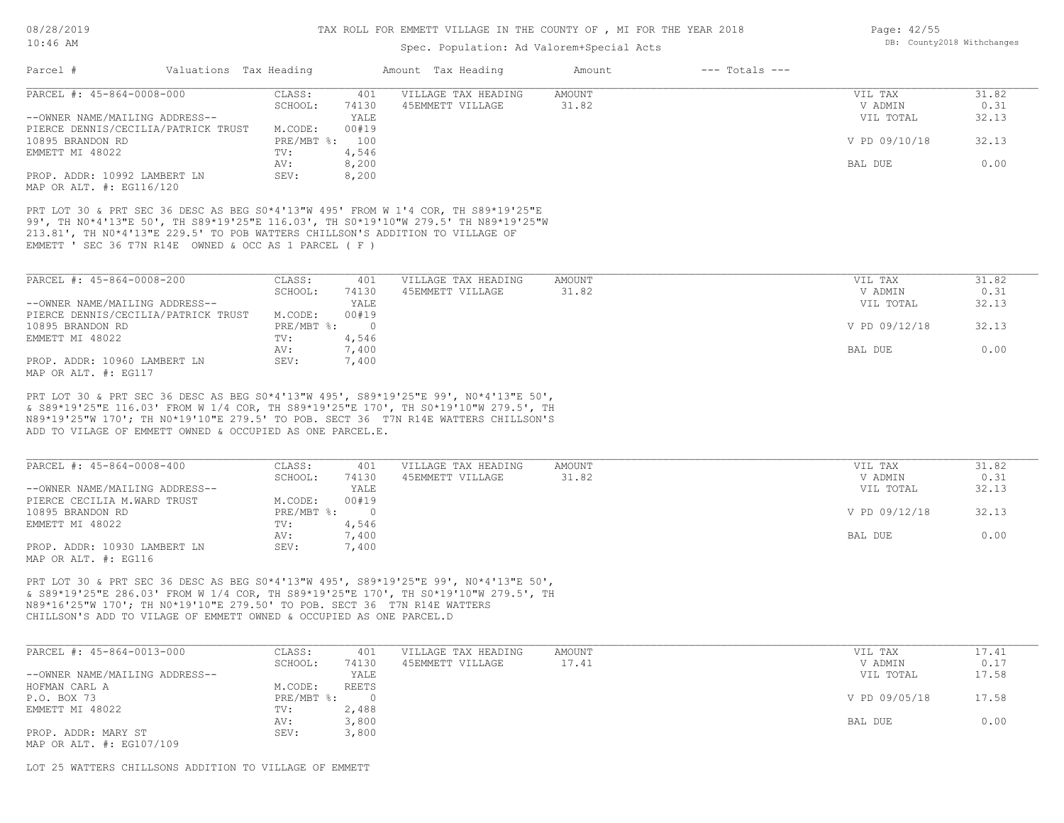# TAX ROLL FOR EMMETT VILLAGE IN THE COUNTY OF , MI FOR THE YEAR 2018

Spec. Population: Ad Valorem+Special Acts

08/28/2019
10:46 AM

DB: County2018 Withchanges

| Parcel # | Valuations Tax Heading | | Amount Tax Heading | Amount | --- Totals --- | |
|---|---|---|---|---|---|---|

---

**PARCEL #: 45-864-0008-000**

| | | | | | |
|---|---|---|---|---|---|
| CLASS: | 401 | VILLAGE TAX HEADING | AMOUNT | VIL TAX | 31.82 |
| SCHOOL: | 74130 | 45EMMETT VILLAGE | 31.82 | V ADMIN | 0.31 |
| | YALE | | | VIL TOTAL | 32.13 |
| M.CODE: | 00#19 | | | | |
| PRE/MBT %: | 100 | | | V PD 09/10/18 | 32.13 |
| TV: | 4,546 | | | | |
| AV: | 8,200 | | | BAL DUE | 0.00 |
| SEV: | 8,200 | | | | |

--OWNER NAME/MAILING ADDRESS--
PIERCE DENNIS/CECILIA/PATRICK TRUST
10895 BRANDON RD
EMMETT MI 48022

PROP. ADDR: 10992 LAMBERT LN
MAP OR ALT. #: EG116/120

PRT LOT 30 & PRT SEC 36 DESC AS BEG S0*4'13"W 495' FROM W 1'4 COR, TH S89*19'25"E 99', TH N0*4'13"E 50', TH S89*19'25"E 116.03', TH S0*19'10"W 279.5' TH N89*19'25"W 213.81', TH N0*4'13"E 229.5' TO POB WATTERS CHILLSON'S ADDITION TO VILLAGE OF EMMETT ' SEC 36 T7N R14E OWNED & OCC AS 1 PARCEL ( F )

---

**PARCEL #: 45-864-0008-200**

| | | | | | |
|---|---|---|---|---|---|
| CLASS: | 401 | VILLAGE TAX HEADING | AMOUNT | VIL TAX | 31.82 |
| SCHOOL: | 74130 | 45EMMETT VILLAGE | 31.82 | V ADMIN | 0.31 |
| | YALE | | | VIL TOTAL | 32.13 |
| M.CODE: | 00#19 | | | | |
| PRE/MBT %: | 0 | | | V PD 09/12/18 | 32.13 |
| TV: | 4,546 | | | | |
| AV: | 7,400 | | | BAL DUE | 0.00 |
| SEV: | 7,400 | | | | |

--OWNER NAME/MAILING ADDRESS--
PIERCE DENNIS/CECILIA/PATRICK TRUST
10895 BRANDON RD
EMMETT MI 48022

PROP. ADDR: 10960 LAMBERT LN
MAP OR ALT. #: EG117

PRT LOT 30 & PRT SEC 36 DESC AS BEG S0*4'13"W 495', S89*19'25"E 99', N0*4'13"E 50', & S89*19'25"E 116.03' FROM W 1/4 COR, TH S89*19'25"E 170', TH S0*19'10"W 279.5', TH N89*19'25"W 170'; TH N0*19'10"E 279.5' TO POB. SECT 36 T7N R14E WATTERS CHILLSON'S ADD TO VILAGE OF EMMETT OWNED & OCCUPIED AS ONE PARCEL.E.

---

**PARCEL #: 45-864-0008-400**

| | | | | | |
|---|---|---|---|---|---|
| CLASS: | 401 | VILLAGE TAX HEADING | AMOUNT | VIL TAX | 31.82 |
| SCHOOL: | 74130 | 45EMMETT VILLAGE | 31.82 | V ADMIN | 0.31 |
| | YALE | | | VIL TOTAL | 32.13 |
| M.CODE: | 00#19 | | | | |
| PRE/MBT %: | 0 | | | V PD 09/12/18 | 32.13 |
| TV: | 4,546 | | | | |
| AV: | 7,400 | | | BAL DUE | 0.00 |
| SEV: | 7,400 | | | | |

--OWNER NAME/MAILING ADDRESS--
PIERCE CECILIA M.WARD TRUST
10895 BRANDON RD
EMMETT MI 48022

PROP. ADDR: 10930 LAMBERT LN
MAP OR ALT. #: EG116

PRT LOT 30 & PRT SEC 36 DESC AS BEG S0*4'13"W 495', S89*19'25"E 99', N0*4'13"E 50', & S89*19'25"E 286.03' FROM W 1/4 COR, TH S89*19'25"E 170', TH S0*19'10"W 279.5', TH N89*16'25"W 170'; TH N0*19'10"E 279.50' TO POB. SECT 36 T7N R14E WATTERS CHILLSON'S ADD TO VILAGE OF EMMETT OWNED & OCCUPIED AS ONE PARCEL.D

---

**PARCEL #: 45-864-0013-000**

| | | | | | |
|---|---|---|---|---|---|
| CLASS: | 401 | VILLAGE TAX HEADING | AMOUNT | VIL TAX | 17.41 |
| SCHOOL: | 74130 | 45EMMETT VILLAGE | 17.41 | V ADMIN | 0.17 |
| | YALE | | | VIL TOTAL | 17.58 |
| M.CODE: | REETS | | | | |
| PRE/MBT %: | 0 | | | V PD 09/05/18 | 17.58 |
| TV: | 2,488 | | | | |
| AV: | 3,800 | | | BAL DUE | 0.00 |
| SEV: | 3,800 | | | | |

--OWNER NAME/MAILING ADDRESS--
HOFMAN CARL A
P.O. BOX 73
EMMETT MI 48022

PROP. ADDR: MARY ST
MAP OR ALT. #: EG107/109

LOT 25 WATTERS CHILLSONS ADDITION TO VILLAGE OF EMMETT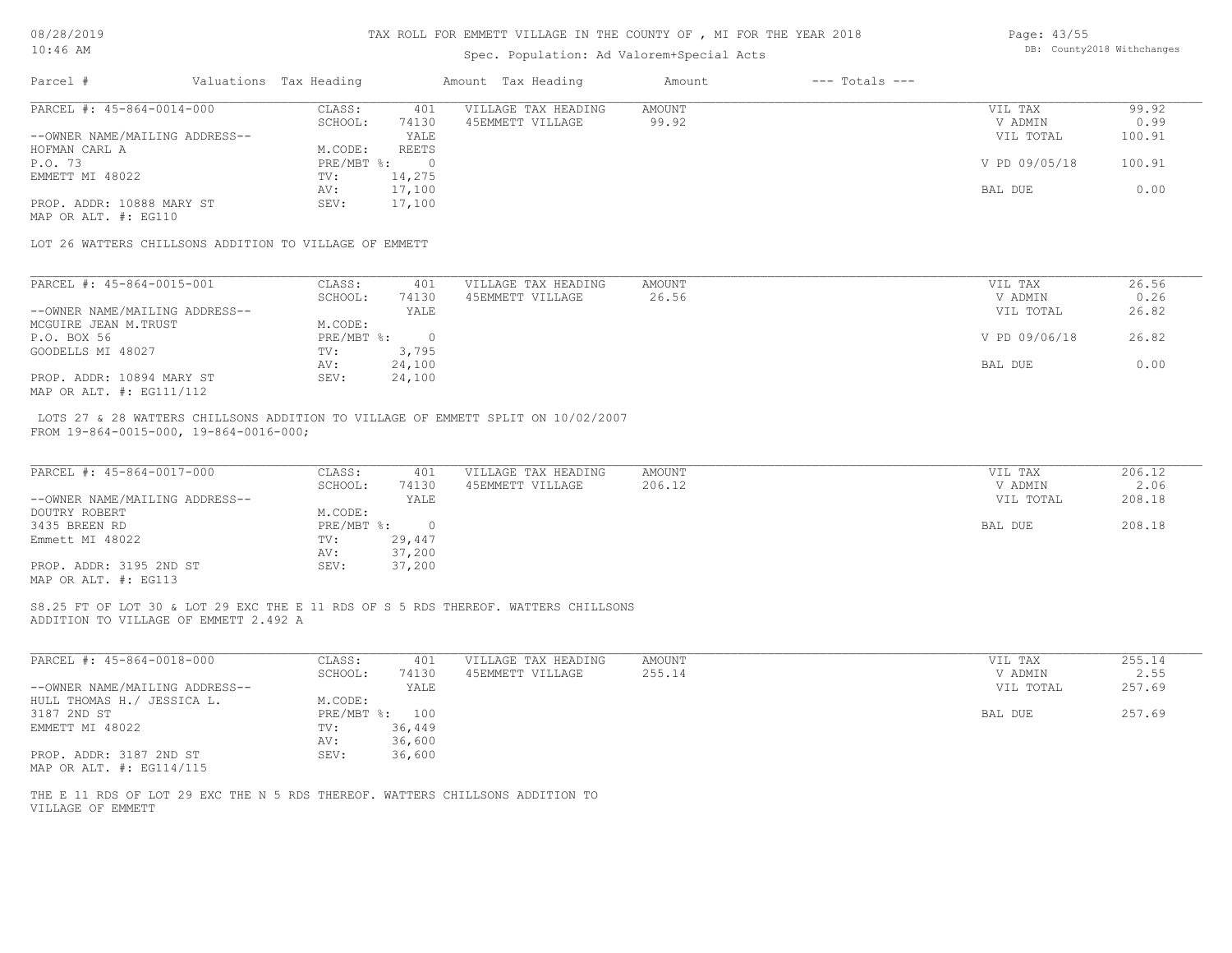# TAX ROLL FOR EMMETT VILLAGE IN THE COUNTY OF , MI FOR THE YEAR 2018

Spec. Population: Ad Valorem+Special Acts

08/28/2019
10:46 AM

DB: County2018 Withchanges

| Parcel # | Valuations | Tax Heading | Amount | Tax Heading | Amount | --- Totals --- | |
|---|---|---|---|---|---|---|---|

---

| PARCEL #: 45-864-0014-000 | CLASS: | 401 | VILLAGE TAX HEADING | AMOUNT | VIL TAX | 99.92 |
|---|---|---|---|---|---|---|
| | SCHOOL: | 74130 | 45EMMETT VILLAGE | 99.92 | V ADMIN | 0.99 |
| --OWNER NAME/MAILING ADDRESS-- | | YALE | | | VIL TOTAL | 100.91 |
| HOFMAN CARL A | M.CODE: | REETS | | | | |
| P.O. 73 | PRE/MBT %: | 0 | | | V PD 09/05/18 | 100.91 |
| EMMETT MI 48022 | TV: | 14,275 | | | | |
| | AV: | 17,100 | | | BAL DUE | 0.00 |
| PROP. ADDR: 10888 MARY ST | SEV: | 17,100 | | | | |
| MAP OR ALT. #: EG110 | | | | | | |

LOT 26 WATTERS CHILLSONS ADDITION TO VILLAGE OF EMMETT

---

| PARCEL #: 45-864-0015-001 | CLASS: | 401 | VILLAGE TAX HEADING | AMOUNT | VIL TAX | 26.56 |
|---|---|---|---|---|---|---|
| | SCHOOL: | 74130 | 45EMMETT VILLAGE | 26.56 | V ADMIN | 0.26 |
| --OWNER NAME/MAILING ADDRESS-- | | YALE | | | VIL TOTAL | 26.82 |
| MCGUIRE JEAN M.TRUST | M.CODE: | | | | | |
| P.O. BOX 56 | PRE/MBT %: | 0 | | | V PD 09/06/18 | 26.82 |
| GOODELLS MI 48027 | TV: | 3,795 | | | | |
| | AV: | 24,100 | | | BAL DUE | 0.00 |
| PROP. ADDR: 10894 MARY ST | SEV: | 24,100 | | | | |
| MAP OR ALT. #: EG111/112 | | | | | | |

LOTS 27 & 28 WATTERS CHILLSONS ADDITION TO VILLAGE OF EMMETT SPLIT ON 10/02/2007
FROM 19-864-0015-000, 19-864-0016-000;

---

| PARCEL #: 45-864-0017-000 | CLASS: | 401 | VILLAGE TAX HEADING | AMOUNT | VIL TAX | 206.12 |
|---|---|---|---|---|---|---|
| | SCHOOL: | 74130 | 45EMMETT VILLAGE | 206.12 | V ADMIN | 2.06 |
| --OWNER NAME/MAILING ADDRESS-- | | YALE | | | VIL TOTAL | 208.18 |
| DOUTRY ROBERT | M.CODE: | | | | | |
| 3435 BREEN RD | PRE/MBT %: | 0 | | | BAL DUE | 208.18 |
| Emmett MI 48022 | TV: | 29,447 | | | | |
| | AV: | 37,200 | | | | |
| PROP. ADDR: 3195 2ND ST | SEV: | 37,200 | | | | |
| MAP OR ALT. #: EG113 | | | | | | |

S8.25 FT OF LOT 30 & LOT 29 EXC THE E 11 RDS OF S 5 RDS THEREOF. WATTERS CHILLSONS
ADDITION TO VILLAGE OF EMMETT 2.492 A

---

| PARCEL #: 45-864-0018-000 | CLASS: | 401 | VILLAGE TAX HEADING | AMOUNT | VIL TAX | 255.14 |
|---|---|---|---|---|---|---|
| | SCHOOL: | 74130 | 45EMMETT VILLAGE | 255.14 | V ADMIN | 2.55 |
| --OWNER NAME/MAILING ADDRESS-- | | YALE | | | VIL TOTAL | 257.69 |
| HULL THOMAS H./ JESSICA L. | M.CODE: | | | | | |
| 3187 2ND ST | PRE/MBT %: | 100 | | | BAL DUE | 257.69 |
| EMMETT MI 48022 | TV: | 36,449 | | | | |
| | AV: | 36,600 | | | | |
| PROP. ADDR: 3187 2ND ST | SEV: | 36,600 | | | | |
| MAP OR ALT. #: EG114/115 | | | | | | |

THE E 11 RDS OF LOT 29 EXC THE N 5 RDS THEREOF. WATTERS CHILLSONS ADDITION TO
VILLAGE OF EMMETT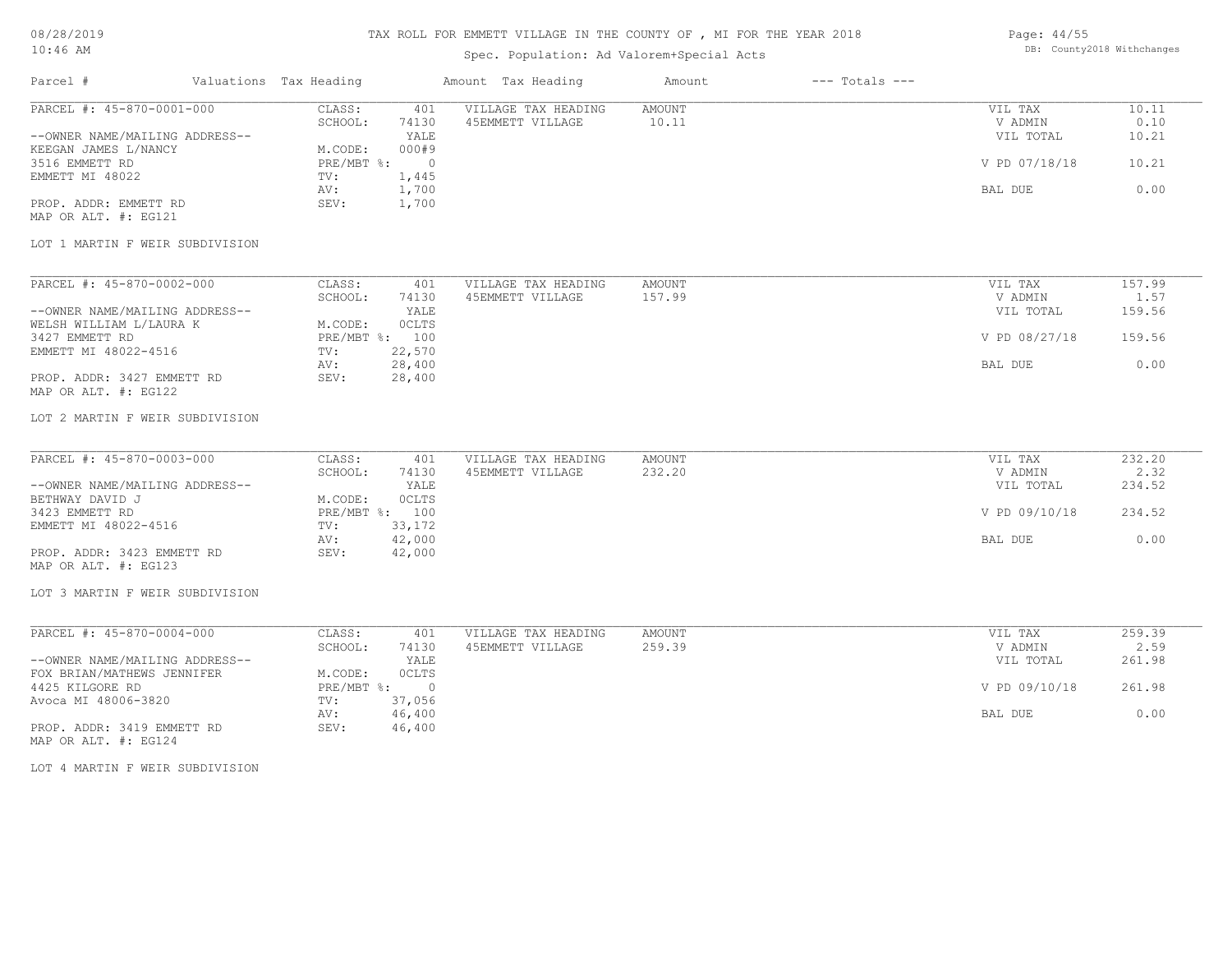# TAX ROLL FOR EMMETT VILLAGE IN THE COUNTY OF , MI FOR THE YEAR 2018

Spec. Population: Ad Valorem+Special Acts

DB: County2018 Withchanges

| Parcel # | Valuations Tax Heading | | Amount Tax Heading | Amount | --- Totals --- | |
|---|---|---|---|---|---|---|

---

**PARCEL #: 45-870-0001-000**

| | | | | | | |
|---|---|---|---|---|---|---|
| PARCEL #: 45-870-0001-000 | CLASS: | 401 | VILLAGE TAX HEADING | AMOUNT | VIL TAX | 10.11 |
| | SCHOOL: | 74130 | 45EMMETT VILLAGE | 10.11 | V ADMIN | 0.10 |
| --OWNER NAME/MAILING ADDRESS-- | | YALE | | | VIL TOTAL | 10.21 |
| KEEGAN JAMES L/NANCY | M.CODE: | 000#9 | | | | |
| 3516 EMMETT RD | PRE/MBT %: | 0 | | | V PD 07/18/18 | 10.21 |
| EMMETT MI 48022 | TV: | 1,445 | | | | |
| | AV: | 1,700 | | | BAL DUE | 0.00 |
| PROP. ADDR: EMMETT RD | SEV: | 1,700 | | | | |
| MAP OR ALT. #: EG121 | | | | | | |

LOT 1 MARTIN F WEIR SUBDIVISION

---

**PARCEL #: 45-870-0002-000**

| | | | | | | |
|---|---|---|---|---|---|---|
| PARCEL #: 45-870-0002-000 | CLASS: | 401 | VILLAGE TAX HEADING | AMOUNT | VIL TAX | 157.99 |
| | SCHOOL: | 74130 | 45EMMETT VILLAGE | 157.99 | V ADMIN | 1.57 |
| --OWNER NAME/MAILING ADDRESS-- | | YALE | | | VIL TOTAL | 159.56 |
| WELSH WILLIAM L/LAURA K | M.CODE: | 0CLTS | | | | |
| 3427 EMMETT RD | PRE/MBT %: | 100 | | | V PD 08/27/18 | 159.56 |
| EMMETT MI 48022-4516 | TV: | 22,570 | | | | |
| | AV: | 28,400 | | | BAL DUE | 0.00 |
| PROP. ADDR: 3427 EMMETT RD | SEV: | 28,400 | | | | |
| MAP OR ALT. #: EG122 | | | | | | |

LOT 2 MARTIN F WEIR SUBDIVISION

---

**PARCEL #: 45-870-0003-000**

| | | | | | | |
|---|---|---|---|---|---|---|
| PARCEL #: 45-870-0003-000 | CLASS: | 401 | VILLAGE TAX HEADING | AMOUNT | VIL TAX | 232.20 |
| | SCHOOL: | 74130 | 45EMMETT VILLAGE | 232.20 | V ADMIN | 2.32 |
| --OWNER NAME/MAILING ADDRESS-- | | YALE | | | VIL TOTAL | 234.52 |
| BETHWAY DAVID J | M.CODE: | 0CLTS | | | | |
| 3423 EMMETT RD | PRE/MBT %: | 100 | | | V PD 09/10/18 | 234.52 |
| EMMETT MI 48022-4516 | TV: | 33,172 | | | | |
| | AV: | 42,000 | | | BAL DUE | 0.00 |
| PROP. ADDR: 3423 EMMETT RD | SEV: | 42,000 | | | | |
| MAP OR ALT. #: EG123 | | | | | | |

LOT 3 MARTIN F WEIR SUBDIVISION

---

**PARCEL #: 45-870-0004-000**

| | | | | | | |
|---|---|---|---|---|---|---|
| PARCEL #: 45-870-0004-000 | CLASS: | 401 | VILLAGE TAX HEADING | AMOUNT | VIL TAX | 259.39 |
| | SCHOOL: | 74130 | 45EMMETT VILLAGE | 259.39 | V ADMIN | 2.59 |
| --OWNER NAME/MAILING ADDRESS-- | | YALE | | | VIL TOTAL | 261.98 |
| FOX BRIAN/MATHEWS JENNIFER | M.CODE: | 0CLTS | | | | |
| 4425 KILGORE RD | PRE/MBT %: | 0 | | | V PD 09/10/18 | 261.98 |
| Avoca MI 48006-3820 | TV: | 37,056 | | | | |
| | AV: | 46,400 | | | BAL DUE | 0.00 |
| PROP. ADDR: 3419 EMMETT RD | SEV: | 46,400 | | | | |
| MAP OR ALT. #: EG124 | | | | | | |

LOT 4 MARTIN F WEIR SUBDIVISION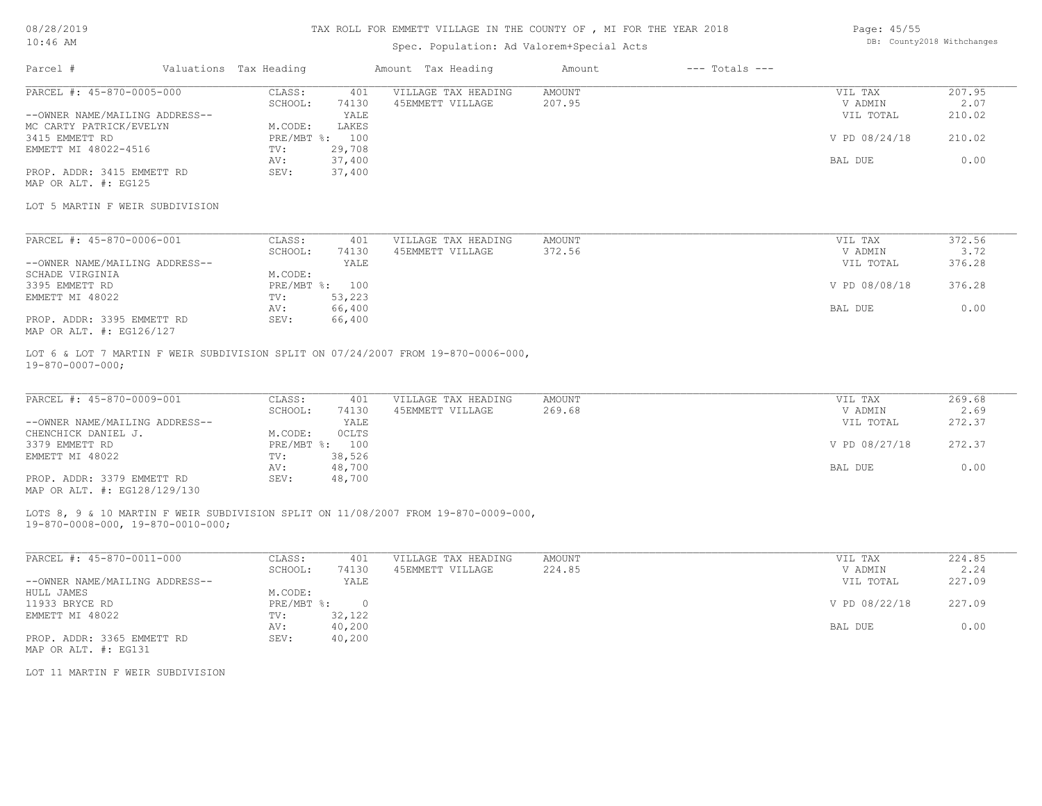TAX ROLL FOR EMMETT VILLAGE IN THE COUNTY OF , MI FOR THE YEAR 2018

Spec. Population: Ad Valorem+Special Acts

DB: County2018 Withchanges

| Parcel # | Valuations | Tax Heading | Amount | Tax Heading | Amount | --- Totals --- | |
|---|---|---|---|---|---|---|---|
| PARCEL #: 45-870-0005-000 | CLASS: | 401 | VILLAGE TAX HEADING | AMOUNT | | VIL TAX | 207.95 |
| | SCHOOL: | 74130 | 45EMMETT VILLAGE | 207.95 | | V ADMIN | 2.07 |
| --OWNER NAME/MAILING ADDRESS-- | | YALE | | | | VIL TOTAL | 210.02 |
| MC CARTY PATRICK/EVELYN | M.CODE: | LAKES | | | | | |
| 3415 EMMETT RD | PRE/MBT %: | 100 | | | | V PD 08/24/18 | 210.02 |
| EMMETT MI 48022-4516 | TV: | 29,708 | | | | | |
| | AV: | 37,400 | | | | BAL DUE | 0.00 |
| PROP. ADDR: 3415 EMMETT RD | SEV: | 37,400 | | | | | |
| MAP OR ALT. #: EG125 | | | | | | | |

LOT 5 MARTIN F WEIR SUBDIVISION

| Parcel # | Valuations | Tax Heading | Amount | Tax Heading | Amount | --- Totals --- | |
|---|---|---|---|---|---|---|---|
| PARCEL #: 45-870-0006-001 | CLASS: | 401 | VILLAGE TAX HEADING | AMOUNT | | VIL TAX | 372.56 |
| | SCHOOL: | 74130 | 45EMMETT VILLAGE | 372.56 | | V ADMIN | 3.72 |
| --OWNER NAME/MAILING ADDRESS-- | | YALE | | | | VIL TOTAL | 376.28 |
| SCHADE VIRGINIA | M.CODE: | | | | | | |
| 3395 EMMETT RD | PRE/MBT %: | 100 | | | | V PD 08/08/18 | 376.28 |
| EMMETT MI 48022 | TV: | 53,223 | | | | | |
| | AV: | 66,400 | | | | BAL DUE | 0.00 |
| PROP. ADDR: 3395 EMMETT RD | SEV: | 66,400 | | | | | |
| MAP OR ALT. #: EG126/127 | | | | | | | |

LOT 6 & LOT 7 MARTIN F WEIR SUBDIVISION SPLIT ON 07/24/2007 FROM 19-870-0006-000, 19-870-0007-000;

| Parcel # | Valuations | Tax Heading | Amount | Tax Heading | Amount | --- Totals --- | |
|---|---|---|---|---|---|---|---|
| PARCEL #: 45-870-0009-001 | CLASS: | 401 | VILLAGE TAX HEADING | AMOUNT | | VIL TAX | 269.68 |
| | SCHOOL: | 74130 | 45EMMETT VILLAGE | 269.68 | | V ADMIN | 2.69 |
| --OWNER NAME/MAILING ADDRESS-- | | YALE | | | | VIL TOTAL | 272.37 |
| CHENCHICK DANIEL J. | M.CODE: | 0CLTS | | | | | |
| 3379 EMMETT RD | PRE/MBT %: | 100 | | | | V PD 08/27/18 | 272.37 |
| EMMETT MI 48022 | TV: | 38,526 | | | | | |
| | AV: | 48,700 | | | | BAL DUE | 0.00 |
| PROP. ADDR: 3379 EMMETT RD | SEV: | 48,700 | | | | | |
| MAP OR ALT. #: EG128/129/130 | | | | | | | |

LOTS 8, 9 & 10 MARTIN F WEIR SUBDIVISION SPLIT ON 11/08/2007 FROM 19-870-0009-000, 19-870-0008-000, 19-870-0010-000;

| Parcel # | Valuations | Tax Heading | Amount | Tax Heading | Amount | --- Totals --- | |
|---|---|---|---|---|---|---|---|
| PARCEL #: 45-870-0011-000 | CLASS: | 401 | VILLAGE TAX HEADING | AMOUNT | | VIL TAX | 224.85 |
| | SCHOOL: | 74130 | 45EMMETT VILLAGE | 224.85 | | V ADMIN | 2.24 |
| --OWNER NAME/MAILING ADDRESS-- | | YALE | | | | VIL TOTAL | 227.09 |
| HULL JAMES | M.CODE: | | | | | | |
| 11933 BRYCE RD | PRE/MBT %: | 0 | | | | V PD 08/22/18 | 227.09 |
| EMMETT MI 48022 | TV: | 32,122 | | | | | |
| | AV: | 40,200 | | | | BAL DUE | 0.00 |
| PROP. ADDR: 3365 EMMETT RD | SEV: | 40,200 | | | | | |
| MAP OR ALT. #: EG131 | | | | | | | |

LOT 11 MARTIN F WEIR SUBDIVISION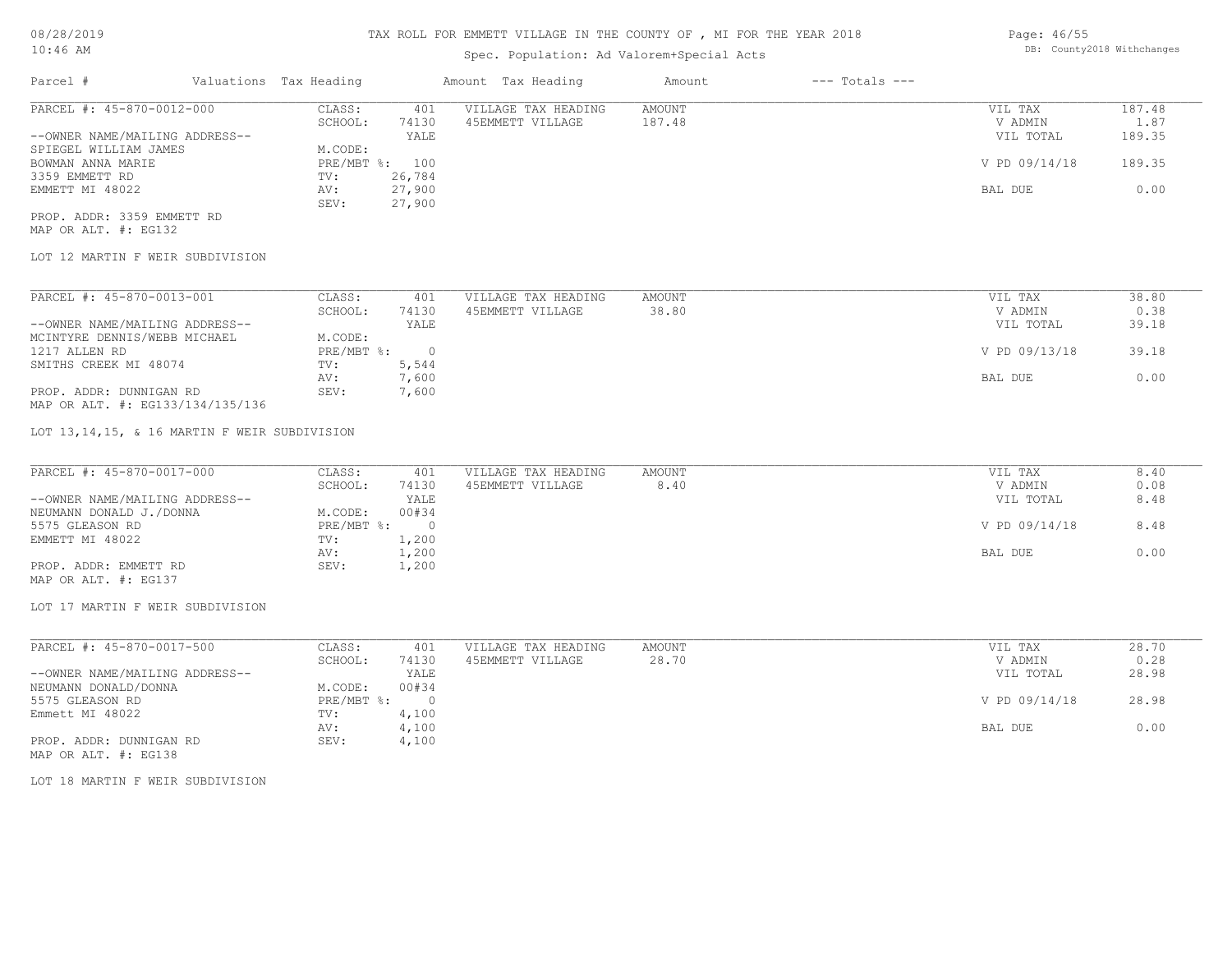# TAX ROLL FOR EMMETT VILLAGE IN THE COUNTY OF , MI FOR THE YEAR 2018

Spec. Population: Ad Valorem+Special Acts

08/28/2019
10:46 AM

DB: County2018 Withchanges

| Parcel # | Valuations | Tax Heading | Amount | Tax Heading | Amount | --- Totals --- |
|---|---|---|---|---|---|---|

---

PARCEL #: 45-870-0012-000

| CLASS: | 401 | VILLAGE TAX HEADING | AMOUNT | VIL TAX | 187.48 |
|---|---|---|---|---|---|
| SCHOOL: | 74130 | 45EMMETT VILLAGE | 187.48 | V ADMIN | 1.87 |
| | YALE | | | VIL TOTAL | 189.35 |
| M.CODE: | | | | | |
| PRE/MBT %: | 100 | | | V PD 09/14/18 | 189.35 |
| TV: | 26,784 | | | | |
| AV: | 27,900 | | | BAL DUE | 0.00 |
| SEV: | 27,900 | | | | |

--OWNER NAME/MAILING ADDRESS--
SPIEGEL WILLIAM JAMES
BOWMAN ANNA MARIE
3359 EMMETT RD
EMMETT MI 48022

PROP. ADDR: 3359 EMMETT RD
MAP OR ALT. #: EG132

LOT 12 MARTIN F WEIR SUBDIVISION

---

PARCEL #: 45-870-0013-001

| CLASS: | 401 | VILLAGE TAX HEADING | AMOUNT | VIL TAX | 38.80 |
|---|---|---|---|---|---|
| SCHOOL: | 74130 | 45EMMETT VILLAGE | 38.80 | V ADMIN | 0.38 |
| | YALE | | | VIL TOTAL | 39.18 |
| M.CODE: | | | | | |
| PRE/MBT %: | 0 | | | V PD 09/13/18 | 39.18 |
| TV: | 5,544 | | | | |
| AV: | 7,600 | | | BAL DUE | 0.00 |
| SEV: | 7,600 | | | | |

--OWNER NAME/MAILING ADDRESS--
MCINTYRE DENNIS/WEBB MICHAEL
1217 ALLEN RD
SMITHS CREEK MI 48074

PROP. ADDR: DUNNIGAN RD
MAP OR ALT. #: EG133/134/135/136

LOT 13,14,15, & 16 MARTIN F WEIR SUBDIVISION

---

PARCEL #: 45-870-0017-000

| CLASS: | 401 | VILLAGE TAX HEADING | AMOUNT | VIL TAX | 8.40 |
|---|---|---|---|---|---|
| SCHOOL: | 74130 | 45EMMETT VILLAGE | 8.40 | V ADMIN | 0.08 |
| | YALE | | | VIL TOTAL | 8.48 |
| M.CODE: | 00#34 | | | | |
| PRE/MBT %: | 0 | | | V PD 09/14/18 | 8.48 |
| TV: | 1,200 | | | | |
| AV: | 1,200 | | | BAL DUE | 0.00 |
| SEV: | 1,200 | | | | |

--OWNER NAME/MAILING ADDRESS--
NEUMANN DONALD J./DONNA
5575 GLEASON RD
EMMETT MI 48022

PROP. ADDR: EMMETT RD
MAP OR ALT. #: EG137

LOT 17 MARTIN F WEIR SUBDIVISION

---

PARCEL #: 45-870-0017-500

| CLASS: | 401 | VILLAGE TAX HEADING | AMOUNT | VIL TAX | 28.70 |
|---|---|---|---|---|---|
| SCHOOL: | 74130 | 45EMMETT VILLAGE | 28.70 | V ADMIN | 0.28 |
| | YALE | | | VIL TOTAL | 28.98 |
| M.CODE: | 00#34 | | | | |
| PRE/MBT %: | 0 | | | V PD 09/14/18 | 28.98 |
| TV: | 4,100 | | | | |
| AV: | 4,100 | | | BAL DUE | 0.00 |
| SEV: | 4,100 | | | | |

--OWNER NAME/MAILING ADDRESS--
NEUMANN DONALD/DONNA
5575 GLEASON RD
Emmett MI 48022

PROP. ADDR: DUNNIGAN RD
MAP OR ALT. #: EG138

LOT 18 MARTIN F WEIR SUBDIVISION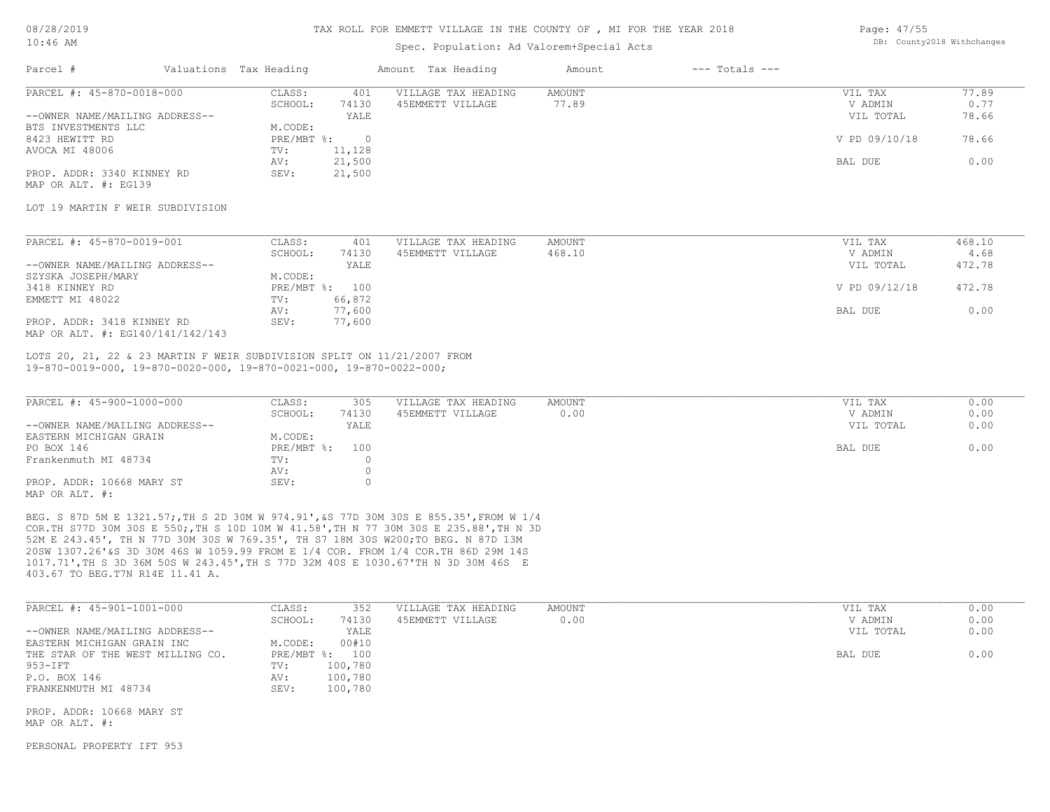TAX ROLL FOR EMMETT VILLAGE IN THE COUNTY OF , MI FOR THE YEAR 2018

Spec. Population: Ad Valorem+Special Acts

| Parcel # | Valuations | Tax Heading | Amount | Tax Heading | Amount | --- Totals --- |
|---|---|---|---|---|---|---|

**PARCEL #: 45-870-0018-000**

| | | | | | |
|---|---|---|---|---|---|
| CLASS: | 401 | VILLAGE TAX HEADING | AMOUNT | VIL TAX | 77.89 |
| SCHOOL: | 74130 | 45EMMETT VILLAGE | 77.89 | V ADMIN | 0.77 |
| | YALE | | | VIL TOTAL | 78.66 |
| M.CODE: | | | | | |
| PRE/MBT %: | 0 | | | V PD 09/10/18 | 78.66 |
| TV: | 11,128 | | | | |
| AV: | 21,500 | | | BAL DUE | 0.00 |
| SEV: | 21,500 | | | | |

--OWNER NAME/MAILING ADDRESS--
BTS INVESTMENTS LLC
8423 HEWITT RD
AVOCA MI 48006

PROP. ADDR: 3340 KINNEY RD
MAP OR ALT. #: EG139

LOT 19 MARTIN F WEIR SUBDIVISION

**PARCEL #: 45-870-0019-001**

| | | | | | |
|---|---|---|---|---|---|
| CLASS: | 401 | VILLAGE TAX HEADING | AMOUNT | VIL TAX | 468.10 |
| SCHOOL: | 74130 | 45EMMETT VILLAGE | 468.10 | V ADMIN | 4.68 |
| | YALE | | | VIL TOTAL | 472.78 |
| M.CODE: | | | | | |
| PRE/MBT %: | 100 | | | V PD 09/12/18 | 472.78 |
| TV: | 66,872 | | | | |
| AV: | 77,600 | | | BAL DUE | 0.00 |
| SEV: | 77,600 | | | | |

--OWNER NAME/MAILING ADDRESS--
SZYSKA JOSEPH/MARY
3418 KINNEY RD
EMMETT MI 48022

PROP. ADDR: 3418 KINNEY RD
MAP OR ALT. #: EG140/141/142/143

LOTS 20, 21, 22 & 23 MARTIN F WEIR SUBDIVISION SPLIT ON 11/21/2007 FROM 19-870-0019-000, 19-870-0020-000, 19-870-0021-000, 19-870-0022-000;

**PARCEL #: 45-900-1000-000**

| | | | | | |
|---|---|---|---|---|---|
| CLASS: | 305 | VILLAGE TAX HEADING | AMOUNT | VIL TAX | 0.00 |
| SCHOOL: | 74130 | 45EMMETT VILLAGE | 0.00 | V ADMIN | 0.00 |
| | YALE | | | VIL TOTAL | 0.00 |
| M.CODE: | | | | | |
| PRE/MBT %: | 100 | | | BAL DUE | 0.00 |
| TV: | 0 | | | | |
| AV: | 0 | | | | |
| SEV: | 0 | | | | |

--OWNER NAME/MAILING ADDRESS--
EASTERN MICHIGAN GRAIN
PO BOX 146
Frankenmuth MI 48734

PROP. ADDR: 10668 MARY ST
MAP OR ALT. #:

BEG. S 87D 5M E 1321.57;,TH S 2D 30M W 974.91',&S 77D 30M 30S E 855.35',FROM W 1/4 COR.TH S77D 30M 30S E 550;,TH S 10D 10M W 41.58',TH N 77 30M 30S E 235.88',TH N 3D 52M E 243.45', TH N 77D 30M 30S W 769.35', TH S7 18M 30S W200;TO BEG. N 87D 13M 20SW 1307.26'&S 3D 30M 46S W 1059.99 FROM E 1/4 COR. FROM 1/4 COR.TH 86D 29M 14S 1017.71',TH S 3D 36M 50S W 243.45',TH S 77D 32M 40S E 1030.67'TH N 3D 30M 46S E 403.67 TO BEG.T7N R14E 11.41 A.

**PARCEL #: 45-901-1001-000**

| | | | | | |
|---|---|---|---|---|---|
| CLASS: | 352 | VILLAGE TAX HEADING | AMOUNT | VIL TAX | 0.00 |
| SCHOOL: | 74130 | 45EMMETT VILLAGE | 0.00 | V ADMIN | 0.00 |
| | YALE | | | VIL TOTAL | 0.00 |
| M.CODE: | 00#10 | | | | |
| PRE/MBT %: | 100 | | | BAL DUE | 0.00 |
| TV: | 100,780 | | | | |
| AV: | 100,780 | | | | |
| SEV: | 100,780 | | | | |

--OWNER NAME/MAILING ADDRESS--
EASTERN MICHIGAN GRAIN INC
THE STAR OF THE WEST MILLING CO.
953-IFT
P.O. BOX 146
FRANKENMUTH MI 48734

PROP. ADDR: 10668 MARY ST
MAP OR ALT. #:

PERSONAL PROPERTY IFT 953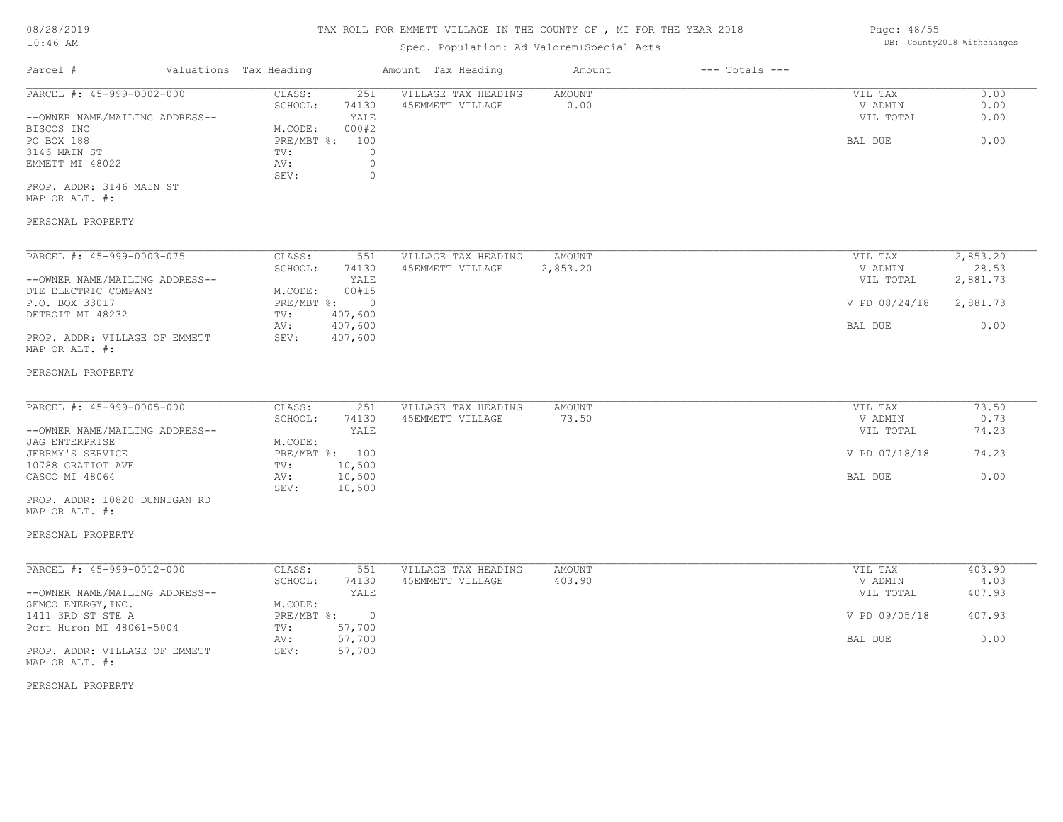# TAX ROLL FOR EMMETT VILLAGE IN THE COUNTY OF , MI FOR THE YEAR 2018

Spec. Population: Ad Valorem+Special Acts

08/28/2019 10:46 AM

DB: County2018 Withchanges

| Parcel # | Valuations | Tax Heading | Amount | Tax Heading | Amount | --- Totals --- | |
|---|---|---|---|---|---|---|---|

## PARCEL #: 45-999-0002-000

| | | | | | |
|---|---|---|---|---|---|
| --OWNER NAME/MAILING ADDRESS-- | CLASS: 251 | VILLAGE TAX HEADING | AMOUNT | VIL TAX | 0.00 |
| BISCOS INC | SCHOOL: 74130 | 45EMMETT VILLAGE | 0.00 | V ADMIN | 0.00 |
| PO BOX 188 | YALE | | | VIL TOTAL | 0.00 |
| 3146 MAIN ST | M.CODE: 000#2 | | | | |
| EMMETT MI 48022 | PRE/MBT %: 100 | | | BAL DUE | 0.00 |
| | TV: 0 | | | | |
| | AV: 0 | | | | |
| | SEV: 0 | | | | |

PROP. ADDR: 3146 MAIN ST
MAP OR ALT. #:

PERSONAL PROPERTY

## PARCEL #: 45-999-0003-075

| | | | | | |
|---|---|---|---|---|---|
| --OWNER NAME/MAILING ADDRESS-- | CLASS: 551 | VILLAGE TAX HEADING | AMOUNT | VIL TAX | 2,853.20 |
| DTE ELECTRIC COMPANY | SCHOOL: 74130 | 45EMMETT VILLAGE | 2,853.20 | V ADMIN | 28.53 |
| P.O. BOX 33017 | YALE | | | VIL TOTAL | 2,881.73 |
| DETROIT MI 48232 | M.CODE: 00#15 | | | | |
| | PRE/MBT %: 0 | | | V PD 08/24/18 | 2,881.73 |
| | TV: 407,600 | | | | |
| | AV: 407,600 | | | BAL DUE | 0.00 |
| | SEV: 407,600 | | | | |

PROP. ADDR: VILLAGE OF EMMETT
MAP OR ALT. #:

PERSONAL PROPERTY

## PARCEL #: 45-999-0005-000

| | | | | | |
|---|---|---|---|---|---|
| --OWNER NAME/MAILING ADDRESS-- | CLASS: 251 | VILLAGE TAX HEADING | AMOUNT | VIL TAX | 73.50 |
| JAG ENTERPRISE | SCHOOL: 74130 | 45EMMETT VILLAGE | 73.50 | V ADMIN | 0.73 |
| JERRMY'S SERVICE | YALE | | | VIL TOTAL | 74.23 |
| 10788 GRATIOT AVE | M.CODE: | | | | |
| CASCO MI 48064 | PRE/MBT %: 100 | | | V PD 07/18/18 | 74.23 |
| | TV: 10,500 | | | | |
| | AV: 10,500 | | | BAL DUE | 0.00 |
| | SEV: 10,500 | | | | |

PROP. ADDR: 10820 DUNNIGAN RD
MAP OR ALT. #:

PERSONAL PROPERTY

## PARCEL #: 45-999-0012-000

| | | | | | |
|---|---|---|---|---|---|
| --OWNER NAME/MAILING ADDRESS-- | CLASS: 551 | VILLAGE TAX HEADING | AMOUNT | VIL TAX | 403.90 |
| SEMCO ENERGY,INC. | SCHOOL: 74130 | 45EMMETT VILLAGE | 403.90 | V ADMIN | 4.03 |
| 1411 3RD ST STE A | YALE | | | VIL TOTAL | 407.93 |
| Port Huron MI 48061-5004 | M.CODE: | | | | |
| | PRE/MBT %: 0 | | | V PD 09/05/18 | 407.93 |
| | TV: 57,700 | | | | |
| | AV: 57,700 | | | BAL DUE | 0.00 |
| | SEV: 57,700 | | | | |

PROP. ADDR: VILLAGE OF EMMETT
MAP OR ALT. #:

PERSONAL PROPERTY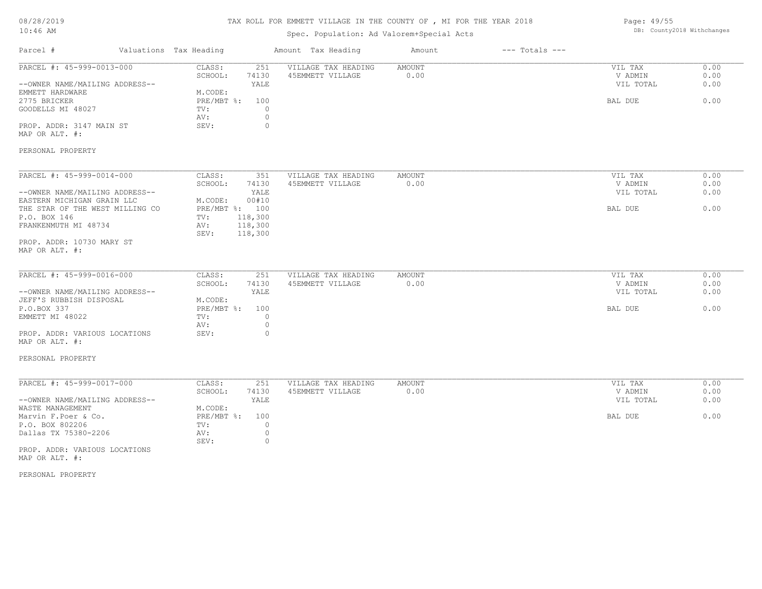# TAX ROLL FOR EMMETT VILLAGE IN THE COUNTY OF , MI FOR THE YEAR 2018

Spec. Population: Ad Valorem+Special Acts

08/28/2019
10:46 AM

DB: County2018 Withchanges

| Parcel # | Valuations Tax Heading | | Amount Tax Heading | Amount | --- Totals --- | |
|---|---|---|---|---|---|---|
| PARCEL #: 45-999-0013-000 | CLASS: | 251 | VILLAGE TAX HEADING | AMOUNT | VIL TAX | 0.00 |
| | SCHOOL: | 74130 | 45EMMETT VILLAGE | 0.00 | V ADMIN | 0.00 |
| --OWNER NAME/MAILING ADDRESS-- | | YALE | | | VIL TOTAL | 0.00 |
| EMMETT HARDWARE | M.CODE: | | | | | |
| 2775 BRICKER | PRE/MBT %: | 100 | | | BAL DUE | 0.00 |
| GOODELLS MI 48027 | TV: | 0 | | | | |
| | AV: | 0 | | | | |
| PROP. ADDR: 3147 MAIN ST | SEV: | 0 | | | | |
| MAP OR ALT. #: | | | | | | |
| PERSONAL PROPERTY | | | | | | |
| PARCEL #: 45-999-0014-000 | CLASS: | 351 | VILLAGE TAX HEADING | AMOUNT | VIL TAX | 0.00 |
| | SCHOOL: | 74130 | 45EMMETT VILLAGE | 0.00 | V ADMIN | 0.00 |
| --OWNER NAME/MAILING ADDRESS-- | | YALE | | | VIL TOTAL | 0.00 |
| EASTERN MICHIGAN GRAIN LLC | M.CODE: | 00#10 | | | | |
| THE STAR OF THE WEST MILLING CO | PRE/MBT %: | 100 | | | BAL DUE | 0.00 |
| P.O. BOX 146 | TV: | 118,300 | | | | |
| FRANKENMUTH MI 48734 | AV: | 118,300 | | | | |
| | SEV: | 118,300 | | | | |
| PROP. ADDR: 10730 MARY ST | | | | | | |
| MAP OR ALT. #: | | | | | | |
| PARCEL #: 45-999-0016-000 | CLASS: | 251 | VILLAGE TAX HEADING | AMOUNT | VIL TAX | 0.00 |
| | SCHOOL: | 74130 | 45EMMETT VILLAGE | 0.00 | V ADMIN | 0.00 |
| --OWNER NAME/MAILING ADDRESS-- | | YALE | | | VIL TOTAL | 0.00 |
| JEFF'S RUBBISH DISPOSAL | M.CODE: | | | | | |
| P.O.BOX 337 | PRE/MBT %: | 100 | | | BAL DUE | 0.00 |
| EMMETT MI 48022 | TV: | 0 | | | | |
| | AV: | 0 | | | | |
| PROP. ADDR: VARIOUS LOCATIONS | SEV: | 0 | | | | |
| MAP OR ALT. #: | | | | | | |
| PERSONAL PROPERTY | | | | | | |
| PARCEL #: 45-999-0017-000 | CLASS: | 251 | VILLAGE TAX HEADING | AMOUNT | VIL TAX | 0.00 |
| | SCHOOL: | 74130 | 45EMMETT VILLAGE | 0.00 | V ADMIN | 0.00 |
| --OWNER NAME/MAILING ADDRESS-- | | YALE | | | VIL TOTAL | 0.00 |
| WASTE MANAGEMENT | M.CODE: | | | | | |
| Marvin F.Poer & Co. | PRE/MBT %: | 100 | | | BAL DUE | 0.00 |
| P.O. BOX 802206 | TV: | 0 | | | | |
| Dallas TX 75380-2206 | AV: | 0 | | | | |
| | SEV: | 0 | | | | |
| PROP. ADDR: VARIOUS LOCATIONS | | | | | | |
| MAP OR ALT. #: | | | | | | |
| PERSONAL PROPERTY | | | | | | |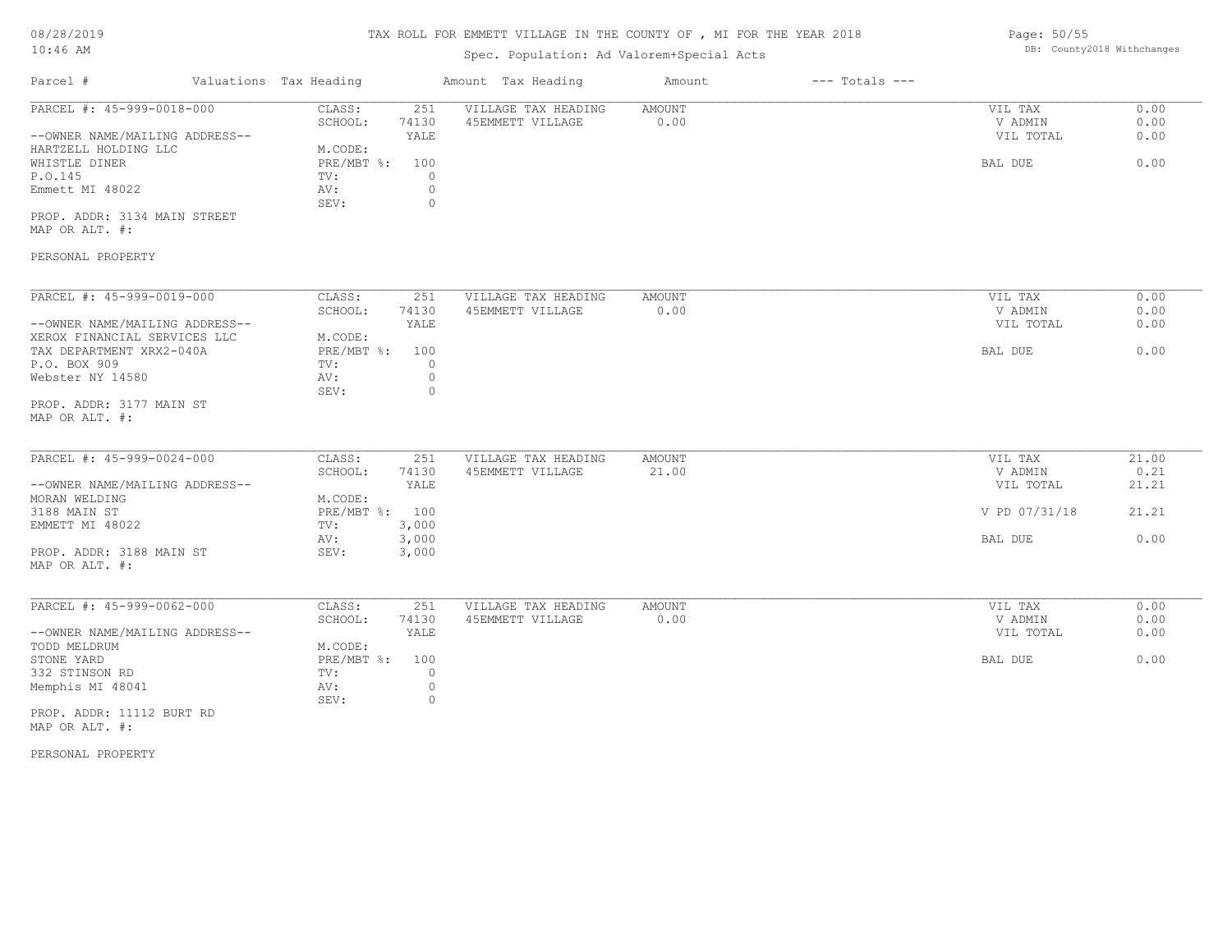# TAX ROLL FOR EMMETT VILLAGE IN THE COUNTY OF , MI FOR THE YEAR 2018

Spec. Population: Ad Valorem+Special Acts

08/28/2019
10:46 AM

DB: County2018 Withchanges

| Parcel # | Valuations | Tax Heading | Amount | Tax Heading | Amount | --- Totals --- | |
|---|---|---|---|---|---|---|---|

---

**PARCEL #: 45-999-0018-000**

--OWNER NAME/MAILING ADDRESS--
HARTZELL HOLDING LLC
WHISTLE DINER
P.O.145
Emmett MI 48022

PROP. ADDR: 3134 MAIN STREET
MAP OR ALT. #:

PERSONAL PROPERTY

| | | | | | |
|---|---|---|---|---|---|
| CLASS: | 251 | VILLAGE TAX HEADING | AMOUNT | VIL TAX | 0.00 |
| SCHOOL: | 74130 | 45EMMETT VILLAGE | 0.00 | V ADMIN | 0.00 |
| | YALE | | | VIL TOTAL | 0.00 |
| M.CODE: | | | | | |
| PRE/MBT %: | 100 | | | BAL DUE | 0.00 |
| TV: | 0 | | | | |
| AV: | 0 | | | | |
| SEV: | 0 | | | | |

---

**PARCEL #: 45-999-0019-000**

--OWNER NAME/MAILING ADDRESS--
XEROX FINANCIAL SERVICES LLC
TAX DEPARTMENT XRX2-040A
P.O. BOX 909
Webster NY 14580

PROP. ADDR: 3177 MAIN ST
MAP OR ALT. #:

| | | | | | |
|---|---|---|---|---|---|
| CLASS: | 251 | VILLAGE TAX HEADING | AMOUNT | VIL TAX | 0.00 |
| SCHOOL: | 74130 | 45EMMETT VILLAGE | 0.00 | V ADMIN | 0.00 |
| | YALE | | | VIL TOTAL | 0.00 |
| M.CODE: | | | | | |
| PRE/MBT %: | 100 | | | BAL DUE | 0.00 |
| TV: | 0 | | | | |
| AV: | 0 | | | | |
| SEV: | 0 | | | | |

---

**PARCEL #: 45-999-0024-000**

--OWNER NAME/MAILING ADDRESS--
MORAN WELDING
3188 MAIN ST
EMMETT MI 48022

PROP. ADDR: 3188 MAIN ST
MAP OR ALT. #:

| | | | | | |
|---|---|---|---|---|---|
| CLASS: | 251 | VILLAGE TAX HEADING | AMOUNT | VIL TAX | 21.00 |
| SCHOOL: | 74130 | 45EMMETT VILLAGE | 21.00 | V ADMIN | 0.21 |
| | YALE | | | VIL TOTAL | 21.21 |
| M.CODE: | | | | | |
| PRE/MBT %: | 100 | | | V PD 07/31/18 | 21.21 |
| TV: | 3,000 | | | | |
| AV: | 3,000 | | | BAL DUE | 0.00 |
| SEV: | 3,000 | | | | |

---

**PARCEL #: 45-999-0062-000**

--OWNER NAME/MAILING ADDRESS--
TODD MELDRUM
STONE YARD
332 STINSON RD
Memphis MI 48041

PROP. ADDR: 11112 BURT RD
MAP OR ALT. #:

PERSONAL PROPERTY

| | | | | | |
|---|---|---|---|---|---|
| CLASS: | 251 | VILLAGE TAX HEADING | AMOUNT | VIL TAX | 0.00 |
| SCHOOL: | 74130 | 45EMMETT VILLAGE | 0.00 | V ADMIN | 0.00 |
| | YALE | | | VIL TOTAL | 0.00 |
| M.CODE: | | | | | |
| PRE/MBT %: | 100 | | | BAL DUE | 0.00 |
| TV: | 0 | | | | |
| AV: | 0 | | | | |
| SEV: | 0 | | | | |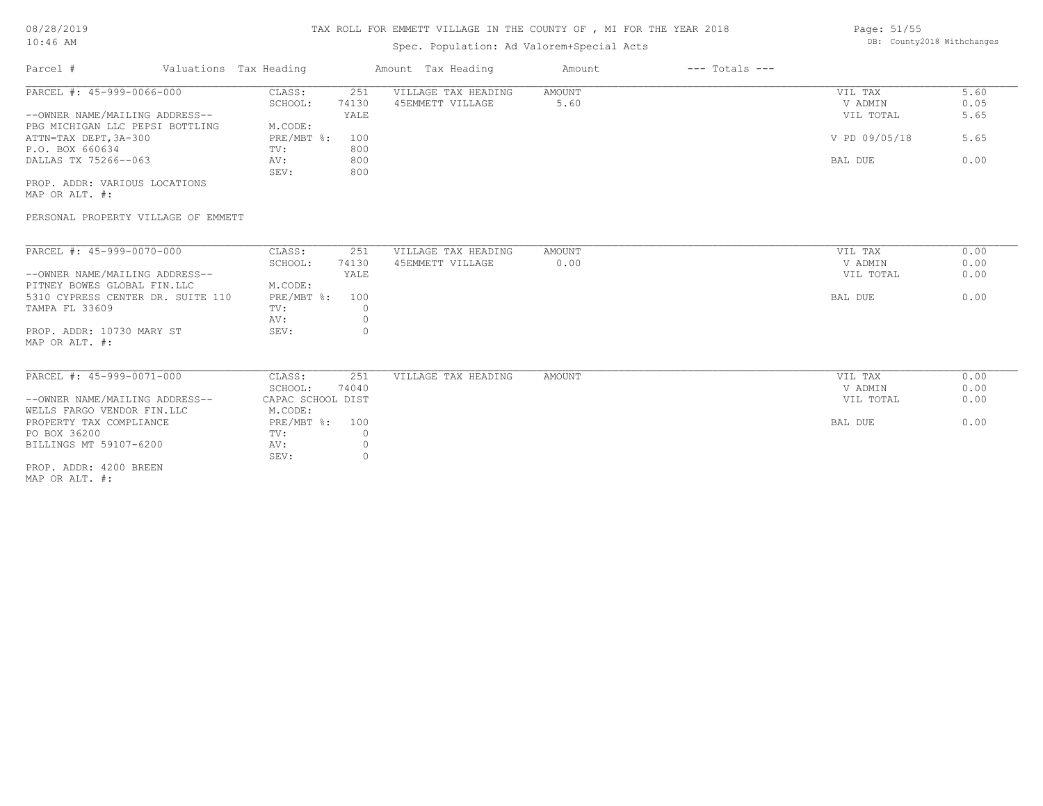# TAX ROLL FOR EMMETT VILLAGE IN THE COUNTY OF , MI FOR THE YEAR 2018

Spec. Population: Ad Valorem+Special Acts

| Parcel # | Valuations | Tax Heading | Amount | Tax Heading | Amount | --- Totals --- | |
|---|---|---|---|---|---|---|---|
| PARCEL #: 45-999-0066-000 | CLASS: | 251 | VILLAGE TAX HEADING | AMOUNT | | VIL TAX | 5.60 |
| | SCHOOL: | 74130 | 45EMMETT VILLAGE | 5.60 | | V ADMIN | 0.05 |
| --OWNER NAME/MAILING ADDRESS-- | | YALE | | | | VIL TOTAL | 5.65 |
| PBG MICHIGAN LLC PEPSI BOTTLING | M.CODE: | | | | | | |
| ATTN=TAX DEPT,3A-300 | PRE/MBT %: | 100 | | | | V PD 09/05/18 | 5.65 |
| P.O. BOX 660634 | TV: | 800 | | | | | |
| DALLAS TX 75266--063 | AV: | 800 | | | | BAL DUE | 0.00 |
| | SEV: | 800 | | | | | |
| PROP. ADDR: VARIOUS LOCATIONS | | | | | | | |
| MAP OR ALT. #: | | | | | | | |
| PERSONAL PROPERTY VILLAGE OF EMMETT | | | | | | | |

| Parcel # | Valuations | Tax Heading | Amount | Tax Heading | Amount | --- Totals --- | |
|---|---|---|---|---|---|---|---|
| PARCEL #: 45-999-0070-000 | CLASS: | 251 | VILLAGE TAX HEADING | AMOUNT | | VIL TAX | 0.00 |
| | SCHOOL: | 74130 | 45EMMETT VILLAGE | 0.00 | | V ADMIN | 0.00 |
| --OWNER NAME/MAILING ADDRESS-- | | YALE | | | | VIL TOTAL | 0.00 |
| PITNEY BOWES GLOBAL FIN.LLC | M.CODE: | | | | | | |
| 5310 CYPRESS CENTER DR. SUITE 110 | PRE/MBT %: | 100 | | | | BAL DUE | 0.00 |
| TAMPA FL 33609 | TV: | 0 | | | | | |
| | AV: | 0 | | | | | |
| PROP. ADDR: 10730 MARY ST | SEV: | 0 | | | | | |
| MAP OR ALT. #: | | | | | | | |

| Parcel # | Valuations | Tax Heading | Amount | Tax Heading | Amount | --- Totals --- | |
|---|---|---|---|---|---|---|---|
| PARCEL #: 45-999-0071-000 | CLASS: | 251 | VILLAGE TAX HEADING | AMOUNT | | VIL TAX | 0.00 |
| | SCHOOL: | 74040 | | | | V ADMIN | 0.00 |
| --OWNER NAME/MAILING ADDRESS-- | CAPAC SCHOOL DIST | | | | | VIL TOTAL | 0.00 |
| WELLS FARGO VENDOR FIN.LLC | M.CODE: | | | | | | |
| PROPERTY TAX COMPLIANCE | PRE/MBT %: | 100 | | | | BAL DUE | 0.00 |
| PO BOX 36200 | TV: | 0 | | | | | |
| BILLINGS MT 59107-6200 | AV: | 0 | | | | | |
| | SEV: | 0 | | | | | |
| PROP. ADDR: 4200 BREEN | | | | | | | |
| MAP OR ALT. #: | | | | | | | |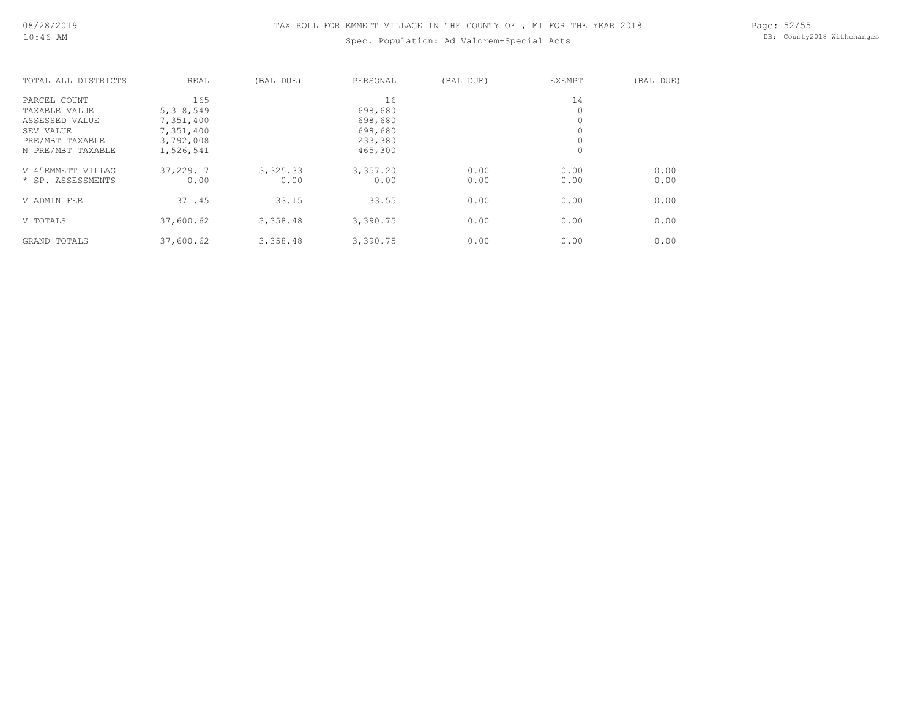# TAX ROLL FOR EMMETT VILLAGE IN THE COUNTY OF , MI FOR THE YEAR 2018

Spec. Population: Ad Valorem+Special Acts

| TOTAL ALL DISTRICTS | REAL | (BAL DUE) | PERSONAL | (BAL DUE) | EXEMPT | (BAL DUE) |
|---|---|---|---|---|---|---|
| PARCEL COUNT | 165 | | 16 | | 14 | |
| TAXABLE VALUE | 5,318,549 | | 698,680 | | 0 | |
| ASSESSED VALUE | 7,351,400 | | 698,680 | | 0 | |
| SEV VALUE | 7,351,400 | | 698,680 | | 0 | |
| PRE/MBT TAXABLE | 3,792,008 | | 233,380 | | 0 | |
| N PRE/MBT TAXABLE | 1,526,541 | | 465,300 | | 0 | |
| V 45EMMETT VILLAG | 37,229.17 | 3,325.33 | 3,357.20 | 0.00 | 0.00 | 0.00 |
| * SP. ASSESSMENTS | 0.00 | 0.00 | 0.00 | 0.00 | 0.00 | 0.00 |
| V ADMIN FEE | 371.45 | 33.15 | 33.55 | 0.00 | 0.00 | 0.00 |
| V TOTALS | 37,600.62 | 3,358.48 | 3,390.75 | 0.00 | 0.00 | 0.00 |
| GRAND TOTALS | 37,600.62 | 3,358.48 | 3,390.75 | 0.00 | 0.00 | 0.00 |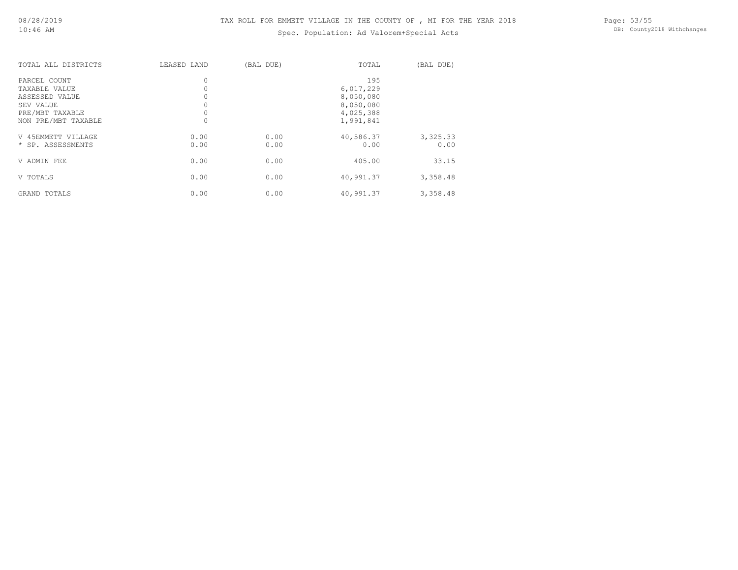# TAX ROLL FOR EMMETT VILLAGE IN THE COUNTY OF , MI FOR THE YEAR 2018

Spec. Population: Ad Valorem+Special Acts

| TOTAL ALL DISTRICTS | LEASED LAND | (BAL DUE) | TOTAL | (BAL DUE) |
|---|---|---|---|---|
| PARCEL COUNT | 0 | | 195 | |
| TAXABLE VALUE | 0 | | 6,017,229 | |
| ASSESSED VALUE | 0 | | 8,050,080 | |
| SEV VALUE | 0 | | 8,050,080 | |
| PRE/MBT TAXABLE | 0 | | 4,025,388 | |
| NON PRE/MBT TAXABLE | 0 | | 1,991,841 | |
| V 45EMMETT VILLAGE | 0.00 | 0.00 | 40,586.37 | 3,325.33 |
| * SP. ASSESSMENTS | 0.00 | 0.00 | 0.00 | 0.00 |
| V ADMIN FEE | 0.00 | 0.00 | 405.00 | 33.15 |
| V TOTALS | 0.00 | 0.00 | 40,991.37 | 3,358.48 |
| GRAND TOTALS | 0.00 | 0.00 | 40,991.37 | 3,358.48 |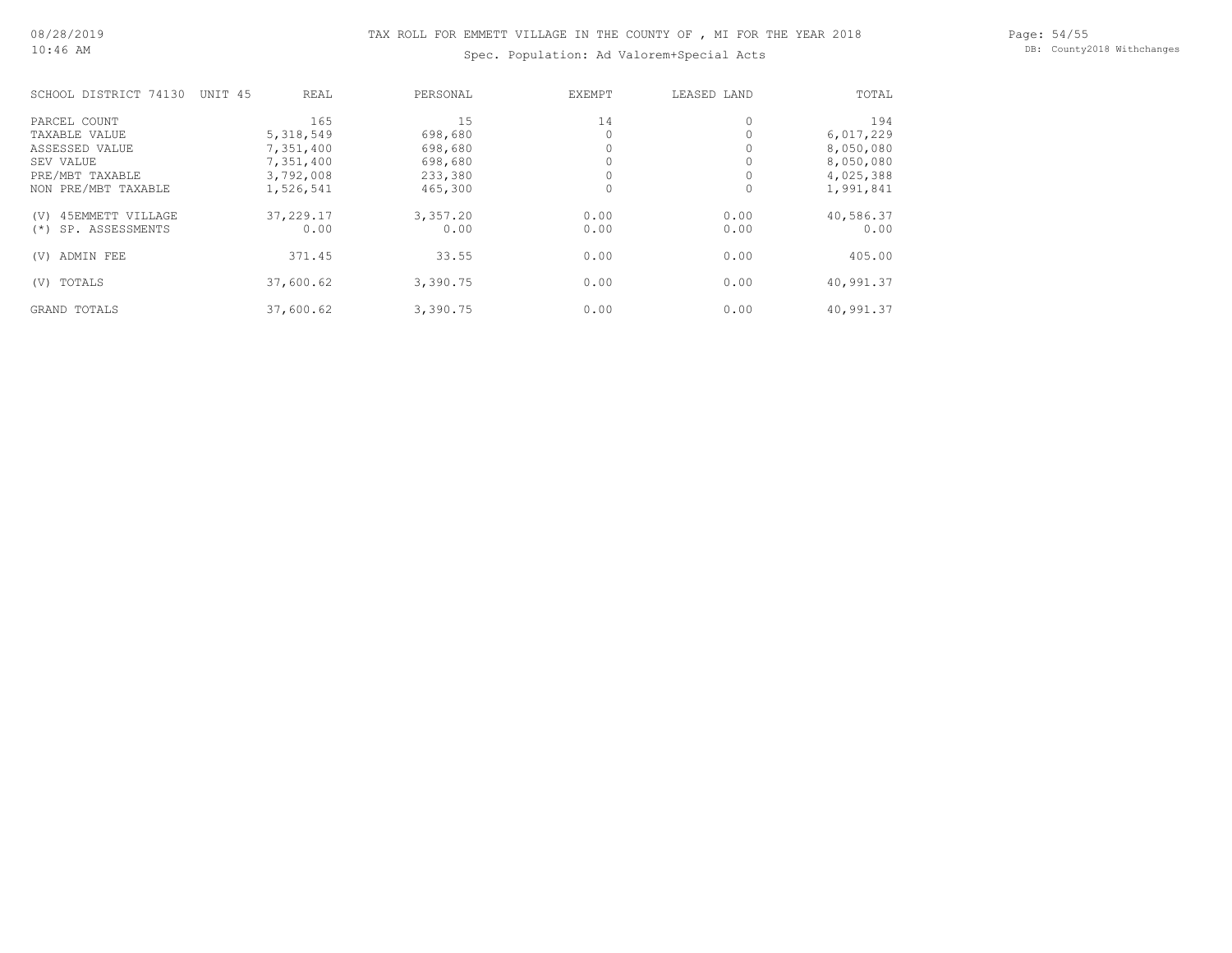# TAX ROLL FOR EMMETT VILLAGE IN THE COUNTY OF , MI FOR THE YEAR 2018

Spec. Population: Ad Valorem+Special Acts

| SCHOOL DISTRICT 74130 UNIT 45 | REAL | PERSONAL | EXEMPT | LEASED LAND | TOTAL |
|---|---|---|---|---|---|
| PARCEL COUNT | 165 | 15 | 14 | 0 | 194 |
| TAXABLE VALUE | 5,318,549 | 698,680 | 0 | 0 | 6,017,229 |
| ASSESSED VALUE | 7,351,400 | 698,680 | 0 | 0 | 8,050,080 |
| SEV VALUE | 7,351,400 | 698,680 | 0 | 0 | 8,050,080 |
| PRE/MBT TAXABLE | 3,792,008 | 233,380 | 0 | 0 | 4,025,388 |
| NON PRE/MBT TAXABLE | 1,526,541 | 465,300 | 0 | 0 | 1,991,841 |
| (V) 45EMMETT VILLAGE | 37,229.17 | 3,357.20 | 0.00 | 0.00 | 40,586.37 |
| (*) SP. ASSESSMENTS | 0.00 | 0.00 | 0.00 | 0.00 | 0.00 |
| (V) ADMIN FEE | 371.45 | 33.55 | 0.00 | 0.00 | 405.00 |
| (V) TOTALS | 37,600.62 | 3,390.75 | 0.00 | 0.00 | 40,991.37 |
| GRAND TOTALS | 37,600.62 | 3,390.75 | 0.00 | 0.00 | 40,991.37 |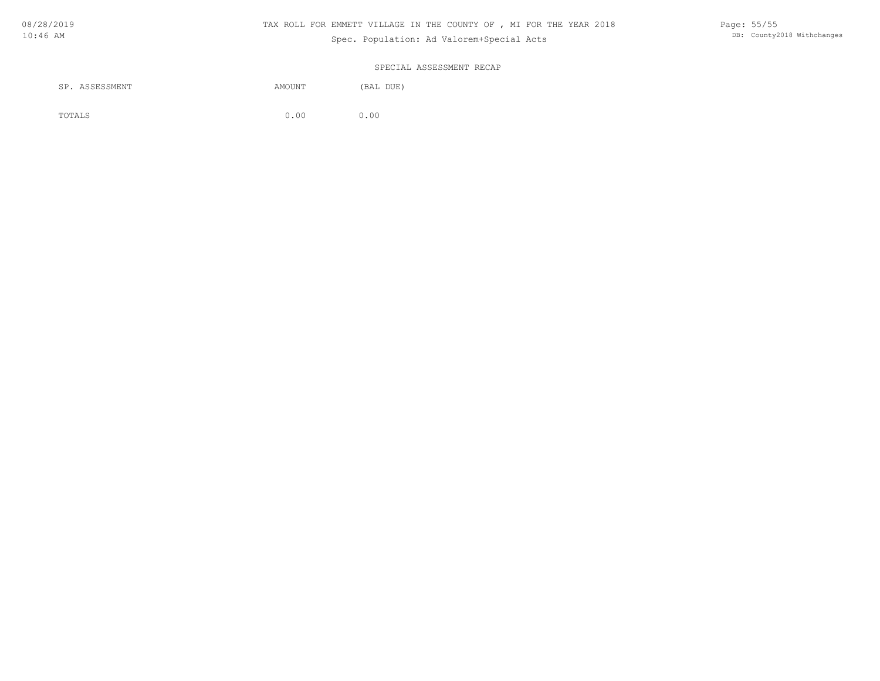## SPECIAL ASSESSMENT RECAP

| SP. ASSESSMENT | AMOUNT | (BAL DUE) |
|---|---|---|
| TOTALS | 0.00 | 0.00 |